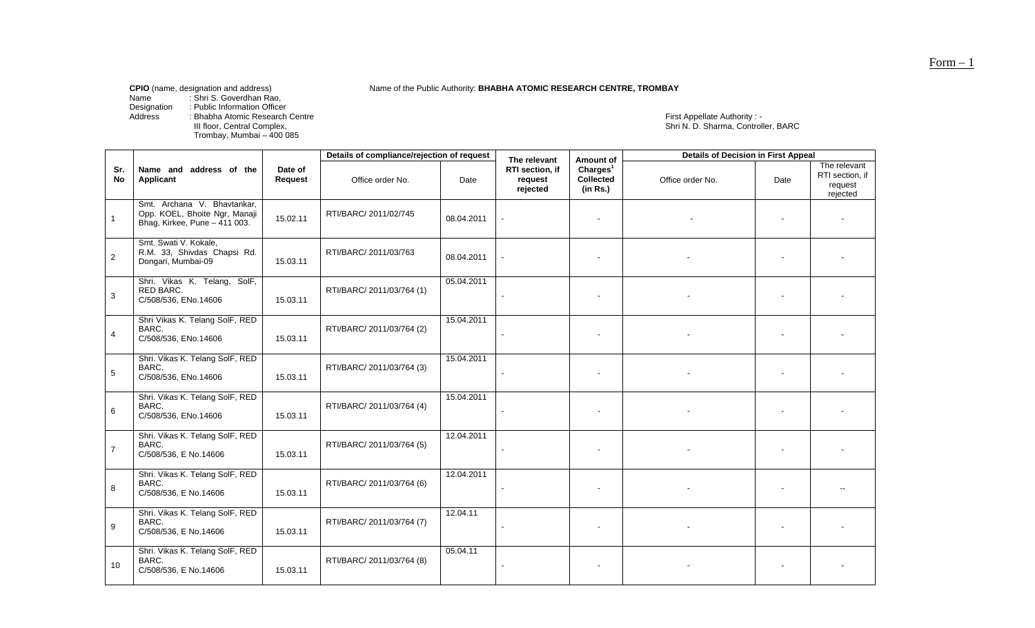Form – 1

**CPIO** (name, designation and address)

Name : Shri S. Goverdhan Rao,
Designation : Public Information Officer
Address : Bhabha Atomic Research Centre
III floor, Central Complex,
Trombay, Mumbai – 400 085

Name of the Public Authority: **BHABHA ATOMIC RESEARCH CENTRE, TROMBAY**

First Appellate Authority : -
Shri N. D. Sharma, Controller, BARC

| Sr. No | Name and address of the Applicant | Date of Request | Details of compliance/rejection of request | | The relevant RTI section, if request rejected | Amount of Charges[1] Collected (in Rs.) | Details of Decision in First Appeal | | |
|---|---|---|---|---|---|---|---|---|---|
| | | | Office order No. | Date | | | Office order No. | Date | The relevant RTI section, if request rejected |
| 1 | Smt. Archana V. Bhavtankar, Opp. KOEL, Bhoite Ngr, Manaji Bhag, Kirkee, Pune – 411 003. | 15.02.11 | RTI/BARC/ 2011/02/745 | 08.04.2011 | - | - | - | - | - |
| 2 | Smt. Swati V. Kokale, R.M. 33, Shivdas Chapsi Rd. Dongari, Mumbai-09 | 15.03.11 | RTI/BARC/ 2011/03/763 | 08.04.2011 | - | - | - | - | - |
| 3 | Shri. Vikas K. Telang, SolF, RED BARC. C/508/536, ENo.14606 | 15.03.11 | RTI/BARC/ 2011/03/764 (1) | 05.04.2011 | - | - | - | - | - |
| 4 | Shri Vikas K. Telang SolF, RED BARC. C/508/536, ENo.14606 | 15.03.11 | RTI/BARC/ 2011/03/764 (2) | 15.04.2011 | - | - | - | - | - |
| 5 | Shri. Vikas K. Telang SolF, RED BARC. C/508/536, ENo.14606 | 15.03.11 | RTI/BARC/ 2011/03/764 (3) | 15.04.2011 | - | - | - | - | - |
| 6 | Shri. Vikas K. Telang SolF, RED BARC. C/508/536, ENo.14606 | 15.03.11 | RTI/BARC/ 2011/03/764 (4) | 15.04.2011 | - | - | - | - | - |
| 7 | Shri. Vikas K. Telang SolF, RED BARC. C/508/536, E No.14606 | 15.03.11 | RTI/BARC/ 2011/03/764 (5) | 12.04.2011 | - | - | - | - | - |
| 8 | Shri. Vikas K. Telang SolF, RED BARC. C/508/536, E No.14606 | 15.03.11 | RTI/BARC/ 2011/03/764 (6) | 12.04.2011 | - | - | - | - | -- |
| 9 | Shri. Vikas K. Telang SolF, RED BARC. C/508/536, E No.14606 | 15.03.11 | RTI/BARC/ 2011/03/764 (7) | 12.04.11 | - | - | - | - | - |
| 10 | Shri. Vikas K. Telang SolF, RED BARC. C/508/536, E No.14606 | 15.03.11 | RTI/BARC/ 2011/03/764 (8) | 05.04.11 | - | - | - | - | - |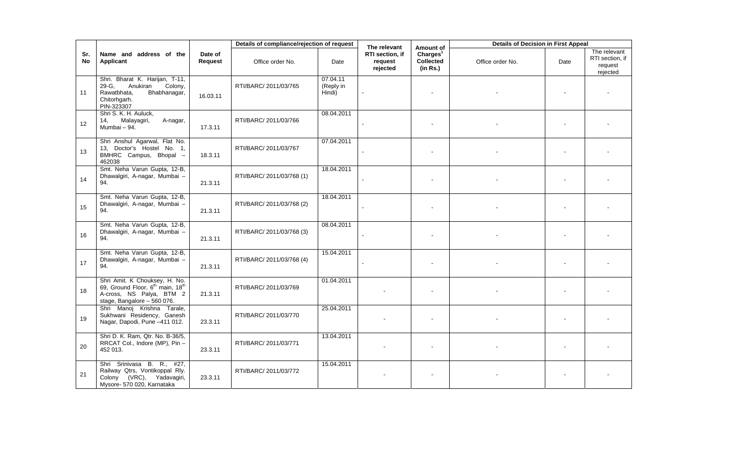| Sr. No | Name and address of the Applicant | Date of Request | Details of compliance/rejection of request | | The relevant RTI section, if request rejected | Amount of Charges[1] Collected (in Rs.) | Details of Decision in First Appeal | | |
|---|---|---|---|---|---|---|---|---|---|
| | | | Office order No. | Date | | | Office order No. | Date | The relevant RTI section, if request rejected |
| 11 | Shri. Bharat K. Harijan, T-11, 29-G, Anukiran Colony, Rawatbhata, Bhabhanagar, Chitorhgarh. PIN-323307 | 16.03.11 | RTI/BARC/ 2011/03/765 | 07.04.11 (Reply in Hindi) | - | - | - | - | - |
| 12 | Shri S. K. H. Auluck, 14, Malayagiri, A-nagar, Mumbai – 94. | 17.3.11 | RTI/BARC/ 2011/03/766 | 08.04.2011 | - | - | - | - | - |
| 13 | Shri Anshul Agarwal, Flat No. 13, Doctor's Hostel No. 1, BMHRC Campus, Bhopal – 462038 | 18.3.11 | RTI/BARC/ 2011/03/767 | 07.04.2011 | - | - | - | - | - |
| 14 | Smt. Neha Varun Gupta, 12-B, Dhawalgiri, A-nagar, Mumbai – 94. | 21.3.11 | RTI/BARC/ 2011/03/768 (1) | 18.04.2011 | - | - | - | - | - |
| 15 | Smt. Neha Varun Gupta, 12-B, Dhawalgiri, A-nagar, Mumbai – 94. | 21.3.11 | RTI/BARC/ 2011/03/768 (2) | 18.04.2011 | - | - | - | - | - |
| 16 | Smt. Neha Varun Gupta, 12-B, Dhawalgiri, A-nagar, Mumbai – 94. | 21.3.11 | RTI/BARC/ 2011/03/768 (3) | 08.04.2011 | - | - | - | - | - |
| 17 | Smt. Neha Varun Gupta, 12-B, Dhawalgiri, A-nagar, Mumbai – 94. | 21.3.11 | RTI/BARC/ 2011/03/768 (4) | 15.04.2011 | - | - | - | - | - |
| 18 | Shri Amit. K Chouksey, H. No. 69, Ground Floor, 6th main, 18th A-cross, NS Palya, BTM 2 stage, Bangalore – 560 076. | 21.3.11 | RTI/BARC/ 2011/03/769 | 01.04.2011 | - | - | - | - | - |
| 19 | Shri Manoj Krishna Tarale, Sukhwani Residency, Ganesh Nagar, Dapodi, Pune –411 012. | 23.3.11 | RTI/BARC/ 2011/03/770 | 25.04.2011 | - | - | - | - | - |
| 20 | Shri D. K. Ram, Qtr. No. B-36/5, RRCAT Col., Indore (MP), Pin – 452 013. | 23.3.11 | RTI/BARC/ 2011/03/771 | 13.04.2011 | - | - | - | - | - |
| 21 | Shri Srinivasa B. R., #27, Railway Qtrs, Vontikoppal Rly. Colony (VRC), Yadavagiri, Mysore- 570 020, Karnataka | 23.3.11 | RTI/BARC/ 2011/03/772 | 15.04.2011 | - | - | - | - | - |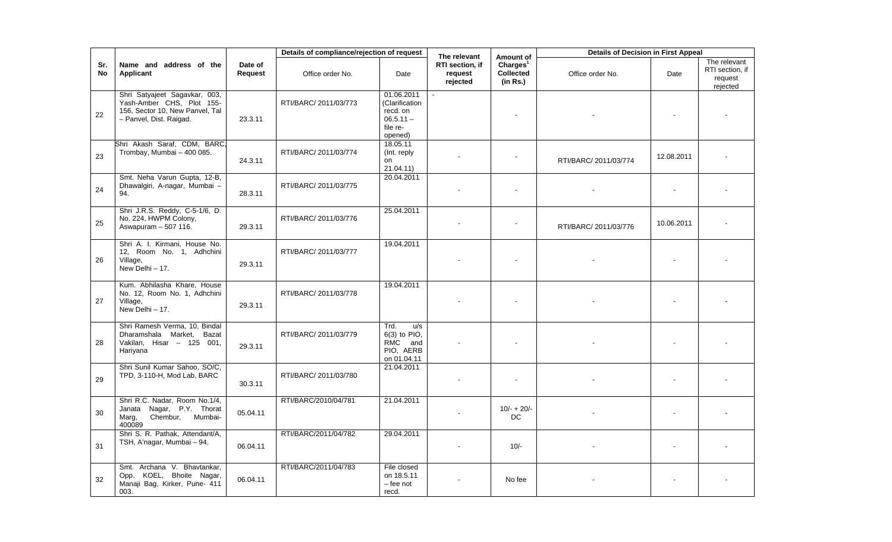| Sr. No | Name and address of the Applicant | Date of Request | Details of compliance/rejection of request | | The relevant RTI section, if request rejected | Amount of Charges[1] Collected (in Rs.) | Details of Decision in First Appeal | | |
|---|---|---|---|---|---|---|---|---|---|
| | | | Office order No. | Date | | | Office order No. | Date | The relevant RTI section, if request rejected |
| 22 | Shri Satyajeet Sagavkar, 003, Yash-Amber CHS, Plot 155-156, Sector 10, New Panvel, Tal – Panvel, Dist. Raigad. | 23.3.11 | RTI/BARC/ 2011/03/773 | 01.06.2011 (Clarification recd. on 06.5.11 – file re-opened) | - | - | - | - | - |
| 23 | Shri Akash Saraf, CDM, BARC, Trombay, Mumbai – 400 085. | 24.3.11 | RTI/BARC/ 2011/03/774 | 18.05.11 (Int. reply on 21.04.11) | - | - | RTI/BARC/ 2011/03/774 | 12.08.2011 | - |
| 24 | Smt. Neha Varun Gupta, 12-B, Dhawalgiri, A-nagar, Mumbai – 94. | 28.3.11 | RTI/BARC/ 2011/03/775 | 20.04.2011 | - | - | - | - | - |
| 25 | Shri J.R.S. Reddy, C-5-1/6, D. No. 224, HWPM Colony, Aswapuram – 507 116. | 29.3.11 | RTI/BARC/ 2011/03/776 | 25.04.2011 | - | - | RTI/BARC/ 2011/03/776 | 10.06.2011 | - |
| 26 | Shri A. I. Kirmani, House No. 12, Room No. 1, Adhchini Village, New Delhi – 17. | 29.3.11 | RTI/BARC/ 2011/03/777 | 19.04.2011 | - | - | - | - | - |
| 27 | Kum. Abhilasha Khare, House No. 12, Room No. 1, Adhchini Village, New Delhi – 17. | 29.3.11 | RTI/BARC/ 2011/03/778 | 19.04.2011 | - | - | - | - | - |
| 28 | Shri Ramesh Verma, 10, Bindal Dharamshala Market, Bazat Vakilan, Hisar – 125 001, Hariyana | 29.3.11 | RTI/BARC/ 2011/03/779 | Trd. u/s 6(3) to PIO, RMC and PIO, AERB on 01.04.11 | - | - | - | - | - |
| 29 | Shri Sunil Kumar Sahoo, SO/C, TPD, 3-110-H, Mod Lab, BARC | 30.3.11 | RTI/BARC/ 2011/03/780 | 21.04.2011 | - | - | - | - | - |
| 30 | Shri R.C. Nadar, Room No.1/4, Janata Nagar, P.Y. Thorat Marg, Chembur, Mumbai-400089 | 05.04.11 | RTI/BARC/2010/04/781 | 21.04.2011 | - | 10/- + 20/- DC | - | - | - |
| 31 | Shri S. R. Pathak, Attendant/A, TSH, A'nagar, Mumbai – 94. | 06.04.11 | RTI/BARC/2011/04/782 | 29.04.2011 | - | 10/- | - | - | - |
| 32 | Smt. Archana V. Bhavtankar, Opp. KOEL, Bhoite Nagar, Manaji Bag, Kirker, Pune- 411 003. | 06.04.11 | RTI/BARC/2011/04/783 | File closed on 18.5.11 – fee not recd. | - | No fee | - | - | - |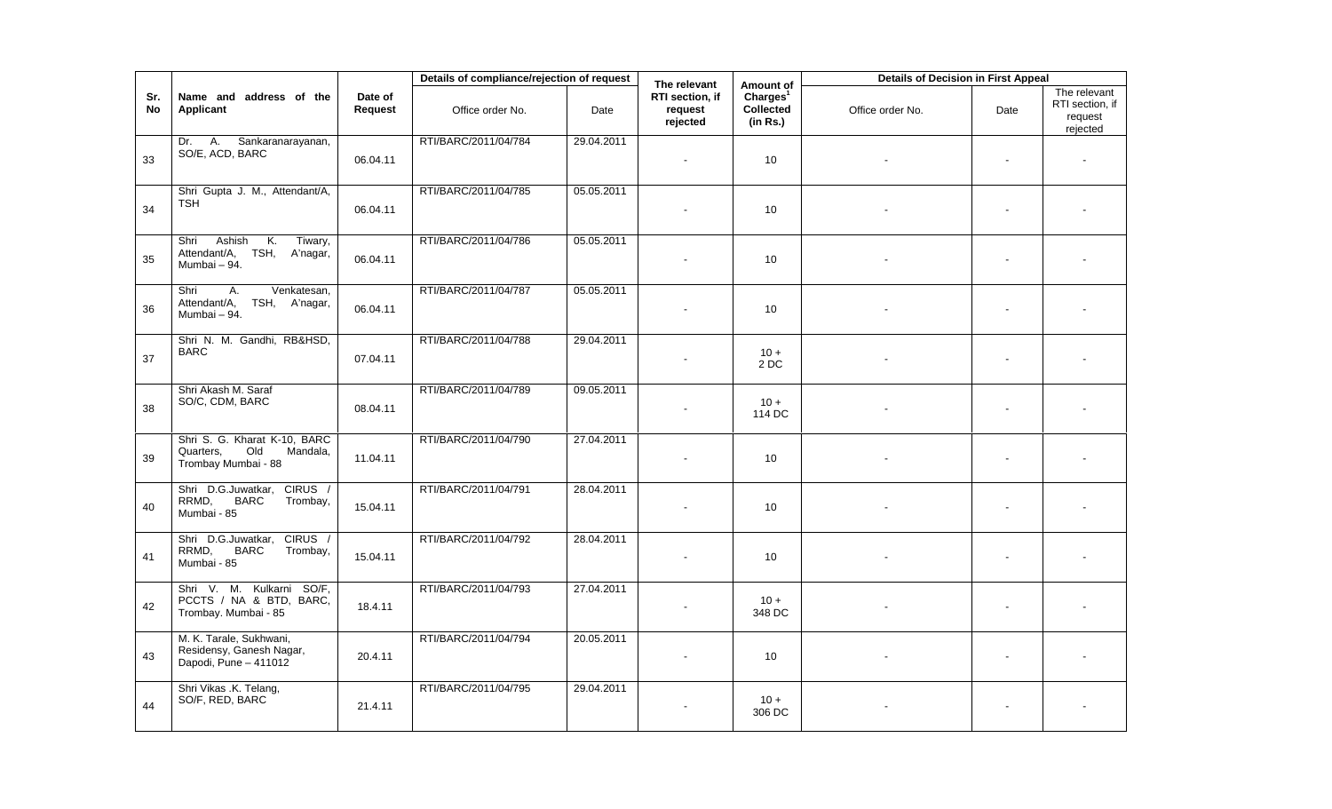| Sr. No | Name and address of the Applicant | Date of Request | Details of compliance/rejection of request | | The relevant RTI section, if request rejected | Amount of Charges[1] Collected (in Rs.) | Details of Decision in First Appeal | | |
|---|---|---|---|---|---|---|---|---|---|
| | | | Office order No. | Date | | | Office order No. | Date | The relevant RTI section, if request rejected |
| 33 | Dr. A. Sankaranarayanan, SO/E, ACD, BARC | 06.04.11 | RTI/BARC/2011/04/784 | 29.04.2011 | - | 10 | - | - | - |
| 34 | Shri Gupta J. M., Attendant/A, TSH | 06.04.11 | RTI/BARC/2011/04/785 | 05.05.2011 | - | 10 | - | - | - |
| 35 | Shri Ashish K. Tiwary, Attendant/A, TSH, A'nagar, Mumbai – 94. | 06.04.11 | RTI/BARC/2011/04/786 | 05.05.2011 | - | 10 | - | - | - |
| 36 | Shri A. Venkatesan, Attendant/A, TSH, A'nagar, Mumbai – 94. | 06.04.11 | RTI/BARC/2011/04/787 | 05.05.2011 | - | 10 | - | - | - |
| 37 | Shri N. M. Gandhi, RB&HSD, BARC | 07.04.11 | RTI/BARC/2011/04/788 | 29.04.2011 | - | 10 + 2 DC | - | - | - |
| 38 | Shri Akash M. Saraf SO/C, CDM, BARC | 08.04.11 | RTI/BARC/2011/04/789 | 09.05.2011 | - | 10 + 114 DC | - | - | - |
| 39 | Shri S. G. Kharat K-10, BARC Quarters, Old Mandala, Trombay Mumbai - 88 | 11.04.11 | RTI/BARC/2011/04/790 | 27.04.2011 | - | 10 | - | - | - |
| 40 | Shri D.G.Juwatkar, CIRUS / RRMD, BARC Trombay, Mumbai - 85 | 15.04.11 | RTI/BARC/2011/04/791 | 28.04.2011 | - | 10 | - | - | - |
| 41 | Shri D.G.Juwatkar, CIRUS / RRMD, BARC Trombay, Mumbai - 85 | 15.04.11 | RTI/BARC/2011/04/792 | 28.04.2011 | - | 10 | - | - | - |
| 42 | Shri V. M. Kulkarni SO/F, PCCTS / NA & BTD, BARC, Trombay. Mumbai - 85 | 18.4.11 | RTI/BARC/2011/04/793 | 27.04.2011 | - | 10 + 348 DC | - | - | - |
| 43 | M. K. Tarale, Sukhwani, Residensy, Ganesh Nagar, Dapodi, Pune – 411012 | 20.4.11 | RTI/BARC/2011/04/794 | 20.05.2011 | - | 10 | - | - | - |
| 44 | Shri Vikas .K. Telang, SO/F, RED, BARC | 21.4.11 | RTI/BARC/2011/04/795 | 29.04.2011 | - | 10 + 306 DC | - | - | - |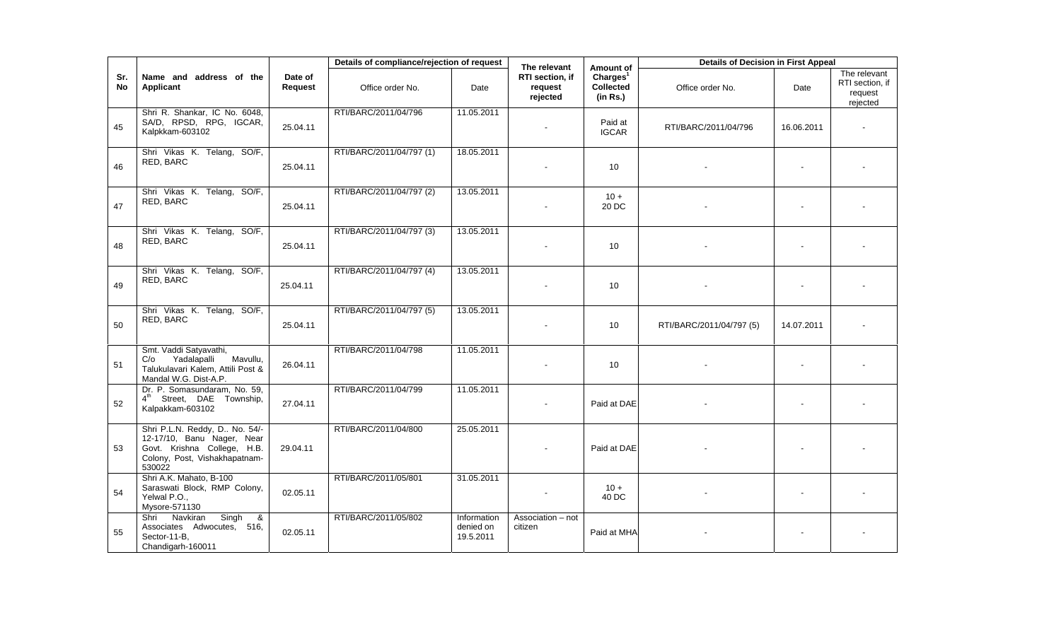| Sr. No | Name and address of the Applicant | Date of Request | Details of compliance/rejection of request | | The relevant RTI section, if request rejected | Amount of Charges[1] Collected (in Rs.) | Details of Decision in First Appeal | | |
|---|---|---|---|---|---|---|---|---|---|
| | | | Office order No. | Date | | | Office order No. | Date | The relevant RTI section, if request rejected |
| 45 | Shri R. Shankar, IC No. 6048, SA/D, RPSD, RPG, IGCAR, Kalpkkam-603102 | 25.04.11 | RTI/BARC/2011/04/796 | 11.05.2011 | - | Paid at IGCAR | RTI/BARC/2011/04/796 | 16.06.2011 | - |
| 46 | Shri Vikas K. Telang, SO/F, RED, BARC | 25.04.11 | RTI/BARC/2011/04/797 (1) | 18.05.2011 | - | 10 | - | - | - |
| 47 | Shri Vikas K. Telang, SO/F, RED, BARC | 25.04.11 | RTI/BARC/2011/04/797 (2) | 13.05.2011 | - | 10 + 20 DC | - | - | - |
| 48 | Shri Vikas K. Telang, SO/F, RED, BARC | 25.04.11 | RTI/BARC/2011/04/797 (3) | 13.05.2011 | - | 10 | - | - | - |
| 49 | Shri Vikas K. Telang, SO/F, RED, BARC | 25.04.11 | RTI/BARC/2011/04/797 (4) | 13.05.2011 | - | 10 | - | - | - |
| 50 | Shri Vikas K. Telang, SO/F, RED, BARC | 25.04.11 | RTI/BARC/2011/04/797 (5) | 13.05.2011 | - | 10 | RTI/BARC/2011/04/797 (5) | 14.07.2011 | - |
| 51 | Smt. Vaddi Satyavathi, C/o Yadalapalli Mavullu, Talukulavari Kalem, Attili Post & Mandal W.G. Dist-A.P. | 26.04.11 | RTI/BARC/2011/04/798 | 11.05.2011 | - | 10 | - | - | - |
| 52 | Dr. P. Somasundaram, No. 59, 4th Street, DAE Township, Kalpakkam-603102 | 27.04.11 | RTI/BARC/2011/04/799 | 11.05.2011 | - | Paid at DAE | - | - | - |
| 53 | Shri P.L.N. Reddy, D.. No. 54/-12-17/10, Banu Nager, Near Govt. Krishna College, H.B. Colony, Post, Vishakhapatnam-530022 | 29.04.11 | RTI/BARC/2011/04/800 | 25.05.2011 | - | Paid at DAE | - | - | - |
| 54 | Shri A.K. Mahato, B-100 Saraswati Block, RMP Colony, Yelwal P.O., Mysore-571130 | 02.05.11 | RTI/BARC/2011/05/801 | 31.05.2011 | - | 10 + 40 DC | - | - | - |
| 55 | Shri Navkiran Singh & Associates Adwocutes, 516, Sector-11-B, Chandigarh-160011 | 02.05.11 | RTI/BARC/2011/05/802 | Information denied on 19.5.2011 | Association – not citizen | Paid at MHA | - | - | - |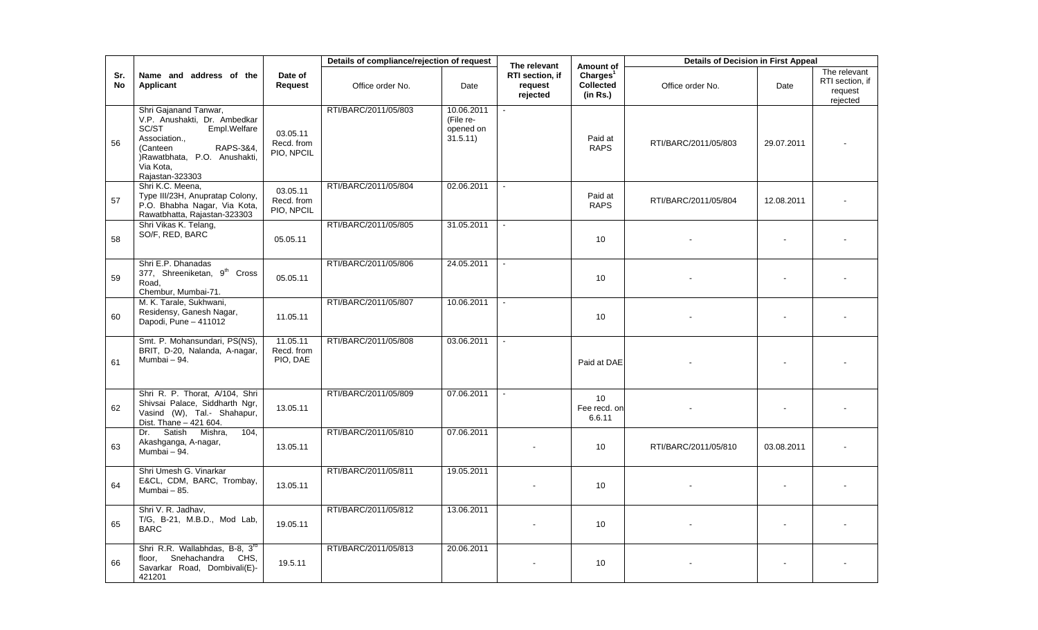| Sr. No | Name and address of the Applicant | Date of Request | Details of compliance/rejection of request | | The relevant RTI section, if request rejected | Amount of Charges[1] Collected (in Rs.) | Details of Decision in First Appeal | | |
|---|---|---|---|---|---|---|---|---|---|
| | | | Office order No. | Date | | | Office order No. | Date | The relevant RTI section, if request rejected |
| 56 | Shri Gajanand Tanwar, V.P. Anushakti, Dr. Ambedkar SC/ST Empl.Welfare Association., (Canteen RAPS-3&4, )Rawatbhata, P.O. Anushakti, Via Kota, Rajastan-323303 | 03.05.11 Recd. from PIO, NPCIL | RTI/BARC/2011/05/803 | 10.06.2011 (File re-opened on 31.5.11) | - | Paid at RAPS | RTI/BARC/2011/05/803 | 29.07.2011 | - |
| 57 | Shri K.C. Meena, Type III/23H, Anupratap Colony, P.O. Bhabha Nagar, Via Kota, Rawatbhatta, Rajastan-323303 | 03.05.11 Recd. from PIO, NPCIL | RTI/BARC/2011/05/804 | 02.06.2011 | - | Paid at RAPS | RTI/BARC/2011/05/804 | 12.08.2011 | - |
| 58 | Shri Vikas K. Telang, SO/F, RED, BARC | 05.05.11 | RTI/BARC/2011/05/805 | 31.05.2011 | - | 10 | - | - | - |
| 59 | Shri E.P. Dhanadas 377, Shreeniketan, 9th Cross Road, Chembur, Mumbai-71. | 05.05.11 | RTI/BARC/2011/05/806 | 24.05.2011 | - | 10 | - | - | - |
| 60 | M. K. Tarale, Sukhwani, Residensy, Ganesh Nagar, Dapodi, Pune – 411012 | 11.05.11 | RTI/BARC/2011/05/807 | 10.06.2011 | - | 10 | - | - | - |
| 61 | Smt. P. Mohansundari, PS(NS), BRIT, D-20, Nalanda, A-nagar, Mumbai – 94. | 11.05.11 Recd. from PIO, DAE | RTI/BARC/2011/05/808 | 03.06.2011 | - | Paid at DAE | - | - | - |
| 62 | Shri R. P. Thorat, A/104, Shri Shivsai Palace, Siddharth Ngr, Vasind (W), Tal.- Shahapur, Dist. Thane – 421 604. | 13.05.11 | RTI/BARC/2011/05/809 | 07.06.2011 | - | 10 Fee recd. on 6.6.11 | - | - | - |
| 63 | Dr. Satish Mishra, 104, Akashganga, A-nagar, Mumbai – 94. | 13.05.11 | RTI/BARC/2011/05/810 | 07.06.2011 | - | 10 | RTI/BARC/2011/05/810 | 03.08.2011 | - |
| 64 | Shri Umesh G. Vinarkar E&CL, CDM, BARC, Trombay, Mumbai – 85. | 13.05.11 | RTI/BARC/2011/05/811 | 19.05.2011 | - | 10 | - | - | - |
| 65 | Shri V. R. Jadhav, T/G, B-21, M.B.D., Mod Lab, BARC | 19.05.11 | RTI/BARC/2011/05/812 | 13.06.2011 | - | 10 | - | - | - |
| 66 | Shri R.R. Wallabhdas, B-8, 3rd floor, Snehachandra CHS, Savarkar Road, Dombivali(E)-421201 | 19.5.11 | RTI/BARC/2011/05/813 | 20.06.2011 | - | 10 | - | - | - |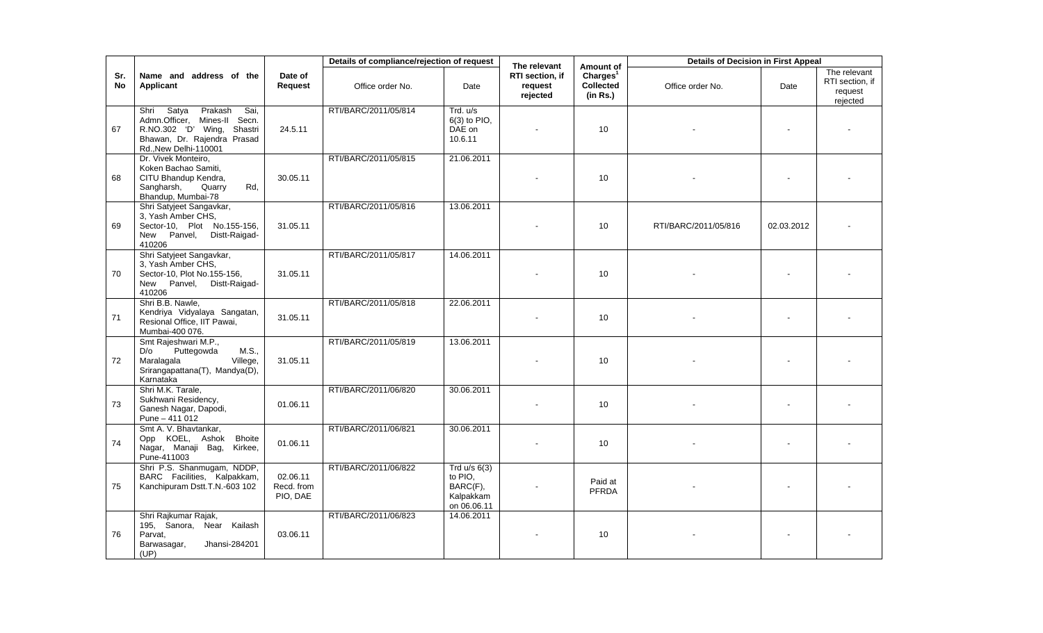| Sr. No | Name and address of the Applicant | Date of Request | Details of compliance/rejection of request | | The relevant RTI section, if request rejected | Amount of Charges[1] Collected (in Rs.) | Details of Decision in First Appeal | | |
|---|---|---|---|---|---|---|---|---|---|
| | | | Office order No. | Date | | | Office order No. | Date | The relevant RTI section, if request rejected |
| 67 | Shri Satya Prakash Sai, Admn.Officer, Mines-II Secn. R.NO.302 'D' Wing, Shastri Bhawan, Dr. Rajendra Prasad Rd.,New Delhi-110001 | 24.5.11 | RTI/BARC/2011/05/814 | Trd. u/s 6(3) to PIO, DAE on 10.6.11 | - | 10 | - | - | - |
| 68 | Dr. Vivek Monteiro, Koken Bachao Samiti, CITU Bhandup Kendra, Sangharsh, Quarry Rd, Bhandup, Mumbai-78 | 30.05.11 | RTI/BARC/2011/05/815 | 21.06.2011 | - | 10 | - | - | - |
| 69 | Shri Satyjeet Sangavkar, 3, Yash Amber CHS, Sector-10, Plot No.155-156, New Panvel, Distt-Raigad-410206 | 31.05.11 | RTI/BARC/2011/05/816 | 13.06.2011 | - | 10 | RTI/BARC/2011/05/816 | 02.03.2012 | - |
| 70 | Shri Satyjeet Sangavkar, 3, Yash Amber CHS, Sector-10, Plot No.155-156, New Panvel, Distt-Raigad-410206 | 31.05.11 | RTI/BARC/2011/05/817 | 14.06.2011 | - | 10 | - | - | - |
| 71 | Shri B.B. Nawle, Kendriya Vidyalaya Sangatan, Resional Office, IIT Pawai, Mumbai-400 076. | 31.05.11 | RTI/BARC/2011/05/818 | 22.06.2011 | - | 10 | - | - | - |
| 72 | Smt Rajeshwari M.P., D/o Puttegowda M.S., Maralagala Villege, Srirangapattana(T), Mandya(D), Karnataka | 31.05.11 | RTI/BARC/2011/05/819 | 13.06.2011 | - | 10 | - | - | - |
| 73 | Shri M.K. Tarale, Sukhwani Residency, Ganesh Nagar, Dapodi, Pune – 411 012 | 01.06.11 | RTI/BARC/2011/06/820 | 30.06.2011 | - | 10 | - | - | - |
| 74 | Smt A. V. Bhavtankar, Opp KOEL, Ashok Bhoite Nagar, Manaji Bag, Kirkee, Pune-411003 | 01.06.11 | RTI/BARC/2011/06/821 | 30.06.2011 | - | 10 | - | - | - |
| 75 | Shri P.S. Shanmugam, NDDP, BARC Facilities, Kalpakkam, Kanchipuram Dstt.T.N.-603 102 | 02.06.11 Recd. from PIO, DAE | RTI/BARC/2011/06/822 | Trd u/s 6(3) to PIO, BARC(F), Kalpakkam on 06.06.11 | - | Paid at PFRDA | - | - | - |
| 76 | Shri Rajkumar Rajak, 195, Sanora, Near Kailash Parvat, Barwasagar, Jhansi-284201 (UP) | 03.06.11 | RTI/BARC/2011/06/823 | 14.06.2011 | - | 10 | - | - | - |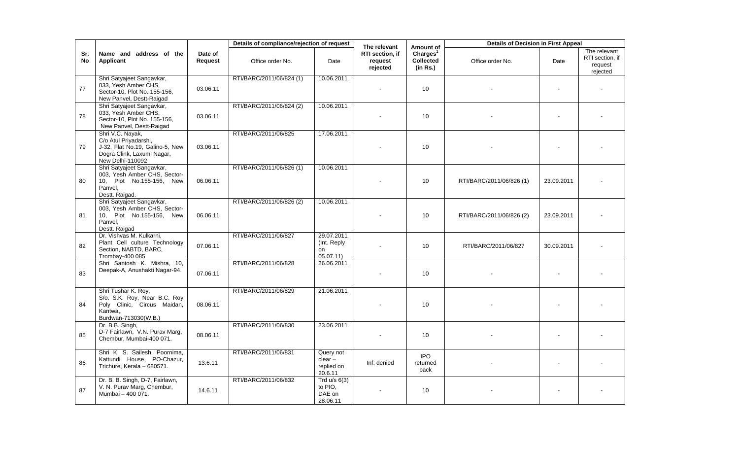| Sr. No | Name and address of the Applicant | Date of Request | Details of compliance/rejection of request | | The relevant RTI section, if request rejected | Amount of Charges[1] Collected (in Rs.) | Details of Decision in First Appeal | | |
|---|---|---|---|---|---|---|---|---|---|
| | | | Office order No. | Date | | | Office order No. | Date | The relevant RTI section, if request rejected |
| 77 | Shri Satyajeet Sangavkar, 033, Yesh Amber CHS, Sector-10, Plot No. 155-156, New Panvel, Destt-Raigad | 03.06.11 | RTI/BARC/2011/06/824 (1) | 10.06.2011 | - | 10 | - | - | - |
| 78 | Shri Satyajeet Sangavkar, 033, Yesh Amber CHS, Sector-10, Plot No. 155-156, New Panvel, Destt-Raigad | 03.06.11 | RTI/BARC/2011/06/824 (2) | 10.06.2011 | - | 10 | - | - | - |
| 79 | Shri V.C. Nayak, C/o Atul Priyadarshi, J-32, Flat No.19, Galino-5, New Dogra Clink, Laxumi Nagar, New Delhi-110092 | 03.06.11 | RTI/BARC/2011/06/825 | 17.06.2011 | - | 10 | - | - | - |
| 80 | Shri Satyajeet Sangavkar, 003, Yesh Amber CHS, Sector-10, Plot No.155-156, New Panvel, Destt. Raigad. | 06.06.11 | RTI/BARC/2011/06/826 (1) | 10.06.2011 | - | 10 | RTI/BARC/2011/06/826 (1) | 23.09.2011 | - |
| 81 | Shri Satyajeet Sangavkar, 003, Yesh Amber CHS, Sector-10, Plot No.155-156, New Panvel, Destt. Raigad | 06.06.11 | RTI/BARC/2011/06/826 (2) | 10.06.2011 | - | 10 | RTI/BARC/2011/06/826 (2) | 23.09.2011 | - |
| 82 | Dr. Vishvas M. Kulkarni, Plant Cell culture Technology Section, NABTD, BARC, Trombay-400 085 | 07.06.11 | RTI/BARC/2011/06/827 | 29.07.2011 (Int. Reply on 05.07.11) | - | 10 | RTI/BARC/2011/06/827 | 30.09.2011 | - |
| 83 | Shri Santosh K. Mishra, 10, Deepak-A, Anushakti Nagar-94. | 07.06.11 | RTI/BARC/2011/06/828 | 26.06.2011 | - | 10 | - | - | - |
| 84 | Shri Tushar K. Roy, S/o. S.K. Roy, Near B.C. Roy Poly Clinic, Circus Maidan, Kantwa,, Burdwan-713030(W.B.) | 08.06.11 | RTI/BARC/2011/06/829 | 21.06.2011 | - | 10 | - | - | - |
| 85 | Dr. B.B. Singh, D-7 Fairlawn, V.N. Purav Marg, Chembur, Mumbai-400 071. | 08.06.11 | RTI/BARC/2011/06/830 | 23.06.2011 | - | 10 | - | - | - |
| 86 | Shri K. S. Sailesh, Poornima, Kattundi House, PO-Chazur, Trichure, Kerala – 680571. | 13.6.11 | RTI/BARC/2011/06/831 | Query not clear – replied on 20.6.11 | Inf. denied | IPO returned back | - | - | - |
| 87 | Dr. B. B. Singh, D-7, Fairlawn, V. N. Purav Marg, Chembur, Mumbai – 400 071. | 14.6.11 | RTI/BARC/2011/06/832 | Trd u/s 6(3) to PIO, DAE on 28.06.11 | - | 10 | - | - | - |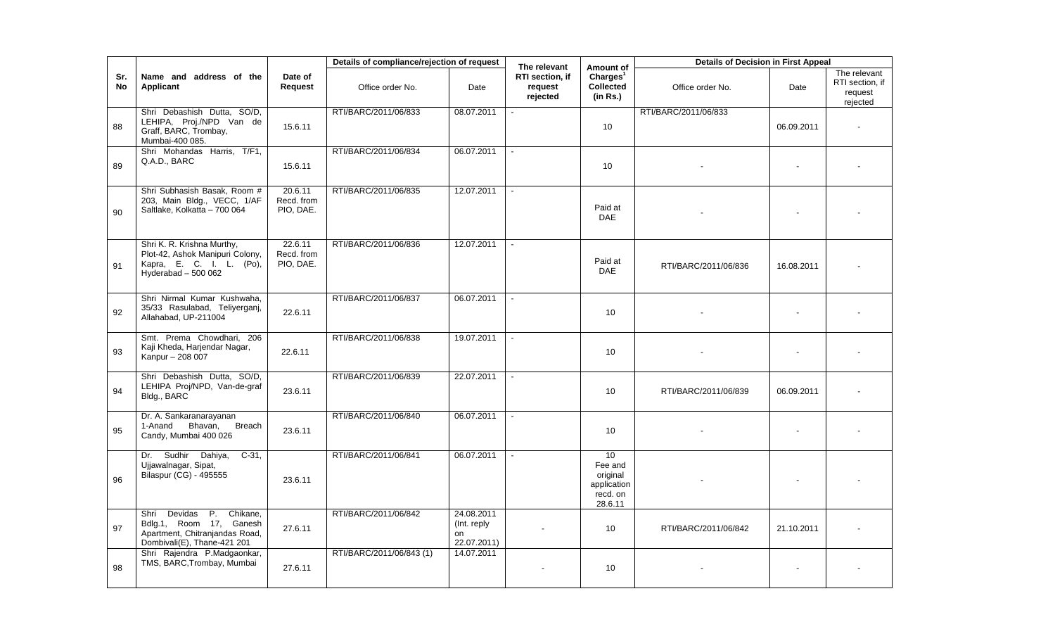| Sr. No | Name and address of the Applicant | Date of Request | Details of compliance/rejection of request | | The relevant RTI section, if request rejected | Amount of Charges[1] Collected (in Rs.) | Details of Decision in First Appeal | | |
|---|---|---|---|---|---|---|---|---|---|
| | | | Office order No. | Date | | | Office order No. | Date | The relevant RTI section, if request rejected |
| 88 | Shri Debashish Dutta, SO/D, LEHIPA, Proj./NPD Van de Graff, BARC, Trombay, Mumbai-400 085. | 15.6.11 | RTI/BARC/2011/06/833 | 08.07.2011 | - | 10 | RTI/BARC/2011/06/833 | 06.09.2011 | - |
| 89 | Shri Mohandas Harris, T/F1, Q.A.D., BARC | 15.6.11 | RTI/BARC/2011/06/834 | 06.07.2011 | - | 10 | - | - | - |
| 90 | Shri Subhasish Basak, Room # 203, Main Bldg., VECC, 1/AF Saltlake, Kolkatta – 700 064 | 20.6.11 Recd. from PIO, DAE. | RTI/BARC/2011/06/835 | 12.07.2011 | - | Paid at DAE | - | - | - |
| 91 | Shri K. R. Krishna Murthy, Plot-42, Ashok Manipuri Colony, Kapra, E. C. I. L. (Po), Hyderabad – 500 062 | 22.6.11 Recd. from PIO, DAE. | RTI/BARC/2011/06/836 | 12.07.2011 | - | Paid at DAE | RTI/BARC/2011/06/836 | 16.08.2011 | - |
| 92 | Shri Nirmal Kumar Kushwaha, 35/33 Rasulabad, Teliyerganj, Allahabad, UP-211004 | 22.6.11 | RTI/BARC/2011/06/837 | 06.07.2011 | - | 10 | - | - | - |
| 93 | Smt. Prema Chowdhari, 206 Kaji Kheda, Harjendar Nagar, Kanpur – 208 007 | 22.6.11 | RTI/BARC/2011/06/838 | 19.07.2011 | - | 10 | - | - | - |
| 94 | Shri Debashish Dutta, SO/D, LEHIPA Proj/NPD, Van-de-graf Bldg., BARC | 23.6.11 | RTI/BARC/2011/06/839 | 22.07.2011 | - | 10 | RTI/BARC/2011/06/839 | 06.09.2011 | - |
| 95 | Dr. A. Sankaranarayanan 1-Anand Bhavan, Breach Candy, Mumbai 400 026 | 23.6.11 | RTI/BARC/2011/06/840 | 06.07.2011 | - | 10 | - | - | - |
| 96 | Dr. Sudhir Dahiya, C-31, Ujjawalnagar, Sipat, Bilaspur (CG) - 495555 | 23.6.11 | RTI/BARC/2011/06/841 | 06.07.2011 | - | 10 Fee and original application recd. on 28.6.11 | - | - | - |
| 97 | Shri Devidas P. Chikane, Bdlg.1, Room 17, Ganesh Apartment, Chitranjandas Road, Dombivali(E), Thane-421 201 | 27.6.11 | RTI/BARC/2011/06/842 | 24.08.2011 (Int. reply on 22.07.2011) | - | 10 | RTI/BARC/2011/06/842 | 21.10.2011 | - |
| 98 | Shri Rajendra P.Madgaonkar, TMS, BARC,Trombay, Mumbai | 27.6.11 | RTI/BARC/2011/06/843 (1) | 14.07.2011 | - | 10 | - | - | - |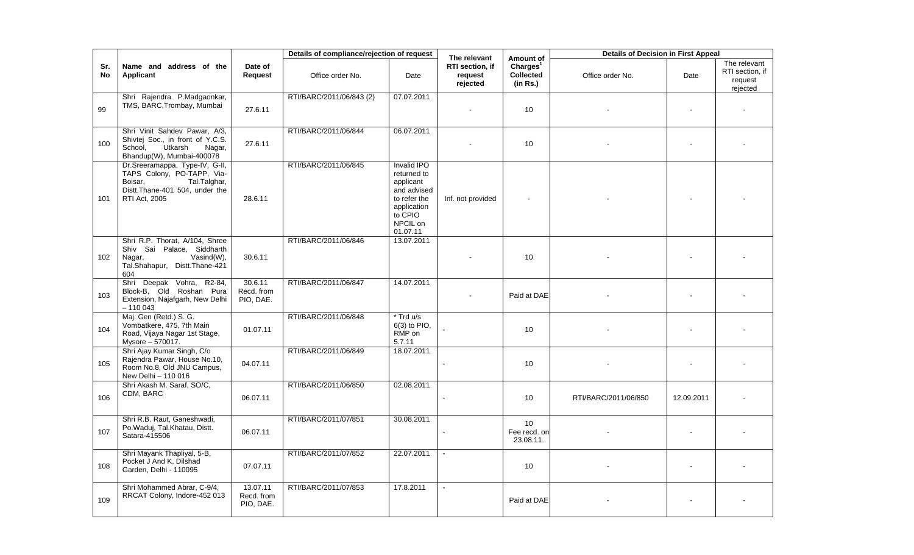| Sr. No | Name and address of the Applicant | Date of Request | Details of compliance/rejection of request | | The relevant RTI section, if request rejected | Amount of Charges[1] Collected (in Rs.) | Details of Decision in First Appeal | | |
|---|---|---|---|---|---|---|---|---|---|
| | | | Office order No. | Date | | | Office order No. | Date | The relevant RTI section, if request rejected |
| 99 | Shri Rajendra P.Madgaonkar, TMS, BARC,Trombay, Mumbai | 27.6.11 | RTI/BARC/2011/06/843 (2) | 07.07.2011 | - | 10 | - | - | - |
| 100 | Shri Vinit Sahdev Pawar, A/3, Shivtej Soc., in front of Y.C.S. School, Utkarsh Nagar, Bhandup(W), Mumbai-400078 | 27.6.11 | RTI/BARC/2011/06/844 | 06.07.2011 | - | 10 | - | - | - |
| 101 | Dr.Sreeramappa, Type-IV, G-II, TAPS Colony, PO-TAPP, Via-Boisar, Tal.Talghar, Distt.Thane-401 504, under the RTI Act, 2005 | 28.6.11 | RTI/BARC/2011/06/845 | Invalid IPO returned to applicant and advised to refer the application to CPIO NPCIL on 01.07.11 | Inf. not provided | - | - | - | - |
| 102 | Shri R.P. Thorat, A/104, Shree Shiv Sai Palace, Siddharth Nagar, Vasind(W), Tal.Shahapur, Distt.Thane-421 604 | 30.6.11 | RTI/BARC/2011/06/846 | 13.07.2011 | - | 10 | - | - | - |
| 103 | Shri Deepak Vohra, R2-84, Block-B, Old Roshan Pura Extension, Najafgarh, New Delhi – 110 043 | 30.6.11 Recd. from PIO, DAE. | RTI/BARC/2011/06/847 | 14.07.2011 | - | Paid at DAE | - | - | - |
| 104 | Maj. Gen (Retd.) S. G. Vombatkere, 475, 7th Main Road, Vijaya Nagar 1st Stage, Mysore – 570017. | 01.07.11 | RTI/BARC/2011/06/848 | * Trd u/s 6(3) to PIO, RMP on 5.7.11 | - | 10 | - | - | - |
| 105 | Shri Ajay Kumar Singh, C/o Rajendra Pawar, House No.10, Room No.8, Old JNU Campus, New Delhi – 110 016 | 04.07.11 | RTI/BARC/2011/06/849 | 18.07.2011 | - | 10 | - | - | - |
| 106 | Shri Akash M. Saraf, SO/C, CDM, BARC | 06.07.11 | RTI/BARC/2011/06/850 | 02.08.2011 | - | 10 | RTI/BARC/2011/06/850 | 12.09.2011 | - |
| 107 | Shri R.B. Raut, Ganeshwadi, Po.Waduj, Tal.Khatau, Distt. Satara-415506 | 06.07.11 | RTI/BARC/2011/07/851 | 30.08.2011 | - | 10 Fee recd. on 23.08.11. | - | - | - |
| 108 | Shri Mayank Thapliyal, 5-B, Pocket J And K, Dilshad Garden, Delhi - 110095 | 07.07.11 | RTI/BARC/2011/07/852 | 22.07.2011 | - | 10 | - | - | - |
| 109 | Shri Mohammed Abrar, C-9/4, RRCAT Colony, Indore-452 013 | 13.07.11 Recd. from PIO, DAE. | RTI/BARC/2011/07/853 | 17.8.2011 | - | Paid at DAE | - | - | - |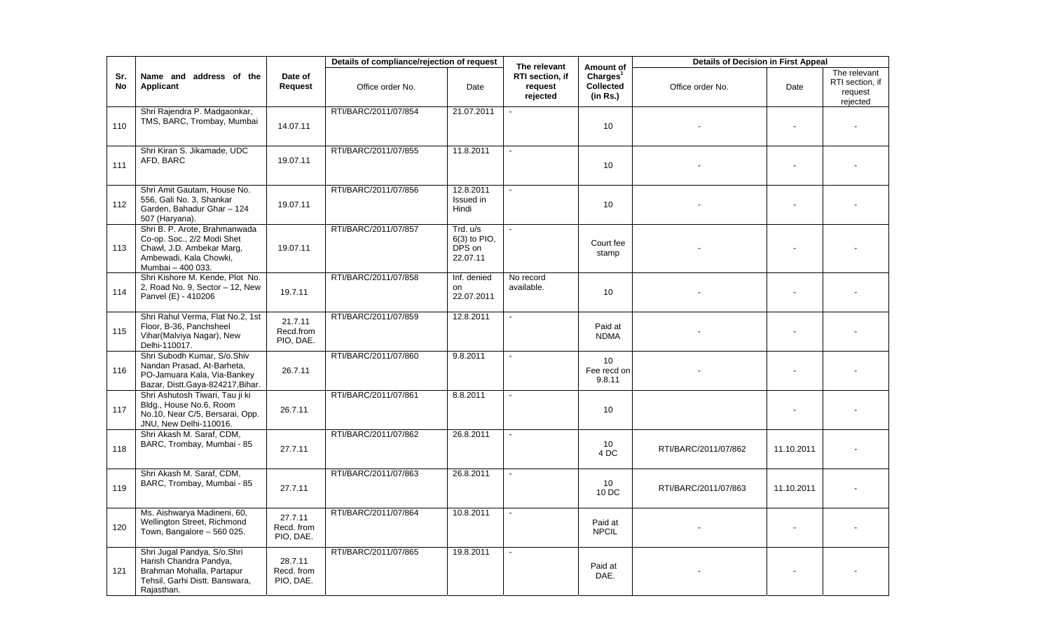| Sr. No | Name and address of the Applicant | Date of Request | Details of compliance/rejection of request | | The relevant RTI section, if request rejected | Amount of Charges[1] Collected (in Rs.) | Details of Decision in First Appeal | | |
|---|---|---|---|---|---|---|---|---|---|
| | | | Office order No. | Date | | | Office order No. | Date | The relevant RTI section, if request rejected |
| 110 | Shri Rajendra P. Madgaonkar, TMS, BARC, Trombay, Mumbai | 14.07.11 | RTI/BARC/2011/07/854 | 21.07.2011 | - | 10 | - | - | - |
| 111 | Shri Kiran S. Jikamade, UDC AFD, BARC | 19.07.11 | RTI/BARC/2011/07/855 | 11.8.2011 | - | 10 | - | - | - |
| 112 | Shri Amit Gautam, House No. 556, Gali No. 3, Shankar Garden, Bahadur Ghar – 124 507 (Haryana). | 19.07.11 | RTI/BARC/2011/07/856 | 12.8.2011 Issued in Hindi | - | 10 | - | - | - |
| 113 | Shri B. P. Arote, Brahmanwada Co-op. Soc., 2/2 Modi Shet Chawl, J.D. Ambekar Marg, Ambewadi, Kala Chowki, Mumbai – 400 033. | 19.07.11 | RTI/BARC/2011/07/857 | Trd. u/s 6(3) to PIO, DPS on 22.07.11 | - | Court fee stamp | - | - | - |
| 114 | Shri Kishore M. Kende, Plot No. 2, Road No. 9, Sector – 12, New Panvel (E) - 410206 | 19.7.11 | RTI/BARC/2011/07/858 | Inf. denied on 22.07.2011 | No record available. | 10 | - | - | - |
| 115 | Shri Rahul Verma, Flat No.2, 1st Floor, B-36, Panchsheel Vihar(Malviya Nagar), New Delhi-110017. | 21.7.11 Recd.from PIO, DAE. | RTI/BARC/2011/07/859 | 12.8.2011 | - | Paid at NDMA | - | - | - |
| 116 | Shri Subodh Kumar, S/o.Shiv Nandan Prasad, At-Barheta, PO-Jamuara Kala, Via-Bankey Bazar, Distt.Gaya-824217,Bihar. | 26.7.11 | RTI/BARC/2011/07/860 | 9.8.2011 | - | 10 Fee recd on 9.8.11 | - | - | - |
| 117 | Shri Ashutosh Tiwari, Tau ji ki Bldg., House No.6, Room No.10, Near C/5, Bersarai, Opp. JNU, New Delhi-110016. | 26.7.11 | RTI/BARC/2011/07/861 | 8.8.2011 | - | 10 | | - | - |
| 118 | Shri Akash M. Saraf, CDM, BARC, Trombay, Mumbai - 85 | 27.7.11 | RTI/BARC/2011/07/862 | 26.8.2011 | - | 10 4 DC | RTI/BARC/2011/07/862 | 11.10.2011 | - |
| 119 | Shri Akash M. Saraf, CDM, BARC, Trombay, Mumbai - 85 | 27.7.11 | RTI/BARC/2011/07/863 | 26.8.2011 | - | 10 10 DC | RTI/BARC/2011/07/863 | 11.10.2011 | - |
| 120 | Ms. Aishwarya Madineni, 60, Wellington Street, Richmond Town, Bangalore – 560 025. | 27.7.11 Recd. from PIO, DAE. | RTI/BARC/2011/07/864 | 10.8.2011 | - | Paid at NPCIL | - | - | - |
| 121 | Shri Jugal Pandya, S/o.Shri Harish Chandra Pandya, Brahman Mohalla, Partapur Tehsil, Garhi Distt. Banswara, Rajasthan. | 28.7.11 Recd. from PIO, DAE. | RTI/BARC/2011/07/865 | 19.8.2011 | - | Paid at DAE. | - | - | - |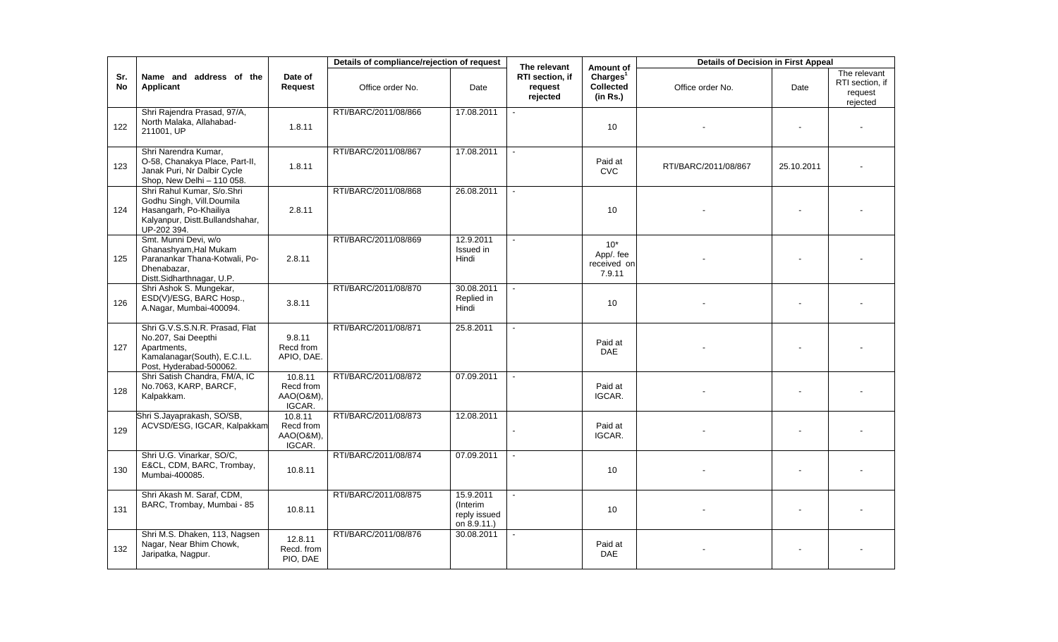| Sr. No | Name and address of the Applicant | Date of Request | Details of compliance/rejection of request | | The relevant RTI section, if request rejected | Amount of Charges[1] Collected (in Rs.) | Details of Decision in First Appeal | | |
|---|---|---|---|---|---|---|---|---|---|
| | | | Office order No. | Date | | | Office order No. | Date | The relevant RTI section, if request rejected |
| 122 | Shri Rajendra Prasad, 97/A, North Malaka, Allahabad-211001, UP | 1.8.11 | RTI/BARC/2011/08/866 | 17.08.2011 | - | 10 | - | - | - |
| 123 | Shri Narendra Kumar, O-58, Chanakya Place, Part-II, Janak Puri, Nr Dalbir Cycle Shop, New Delhi – 110 058. | 1.8.11 | RTI/BARC/2011/08/867 | 17.08.2011 | - | Paid at CVC | RTI/BARC/2011/08/867 | 25.10.2011 | - |
| 124 | Shri Rahul Kumar, S/o.Shri Godhu Singh, Vill.Doumila Hasangarh, Po-Khailiya Kalyanpur, Distt.Bullandshahar, UP-202 394. | 2.8.11 | RTI/BARC/2011/08/868 | 26.08.2011 | - | 10 | - | - | - |
| 125 | Smt. Munni Devi, w/o Ghanashyam,Hal Mukam Paranankar Thana-Kotwali, Po-Dhenabazar, Distt.Sidharthnagar, U.P. | 2.8.11 | RTI/BARC/2011/08/869 | 12.9.2011 Issued in Hindi | - | 10* App/. fee received on 7.9.11 | - | - | - |
| 126 | Shri Ashok S. Mungekar, ESD(V)/ESG, BARC Hosp., A.Nagar, Mumbai-400094. | 3.8.11 | RTI/BARC/2011/08/870 | 30.08.2011 Replied in Hindi | - | 10 | - | - | - |
| 127 | Shri G.V.S.S.N.R. Prasad, Flat No.207, Sai Deepthi Apartments, Kamalanagar(South), E.C.I.L. Post, Hyderabad-500062. | 9.8.11 Recd from APIO, DAE. | RTI/BARC/2011/08/871 | 25.8.2011 | - | Paid at DAE | - | - | - |
| 128 | Shri Satish Chandra, FM/A, IC No.7063, KARP, BARCF, Kalpakkam. | 10.8.11 Recd from AAO(O&M), IGCAR. | RTI/BARC/2011/08/872 | 07.09.2011 | - | Paid at IGCAR. | - | - | - |
| 129 | Shri S.Jayaprakash, SO/SB, ACVSD/ESG, IGCAR, Kalpakkam | 10.8.11 Recd from AAO(O&M), IGCAR. | RTI/BARC/2011/08/873 | 12.08.2011 | - | Paid at IGCAR. | - | - | - |
| 130 | Shri U.G. Vinarkar, SO/C, E&CL, CDM, BARC, Trombay, Mumbai-400085. | 10.8.11 | RTI/BARC/2011/08/874 | 07.09.2011 | - | 10 | - | - | - |
| 131 | Shri Akash M. Saraf, CDM, BARC, Trombay, Mumbai - 85 | 10.8.11 | RTI/BARC/2011/08/875 | 15.9.2011 (Interim reply issued on 8.9.11.) | - | 10 | - | - | - |
| 132 | Shri M.S. Dhaken, 113, Nagsen Nagar, Near Bhim Chowk, Jaripatka, Nagpur. | 12.8.11 Recd. from PIO, DAE | RTI/BARC/2011/08/876 | 30.08.2011 | - | Paid at DAE | - | - | - |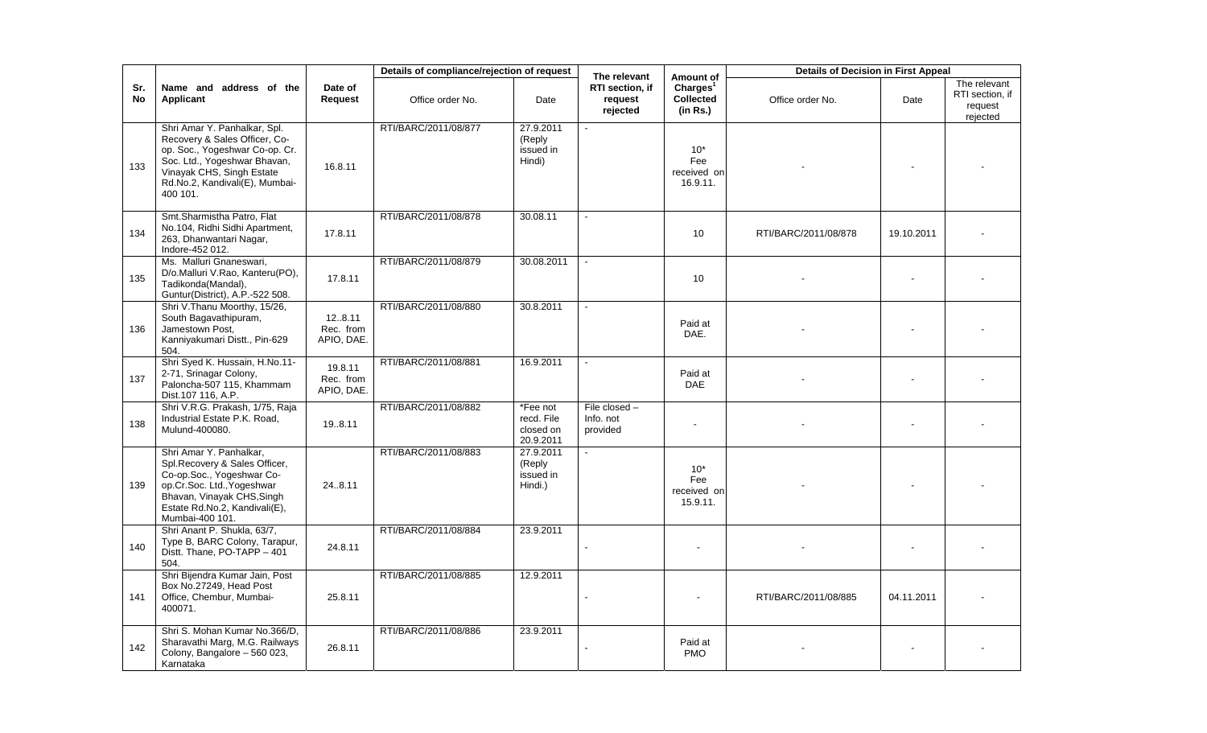| Sr. No | Name and address of the Applicant | Date of Request | Details of compliance/rejection of request | | The relevant RTI section, if request rejected | Amount of Charges[1] Collected (in Rs.) | Details of Decision in First Appeal | | |
|---|---|---|---|---|---|---|---|---|---|
| | | | Office order No. | Date | | | Office order No. | Date | The relevant RTI section, if request rejected |
| 133 | Shri Amar Y. Panhalkar, Spl. Recovery & Sales Officer, Co-op. Soc., Yogeshwar Co-op. Cr. Soc. Ltd., Yogeshwar Bhavan, Vinayak CHS, Singh Estate Rd.No.2, Kandivali(E), Mumbai-400 101. | 16.8.11 | RTI/BARC/2011/08/877 | 27.9.2011 (Reply issued in Hindi) | - | 10* Fee received on 16.9.11. | - | - | - |
| 134 | Smt.Sharmistha Patro, Flat No.104, Ridhi Sidhi Apartment, 263, Dhanwantari Nagar, Indore-452 012. | 17.8.11 | RTI/BARC/2011/08/878 | 30.08.11 | - | 10 | RTI/BARC/2011/08/878 | 19.10.2011 | - |
| 135 | Ms. Malluri Gnaneswari, D/o.Malluri V.Rao, Kanteru(PO), Tadikonda(Mandal), Guntur(District), A.P.-522 508. | 17.8.11 | RTI/BARC/2011/08/879 | 30.08.2011 | - | 10 | - | - | - |
| 136 | Shri V.Thanu Moorthy, 15/26, South Bagavathipuram, Jamestown Post, Kanniyakumari Distt., Pin-629 504. | 12..8.11 Rec. from APIO, DAE. | RTI/BARC/2011/08/880 | 30.8.2011 | - | Paid at DAE. | - | - | - |
| 137 | Shri Syed K. Hussain, H.No.11-2-71, Srinagar Colony, Paloncha-507 115, Khammam Dist.107 116, A.P. | 19.8.11 Rec. from APIO, DAE. | RTI/BARC/2011/08/881 | 16.9.2011 | - | Paid at DAE | - | - | - |
| 138 | Shri V.R.G. Prakash, 1/75, Raja Industrial Estate P.K. Road, Mulund-400080. | 19..8.11 | RTI/BARC/2011/08/882 | *Fee not recd. File closed on 20.9.2011 | File closed – Info. not provided | - | - | - | - |
| 139 | Shri Amar Y. Panhalkar, Spl.Recovery & Sales Officer, Co-op.Soc., Yogeshwar Co-op.Cr.Soc. Ltd.,Yogeshwar Bhavan, Vinayak CHS,Singh Estate Rd.No.2, Kandivali(E), Mumbai-400 101. | 24..8.11 | RTI/BARC/2011/08/883 | 27.9.2011 (Reply issued in Hindi.) | - | 10* Fee received on 15.9.11. | - | - | - |
| 140 | Shri Anant P. Shukla, 63/7, Type B, BARC Colony, Tarapur, Distt. Thane, PO-TAPP – 401 504. | 24.8.11 | RTI/BARC/2011/08/884 | 23.9.2011 | - | - | - | - | - |
| 141 | Shri Bijendra Kumar Jain, Post Box No.27249, Head Post Office, Chembur, Mumbai-400071. | 25.8.11 | RTI/BARC/2011/08/885 | 12.9.2011 | - | - | RTI/BARC/2011/08/885 | 04.11.2011 | - |
| 142 | Shri S. Mohan Kumar No.366/D, Sharavathi Marg, M.G. Railways Colony, Bangalore – 560 023, Karnataka | 26.8.11 | RTI/BARC/2011/08/886 | 23.9.2011 | - | Paid at PMO | - | - | - |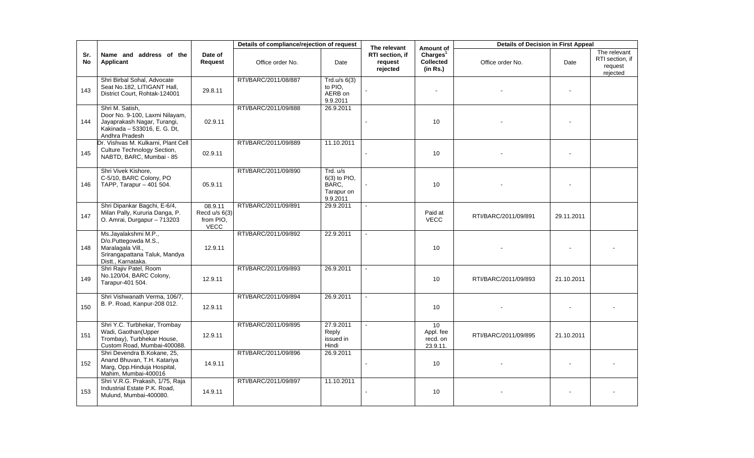| Sr. No | Name and address of the Applicant | Date of Request | Details of compliance/rejection of request | | The relevant RTI section, if request rejected | Amount of Charges[1] Collected (in Rs.) | Details of Decision in First Appeal | | |
|---|---|---|---|---|---|---|---|---|---|
| | | | Office order No. | Date | | | Office order No. | Date | The relevant RTI section, if request rejected |
| 143 | Shri Birbal Sohal, Advocate Seat No.182, LITIGANT Hall, District Court, Rohtak-124001 | 29.8.11 | RTI/BARC/2011/08/887 | Trd.u/s 6(3) to PIO, AERB on 9.9.2011 | - | - | - | - | |
| 144 | Shri M. Satish, Door No. 9-100, Laxmi Nilayam, Jayaprakash Nagar, Turangi, Kakinada – 533016, E. G. Dt, Andhra Pradesh | 02.9.11 | RTI/BARC/2011/09/888 | 26.9.2011 | - | 10 | - | - | |
| 145 | Dr. Vishvas M. Kulkarni, Plant Cell Culture Technology Section, NABTD, BARC, Mumbai - 85 | 02.9.11 | RTI/BARC/2011/09/889 | 11.10.2011 | - | 10 | - | - | |
| 146 | Shri Vivek Kishore, C-5/10, BARC Colony, PO TAPP, Tarapur – 401 504. | 05.9.11 | RTI/BARC/2011/09/890 | Trd. u/s 6(3) to PIO, BARC, Tarapur on 9.9.2011 | - | 10 | - | - | |
| 147 | Shri Dipankar Bagchi, E-6/4, Milan Pally, Kururia Danga, P. O. Amrai, Durgapur – 713203 | 08.9.11 Recd u/s 6(3) from PIO, VECC | RTI/BARC/2011/09/891 | 29.9.2011 | - | Paid at VECC | RTI/BARC/2011/09/891 | 29.11.2011 | |
| 148 | Ms.Jayalakshmi M.P., D/o.Puttegowda M.S., Maralagala Vill., Srirangapattana Taluk, Mandya Distt., Karnataka. | 12.9.11 | RTI/BARC/2011/09/892 | 22.9.2011 | - | 10 | - | - | - |
| 149 | Shri Rajiv Patel, Room No.120/04, BARC Colony, Tarapur-401 504. | 12.9.11 | RTI/BARC/2011/09/893 | 26.9.2011 | - | 10 | RTI/BARC/2011/09/893 | 21.10.2011 | |
| 150 | Shri Vishwanath Verma, 106/7, B. P. Road, Kanpur-208 012. | 12.9.11 | RTI/BARC/2011/09/894 | 26.9.2011 | - | 10 | - | - | - |
| 151 | Shri Y.C. Turbhekar, Trombay Wadi, Gaothan(Upper Trombay), Turbhekar House, Custom Road, Mumbai-400088. | 12.9.11 | RTI/BARC/2011/09/895 | 27.9.2011 Reply issued in Hindi | - | 10 Appl. fee recd. on 23.9.11. | RTI/BARC/2011/09/895 | 21.10.2011 | |
| 152 | Shri Devendra B.Kokane, 25, Anand Bhuvan, T.H. Katariya Marg, Opp.Hinduja Hospital, Mahim, Mumbai-400016 | 14.9.11 | RTI/BARC/2011/09/896 | 26.9.2011 | - | 10 | - | - | - |
| 153 | Shri V.R.G. Prakash, 1/75, Raja Industrial Estate P.K. Road, Mulund, Mumbai-400080. | 14.9.11 | RTI/BARC/2011/09/897 | 11.10.2011 | - | 10 | - | - | - |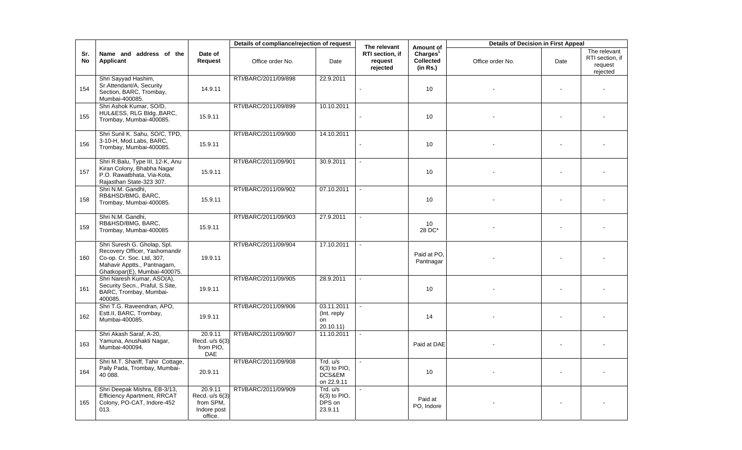| Sr. No | Name and address of the Applicant | Date of Request | Details of compliance/rejection of request | | The relevant RTI section, if request rejected | Amount of Charges[1] Collected (in Rs.) | Details of Decision in First Appeal | | |
|---|---|---|---|---|---|---|---|---|---|
| | | | Office order No. | Date | | | Office order No. | Date | The relevant RTI section, if request rejected |
| 154 | Shri Sayyad Hashim, Sr.Attendant/A, Security Section, BARC, Trombay, Mumbai-400085. | 14.9.11 | RTI/BARC/2011/09/898 | 22.9.2011 | - | 10 | - | - | - |
| 155 | Shri Ashok Kumar, SO/D, HUL&ESS, RLG Bldg.,BARC, Trombay, Mumbai-400085. | 15.9.11 | RTI/BARC/2011/09/899 | 10.10.2011 | - | 10 | - | - | - |
| 156 | Shri Sunil K. Sahu, SO/C, TPD, 3-10-H, Mod.Labs, BARC, Trombay, Mumbai-400085. | 15.9.11 | RTI/BARC/2011/09/900 | 14.10.2011 | - | 10 | - | - | - |
| 157 | Shri R.Balu, Type III, 12-K, Anu Kiran Colony, Bhabha Nagar P.O. Rawatbhata, Via-Kota, Rajasthan State-323 307. | 15.9.11 | RTI/BARC/2011/09/901 | 30.9.2011 | - | 10 | - | - | - |
| 158 | Shri N.M. Gandhi, RB&HSD/BMG, BARC, Trombay, Mumbai-400085. | 15.9.11 | RTI/BARC/2011/09/902 | 07.10.2011 | - | 10 | - | - | - |
| 159 | Shri N.M. Gandhi, RB&HSD/BMG, BARC, Trombay, Mumbai-400085 | 15.9.11 | RTI/BARC/2011/09/903 | 27.9.2011 | - | 10 28 DC* | - | - | - |
| 160 | Shri Suresh G. Gholap, Spl. Recovery Officer, Yashomandir Co-op. Cr. Soc. Ltd, 307, Mahavir Apptts., Pantnagarn, Ghatkopar(E), Mumbai-400075. | 19.9.11 | RTI/BARC/2011/09/904 | 17.10.2011 | - | Paid at PO, Pantnagar | - | - | - |
| 161 | Shri Naresh Kumar, ASO(A), Security Secn., Praful, S.Site, BARC, Trombay, Mumbai-400085. | 19.9.11 | RTI/BARC/2011/09/905 | 28.9.2011 | - | 10 | - | - | - |
| 162 | Shri T.G. Raveendran, APO, Estt.II, BARC, Trombay, Mumbai-400085. | 19.9.11 | RTI/BARC/2011/09/906 | 03.11.2011 (Int. reply on 20.10.11) | - | 14 | - | - | - |
| 163 | Shri Akash Saraf, A-20, Yamuna, Anushakti Nagar, Mumbai-400094. | 20.9.11 Recd. u/s 6(3) from PIO, DAE | RTI/BARC/2011/09/907 | 11.10.2011 | - | Paid at DAE | - | - | - |
| 164 | Shri M.T. Shariff, Tahir Cottage, Paily Pada, Trombay, Mumbai-40 088. | 20.9.11 | RTI/BARC/2011/09/908 | Trd. u/s 6(3) to PIO, DCS&EM on 22.9.11 | - | 10 | - | - | - |
| 165 | Shri Deepak Mishra, EB-3/13, Efficiency Apartment, RRCAT Colony, PO-CAT, Indore-452 013. | 20.9.11 Recd. u/s 6(3) from SPM, Indore post office. | RTI/BARC/2011/09/909 | Trd. u/s 6(3) to PIO, DPS on 23.9.11 | - | Paid at PO, Indore | - | - | - |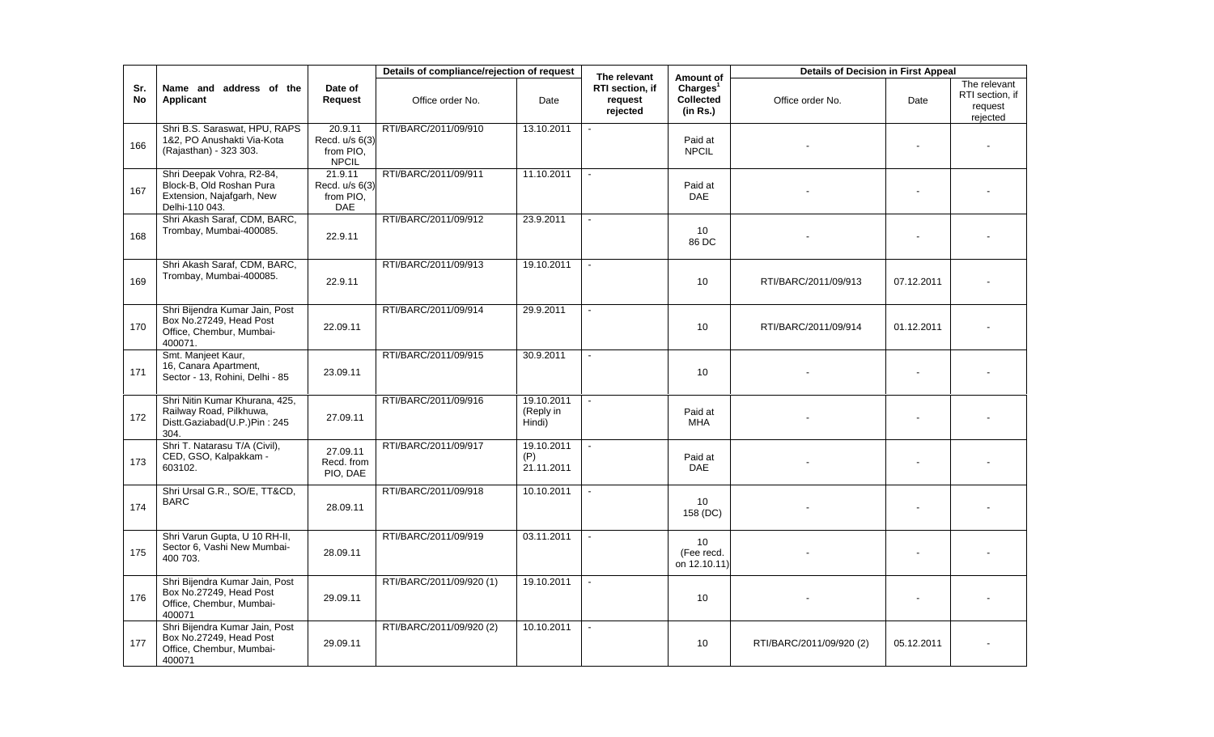| Sr. No | Name and address of the Applicant | Date of Request | Details of compliance/rejection of request | | The relevant RTI section, if request rejected | Amount of Charges[1] Collected (in Rs.) | Details of Decision in First Appeal | | |
|---|---|---|---|---|---|---|---|---|---|
| | | | Office order No. | Date | | | Office order No. | Date | The relevant RTI section, if request rejected |
| 166 | Shri B.S. Saraswat, HPU, RAPS 1&2, PO Anushakti Via-Kota (Rajasthan) - 323 303. | 20.9.11 Recd. u/s 6(3) from PIO, NPCIL | RTI/BARC/2011/09/910 | 13.10.2011 | - | Paid at NPCIL | - | - | - |
| 167 | Shri Deepak Vohra, R2-84, Block-B, Old Roshan Pura Extension, Najafgarh, New Delhi-110 043. | 21.9.11 Recd. u/s 6(3) from PIO, DAE | RTI/BARC/2011/09/911 | 11.10.2011 | - | Paid at DAE | - | - | - |
| 168 | Shri Akash Saraf, CDM, BARC, Trombay, Mumbai-400085. | 22.9.11 | RTI/BARC/2011/09/912 | 23.9.2011 | - | 10<br>86 DC | - | - | - |
| 169 | Shri Akash Saraf, CDM, BARC, Trombay, Mumbai-400085. | 22.9.11 | RTI/BARC/2011/09/913 | 19.10.2011 | - | 10 | RTI/BARC/2011/09/913 | 07.12.2011 | - |
| 170 | Shri Bijendra Kumar Jain, Post Box No.27249, Head Post Office, Chembur, Mumbai-400071. | 22.09.11 | RTI/BARC/2011/09/914 | 29.9.2011 | - | 10 | RTI/BARC/2011/09/914 | 01.12.2011 | - |
| 171 | Smt. Manjeet Kaur, 16, Canara Apartment, Sector - 13, Rohini, Delhi - 85 | 23.09.11 | RTI/BARC/2011/09/915 | 30.9.2011 | - | 10 | - | - | - |
| 172 | Shri Nitin Kumar Khurana, 425, Railway Road, Pilkhuwa, Distt.Gaziabad(U.P.)Pin : 245 304. | 27.09.11 | RTI/BARC/2011/09/916 | 19.10.2011 (Reply in Hindi) | - | Paid at MHA | - | - | - |
| 173 | Shri T. Natarasu T/A (Civil), CED, GSO, Kalpakkam - 603102. | 27.09.11 Recd. from PIO, DAE | RTI/BARC/2011/09/917 | 19.10.2011 (P)<br>21.11.2011 | - | Paid at DAE | - | - | - |
| 174 | Shri Ursal G.R., SO/E, TT&CD, BARC | 28.09.11 | RTI/BARC/2011/09/918 | 10.10.2011 | - | 10<br>158 (DC) | - | - | - |
| 175 | Shri Varun Gupta, U 10 RH-II, Sector 6, Vashi New Mumbai-400 703. | 28.09.11 | RTI/BARC/2011/09/919 | 03.11.2011 | - | 10<br>(Fee recd. on 12.10.11) | - | - | - |
| 176 | Shri Bijendra Kumar Jain, Post Box No.27249, Head Post Office, Chembur, Mumbai-400071 | 29.09.11 | RTI/BARC/2011/09/920 (1) | 19.10.2011 | - | 10 | - | - | - |
| 177 | Shri Bijendra Kumar Jain, Post Box No.27249, Head Post Office, Chembur, Mumbai-400071 | 29.09.11 | RTI/BARC/2011/09/920 (2) | 10.10.2011 | - | 10 | RTI/BARC/2011/09/920 (2) | 05.12.2011 | - |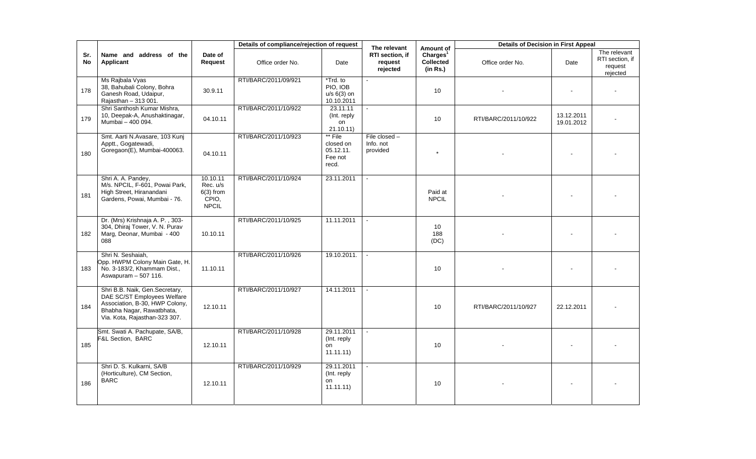| Sr. No | Name and address of the Applicant | Date of Request | Details of compliance/rejection of request | | The relevant RTI section, if request rejected | Amount of Charges[1] Collected (in Rs.) | Details of Decision in First Appeal | | |
|---|---|---|---|---|---|---|---|---|---|
| | | | Office order No. | Date | | | Office order No. | Date | The relevant RTI section, if request rejected |
| 178 | Ms Rajbala Vyas 38, Bahubali Colony, Bohra Ganesh Road, Udaipur, Rajasthan – 313 001. | 30.9.11 | RTI/BARC/2011/09/921 | *Trd. to PIO, IOB u/s 6(3) on 10.10.2011 | - | 10 | - | - | - |
| 179 | Shri Santhosh Kumar Mishra, 10, Deepak-A, Anushaktinagar, Mumbai – 400 094. | 04.10.11 | RTI/BARC/2011/10/922 | 23.11.11 (Int. reply on 21.10.11) | - | 10 | RTI/BARC/2011/10/922 | 13.12.2011 19.01.2012 | - |
| 180 | Smt. Aarti N.Avasare, 103 Kunj Apptt., Gogatewadi, Goregaon(E), Mumbai-400063. | 04.10.11 | RTI/BARC/2011/10/923 | ** File closed on 05.12.11. Fee not recd. | File closed – Info. not provided | * | - | - | - |
| 181 | Shri A. A. Pandey, M/s. NPCIL, F-601, Powai Park, High Street, Hiranandani Gardens, Powai, Mumbai - 76. | 10.10.11 Rec. u/s 6(3) from CPIO, NPCIL | RTI/BARC/2011/10/924 | 23.11.2011 | - | Paid at NPCIL | - | - | - |
| 182 | Dr. (Mrs) Krishnaja A. P. , 303-304, Dhiraj Tower, V. N. Purav Marg, Deonar, Mumbai - 400 088 | 10.10.11 | RTI/BARC/2011/10/925 | 11.11.2011 | - | 10 188 (DC) | - | - | - |
| 183 | Shri N. Seshaiah, Opp. HWPM Colony Main Gate, H. No. 3-183/2, Khammam Dist., Aswapuram – 507 116. | 11.10.11 | RTI/BARC/2011/10/926 | 19.10.2011. | - | 10 | - | - | - |
| 184 | Shri B.B. Naik, Gen.Secretary, DAE SC/ST Employees Welfare Association, B-30, HWP Colony, Bhabha Nagar, Rawatbhata, Via. Kota, Rajasthan-323 307. | 12.10.11 | RTI/BARC/2011/10/927 | 14.11.2011 | - | 10 | RTI/BARC/2011/10/927 | 22.12.2011 | - |
| 185 | Smt. Swati A. Pachupate, SA/B, F&L Section, BARC | 12.10.11 | RTI/BARC/2011/10/928 | 29.11.2011 (Int. reply on 11.11.11) | - | 10 | - | - | - |
| 186 | Shri D. S. Kulkarni, SA/B (Horticulture), CM Section, BARC | 12.10.11 | RTI/BARC/2011/10/929 | 29.11.2011 (Int. reply on 11.11.11) | - | 10 | - | - | - |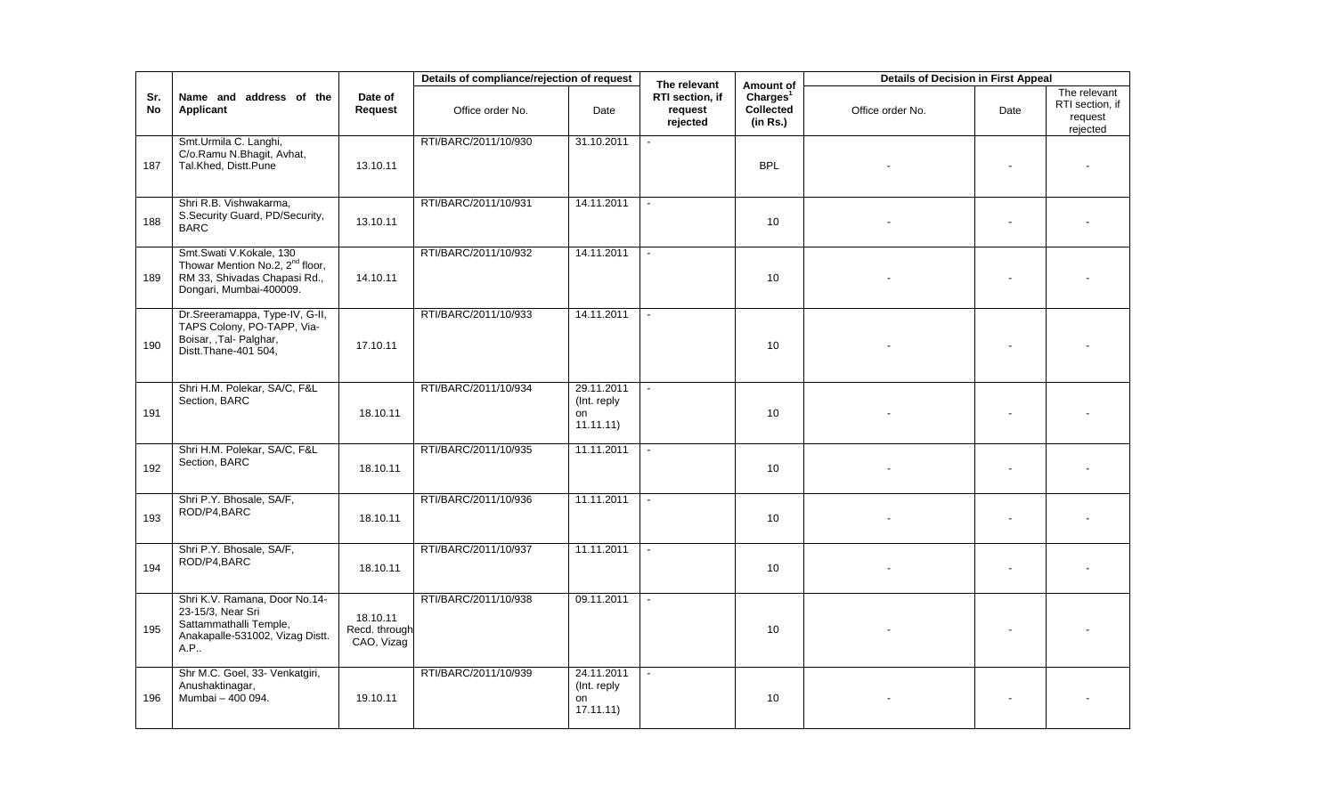| Sr. No | Name and address of the Applicant | Date of Request | Details of compliance/rejection of request | | The relevant RTI section, if request rejected | Amount of Charges[1] Collected (in Rs.) | Details of Decision in First Appeal | | |
|---|---|---|---|---|---|---|---|---|---|
| | | | Office order No. | Date | | | Office order No. | Date | The relevant RTI section, if request rejected |
| 187 | Smt.Urmila C. Langhi, C/o.Ramu N.Bhagit, Avhat, Tal.Khed, Distt.Pune | 13.10.11 | RTI/BARC/2011/10/930 | 31.10.2011 | - | BPL | - | - | - |
| 188 | Shri R.B. Vishwakarma, S.Security Guard, PD/Security, BARC | 13.10.11 | RTI/BARC/2011/10/931 | 14.11.2011 | - | 10 | - | - | - |
| 189 | Smt.Swati V.Kokale, 130 Thowar Mention No.2, 2nd floor, RM 33, Shivadas Chapasi Rd., Dongari, Mumbai-400009. | 14.10.11 | RTI/BARC/2011/10/932 | 14.11.2011 | - | 10 | - | - | - |
| 190 | Dr.Sreeramappa, Type-IV, G-II, TAPS Colony, PO-TAPP, Via-Boisar, ,Tal- Palghar, Distt.Thane-401 504, | 17.10.11 | RTI/BARC/2011/10/933 | 14.11.2011 | - | 10 | - | - | - |
| 191 | Shri H.M. Polekar, SA/C, F&L Section, BARC | 18.10.11 | RTI/BARC/2011/10/934 | 29.11.2011 (Int. reply on 11.11.11) | - | 10 | - | - | - |
| 192 | Shri H.M. Polekar, SA/C, F&L Section, BARC | 18.10.11 | RTI/BARC/2011/10/935 | 11.11.2011 | - | 10 | - | - | - |
| 193 | Shri P.Y. Bhosale, SA/F, ROD/P4,BARC | 18.10.11 | RTI/BARC/2011/10/936 | 11.11.2011 | - | 10 | - | - | - |
| 194 | Shri P.Y. Bhosale, SA/F, ROD/P4,BARC | 18.10.11 | RTI/BARC/2011/10/937 | 11.11.2011 | - | 10 | - | - | - |
| 195 | Shri K.V. Ramana, Door No.14-23-15/3, Near Sri Sattammathalli Temple, Anakapalle-531002, Vizag Distt. A.P.. | 18.10.11 Recd. through CAO, Vizag | RTI/BARC/2011/10/938 | 09.11.2011 | - | 10 | - | - | - |
| 196 | Shr M.C. Goel, 33- Venkatgiri, Anushaktinagar, Mumbai – 400 094. | 19.10.11 | RTI/BARC/2011/10/939 | 24.11.2011 (Int. reply on 17.11.11) | - | 10 | - | - | - |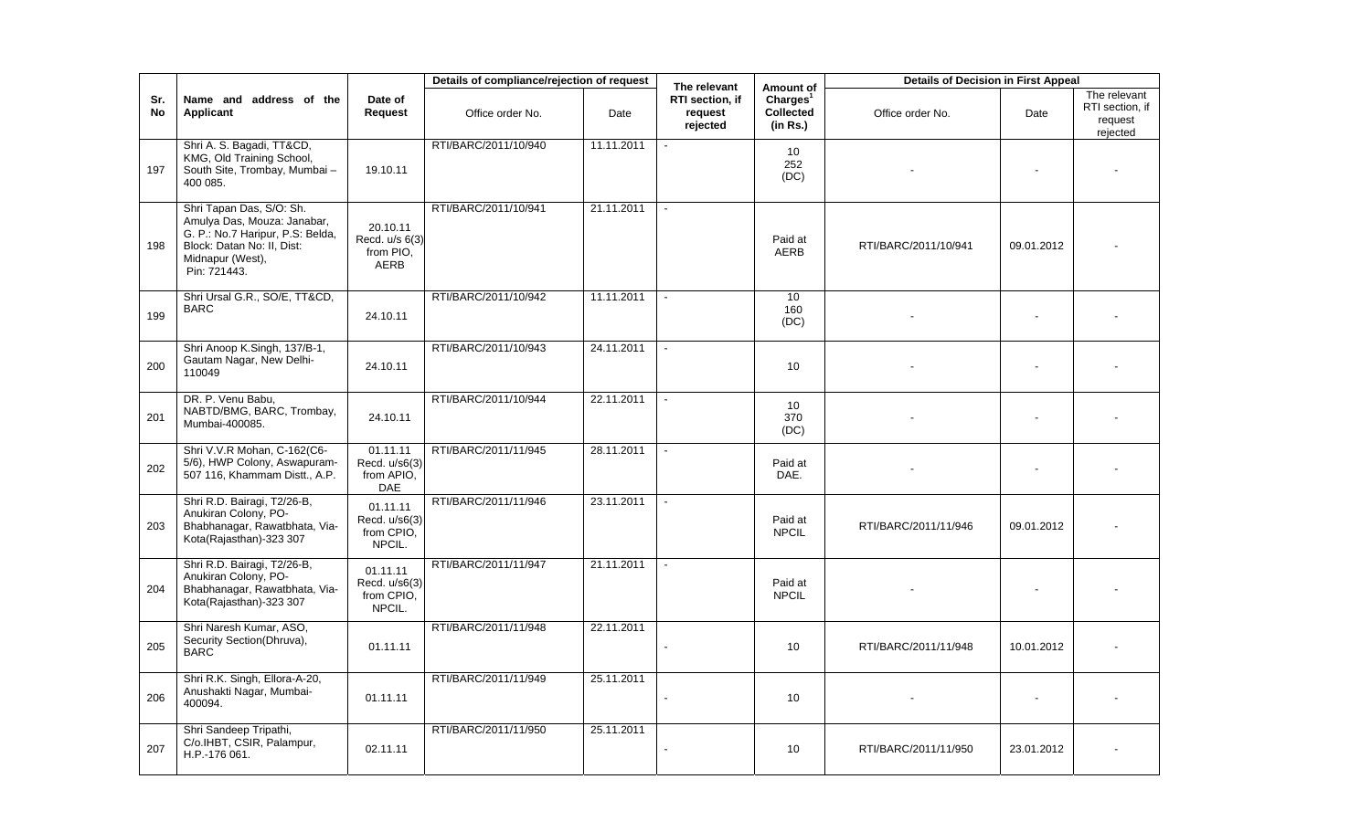| Sr. No | Name and address of the Applicant | Date of Request | Details of compliance/rejection of request | | The relevant RTI section, if request rejected | Amount of Charges[1] Collected (in Rs.) | Details of Decision in First Appeal | | |
|---|---|---|---|---|---|---|---|---|---|
| | | | Office order No. | Date | | | Office order No. | Date | The relevant RTI section, if request rejected |
| 197 | Shri A. S. Bagadi, TT&CD, KMG, Old Training School, South Site, Trombay, Mumbai – 400 085. | 19.10.11 | RTI/BARC/2011/10/940 | 11.11.2011 | - | 10 252 (DC) | - | - | - |
| 198 | Shri Tapan Das, S/O: Sh. Amulya Das, Mouza: Janabar, G. P.: No.7 Haripur, P.S: Belda, Block: Datan No: II, Dist: Midnapur (West), Pin: 721443. | 20.10.11 Recd. u/s 6(3) from PIO, AERB | RTI/BARC/2011/10/941 | 21.11.2011 | - | Paid at AERB | RTI/BARC/2011/10/941 | 09.01.2012 | - |
| 199 | Shri Ursal G.R., SO/E, TT&CD, BARC | 24.10.11 | RTI/BARC/2011/10/942 | 11.11.2011 | - | 10 160 (DC) | - | - | - |
| 200 | Shri Anoop K.Singh, 137/B-1, Gautam Nagar, New Delhi-110049 | 24.10.11 | RTI/BARC/2011/10/943 | 24.11.2011 | - | 10 | - | - | - |
| 201 | DR. P. Venu Babu, NABTD/BMG, BARC, Trombay, Mumbai-400085. | 24.10.11 | RTI/BARC/2011/10/944 | 22.11.2011 | - | 10 370 (DC) | - | - | - |
| 202 | Shri V.V.R Mohan, C-162(C6-5/6), HWP Colony, Aswapuram-507 116, Khammam Distt., A.P. | 01.11.11 Recd. u/s6(3) from APIO, DAE | RTI/BARC/2011/11/945 | 28.11.2011 | - | Paid at DAE. | - | - | - |
| 203 | Shri R.D. Bairagi, T2/26-B, Anukiran Colony, PO-Bhabhanagar, Rawatbhata, Via-Kota(Rajasthan)-323 307 | 01.11.11 Recd. u/s6(3) from CPIO, NPCIL. | RTI/BARC/2011/11/946 | 23.11.2011 | - | Paid at NPCIL | RTI/BARC/2011/11/946 | 09.01.2012 | - |
| 204 | Shri R.D. Bairagi, T2/26-B, Anukiran Colony, PO-Bhabhanagar, Rawatbhata, Via-Kota(Rajasthan)-323 307 | 01.11.11 Recd. u/s6(3) from CPIO, NPCIL. | RTI/BARC/2011/11/947 | 21.11.2011 | - | Paid at NPCIL | - | - | - |
| 205 | Shri Naresh Kumar, ASO, Security Section(Dhruva), BARC | 01.11.11 | RTI/BARC/2011/11/948 | 22.11.2011 | - | 10 | RTI/BARC/2011/11/948 | 10.01.2012 | - |
| 206 | Shri R.K. Singh, Ellora-A-20, Anushakti Nagar, Mumbai-400094. | 01.11.11 | RTI/BARC/2011/11/949 | 25.11.2011 | - | 10 | - | - | - |
| 207 | Shri Sandeep Tripathi, C/o.IHBT, CSIR, Palampur, H.P.-176 061. | 02.11.11 | RTI/BARC/2011/11/950 | 25.11.2011 | - | 10 | RTI/BARC/2011/11/950 | 23.01.2012 | - |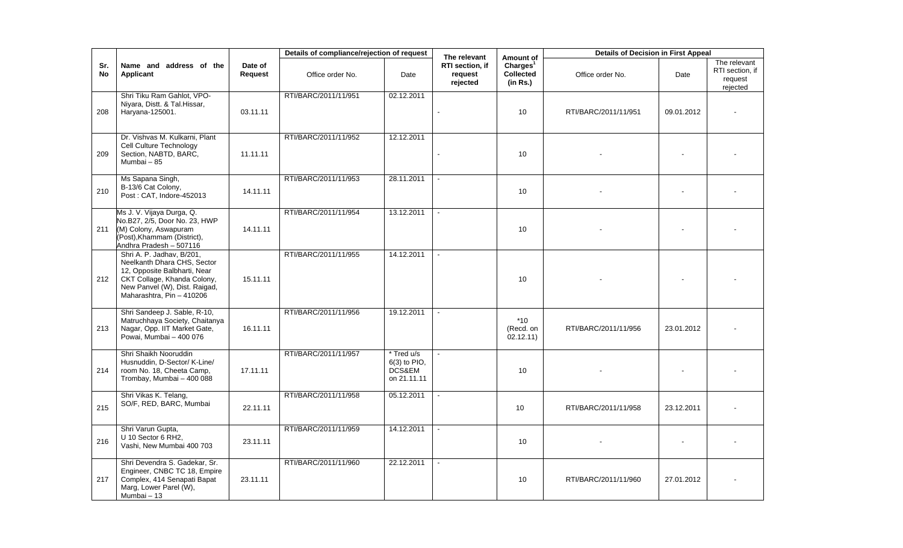| Sr. No | Name and address of the Applicant | Date of Request | Details of compliance/rejection of request | | The relevant RTI section, if request rejected | Amount of Charges[1] Collected (in Rs.) | Details of Decision in First Appeal | | |
|---|---|---|---|---|---|---|---|---|---|
| | | | Office order No. | Date | | | Office order No. | Date | The relevant RTI section, if request rejected |
| 208 | Shri Tiku Ram Gahlot, VPO-Niyara, Distt. & Tal.Hissar, Haryana-125001. | 03.11.11 | RTI/BARC/2011/11/951 | 02.12.2011 | - | 10 | RTI/BARC/2011/11/951 | 09.01.2012 | - |
| 209 | Dr. Vishvas M. Kulkarni, Plant Cell Culture Technology Section, NABTD, BARC, Mumbai – 85 | 11.11.11 | RTI/BARC/2011/11/952 | 12.12.2011 | - | 10 | - | - | - |
| 210 | Ms Sapana Singh, B-13/6 Cat Colony, Post : CAT, Indore-452013 | 14.11.11 | RTI/BARC/2011/11/953 | 28.11.2011 | - | 10 | - | - | - |
| 211 | Ms J. V. Vijaya Durga, Q. No.B27, 2/5, Door No. 23, HWP (M) Colony, Aswapuram (Post),Khammam (District), Andhra Pradesh – 507116 | 14.11.11 | RTI/BARC/2011/11/954 | 13.12.2011 | - | 10 | - | - | - |
| 212 | Shri A. P. Jadhav, B/201, Neelkanth Dhara CHS, Sector 12, Opposite Balbharti, Near CKT Collage, Khanda Colony, New Panvel (W), Dist. Raigad, Maharashtra, Pin – 410206 | 15.11.11 | RTI/BARC/2011/11/955 | 14.12.2011 | - | 10 | - | - | - |
| 213 | Shri Sandeep J. Sable, R-10, Matruchhaya Society, Chaitanya Nagar, Opp. IIT Market Gate, Powai, Mumbai – 400 076 | 16.11.11 | RTI/BARC/2011/11/956 | 19.12.2011 | - | *10 (Recd. on 02.12.11) | RTI/BARC/2011/11/956 | 23.01.2012 | - |
| 214 | Shri Shaikh Nooruddin Husnuddin, D-Sector/ K-Line/ room No. 18, Cheeta Camp, Trombay, Mumbai – 400 088 | 17.11.11 | RTI/BARC/2011/11/957 | * Tred u/s 6(3) to PIO, DCS&EM on 21.11.11 | - | 10 | - | - | - |
| 215 | Shri Vikas K. Telang, SO/F, RED, BARC, Mumbai | 22.11.11 | RTI/BARC/2011/11/958 | 05.12.2011 | - | 10 | RTI/BARC/2011/11/958 | 23.12.2011 | - |
| 216 | Shri Varun Gupta, U 10 Sector 6 RH2, Vashi, New Mumbai 400 703 | 23.11.11 | RTI/BARC/2011/11/959 | 14.12.2011 | - | 10 | - | - | - |
| 217 | Shri Devendra S. Gadekar, Sr. Engineer, CNBC TC 18, Empire Complex, 414 Senapati Bapat Marg, Lower Parel (W), Mumbai – 13 | 23.11.11 | RTI/BARC/2011/11/960 | 22.12.2011 | - | 10 | RTI/BARC/2011/11/960 | 27.01.2012 | - |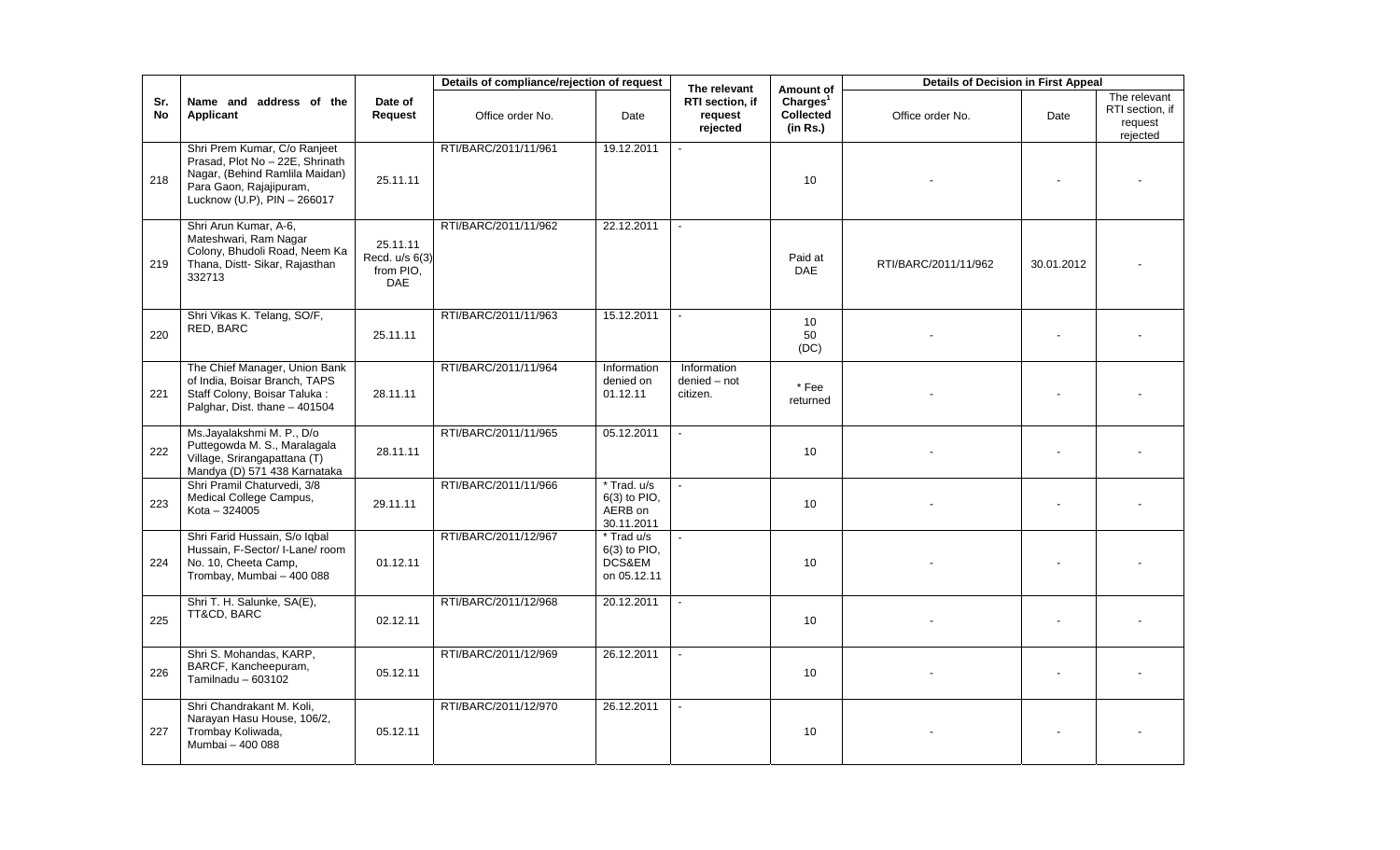| Sr. No | Name and address of the Applicant | Date of Request | Details of compliance/rejection of request | | The relevant RTI section, if request rejected | Amount of Charges[1] Collected (in Rs.) | Details of Decision in First Appeal | | |
|---|---|---|---|---|---|---|---|---|---|
| | | | Office order No. | Date | | | Office order No. | Date | The relevant RTI section, if request rejected |
| 218 | Shri Prem Kumar, C/o Ranjeet Prasad, Plot No – 22E, Shrinath Nagar, (Behind Ramlila Maidan) Para Gaon, Rajajipuram, Lucknow (U.P), PIN – 266017 | 25.11.11 | RTI/BARC/2011/11/961 | 19.12.2011 | - | 10 | - | - | - |
| 219 | Shri Arun Kumar, A-6, Mateshwari, Ram Nagar Colony, Bhudoli Road, Neem Ka Thana, Distt- Sikar, Rajasthan 332713 | 25.11.11 Recd. u/s 6(3) from PIO, DAE | RTI/BARC/2011/11/962 | 22.12.2011 | - | Paid at DAE | RTI/BARC/2011/11/962 | 30.01.2012 | - |
| 220 | Shri Vikas K. Telang, SO/F, RED, BARC | 25.11.11 | RTI/BARC/2011/11/963 | 15.12.2011 | - | 10 50 (DC) | - | - | - |
| 221 | The Chief Manager, Union Bank of India, Boisar Branch, TAPS Staff Colony, Boisar Taluka : Palghar, Dist. thane – 401504 | 28.11.11 | RTI/BARC/2011/11/964 | Information denied on 01.12.11 | Information denied – not citizen. | * Fee returned | - | - | - |
| 222 | Ms.Jayalakshmi M. P., D/o Puttegowda M. S., Maralagala Village, Srirangapattana (T) Mandya (D) 571 438 Karnataka | 28.11.11 | RTI/BARC/2011/11/965 | 05.12.2011 | - | 10 | - | - | - |
| 223 | Shri Pramil Chaturvedi, 3/8 Medical College Campus, Kota – 324005 | 29.11.11 | RTI/BARC/2011/11/966 | * Trad. u/s 6(3) to PIO, AERB on 30.11.2011 | - | 10 | - | - | - |
| 224 | Shri Farid Hussain, S/o Iqbal Hussain, F-Sector/ I-Lane/ room No. 10, Cheeta Camp, Trombay, Mumbai – 400 088 | 01.12.11 | RTI/BARC/2011/12/967 | * Trad u/s 6(3) to PIO, DCS&EM on 05.12.11 | - | 10 | - | - | - |
| 225 | Shri T. H. Salunke, SA(E), TT&CD, BARC | 02.12.11 | RTI/BARC/2011/12/968 | 20.12.2011 | - | 10 | - | - | - |
| 226 | Shri S. Mohandas, KARP, BARCF, Kancheepuram, Tamilnadu – 603102 | 05.12.11 | RTI/BARC/2011/12/969 | 26.12.2011 | - | 10 | - | - | - |
| 227 | Shri Chandrakant M. Koli, Narayan Hasu House, 106/2, Trombay Koliwada, Mumbai – 400 088 | 05.12.11 | RTI/BARC/2011/12/970 | 26.12.2011 | - | 10 | - | - | - |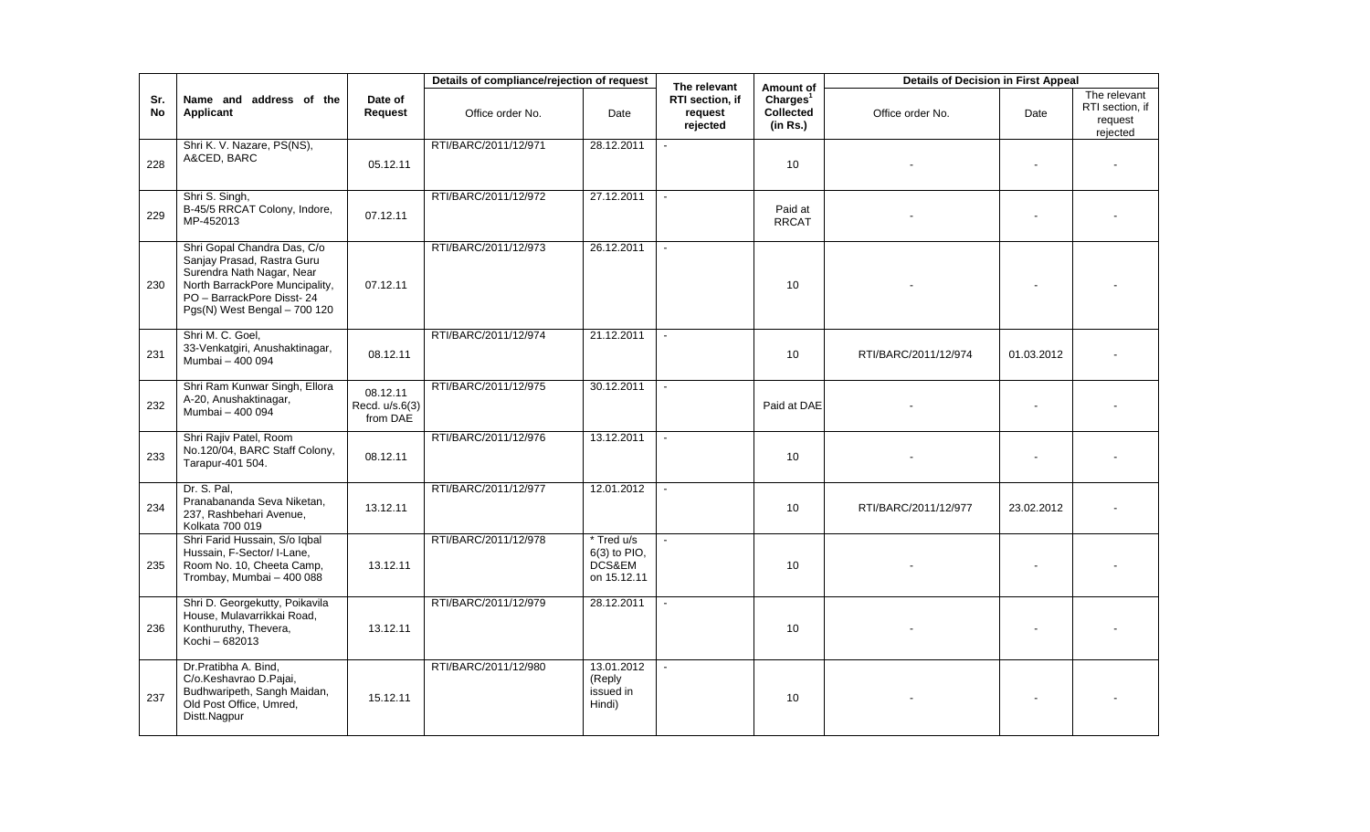| Sr. No | Name and address of the Applicant | Date of Request | Details of compliance/rejection of request | | The relevant RTI section, if request rejected | Amount of Charges[1] Collected (in Rs.) | Details of Decision in First Appeal | | |
|---|---|---|---|---|---|---|---|---|---|
| | | | Office order No. | Date | | | Office order No. | Date | The relevant RTI section, if request rejected |
| 228 | Shri K. V. Nazare, PS(NS), A&CED, BARC | 05.12.11 | RTI/BARC/2011/12/971 | 28.12.2011 | - | 10 | - | - | - |
| 229 | Shri S. Singh, B-45/5 RRCAT Colony, Indore, MP-452013 | 07.12.11 | RTI/BARC/2011/12/972 | 27.12.2011 | - | Paid at RRCAT | - | - | - |
| 230 | Shri Gopal Chandra Das, C/o Sanjay Prasad, Rastra Guru Surendra Nath Nagar, Near North BarrackPore Muncipality, PO – BarrackPore Disst- 24 Pgs(N) West Bengal – 700 120 | 07.12.11 | RTI/BARC/2011/12/973 | 26.12.2011 | - | 10 | - | - | - |
| 231 | Shri M. C. Goel, 33-Venkatgiri, Anushaktinagar, Mumbai – 400 094 | 08.12.11 | RTI/BARC/2011/12/974 | 21.12.2011 | - | 10 | RTI/BARC/2011/12/974 | 01.03.2012 | - |
| 232 | Shri Ram Kunwar Singh, Ellora A-20, Anushaktinagar, Mumbai – 400 094 | 08.12.11 Recd. u/s.6(3) from DAE | RTI/BARC/2011/12/975 | 30.12.2011 | - | Paid at DAE | - | - | - |
| 233 | Shri Rajiv Patel, Room No.120/04, BARC Staff Colony, Tarapur-401 504. | 08.12.11 | RTI/BARC/2011/12/976 | 13.12.2011 | - | 10 | - | - | - |
| 234 | Dr. S. Pal, Pranabananda Seva Niketan, 237, Rashbehari Avenue, Kolkata 700 019 | 13.12.11 | RTI/BARC/2011/12/977 | 12.01.2012 | - | 10 | RTI/BARC/2011/12/977 | 23.02.2012 | - |
| 235 | Shri Farid Hussain, S/o Iqbal Hussain, F-Sector/ I-Lane, Room No. 10, Cheeta Camp, Trombay, Mumbai – 400 088 | 13.12.11 | RTI/BARC/2011/12/978 | * Tred u/s 6(3) to PIO, DCS&EM on 15.12.11 | - | 10 | - | - | - |
| 236 | Shri D. Georgekutty, Poikavila House, Mulavarrikkai Road, Konthuruthy, Thevera, Kochi – 682013 | 13.12.11 | RTI/BARC/2011/12/979 | 28.12.2011 | - | 10 | - | - | - |
| 237 | Dr.Pratibha A. Bind, C/o.Keshavrao D.Pajai, Budhwaripeth, Sangh Maidan, Old Post Office, Umred, Distt.Nagpur | 15.12.11 | RTI/BARC/2011/12/980 | 13.01.2012 (Reply issued in Hindi) | - | 10 | - | - | - |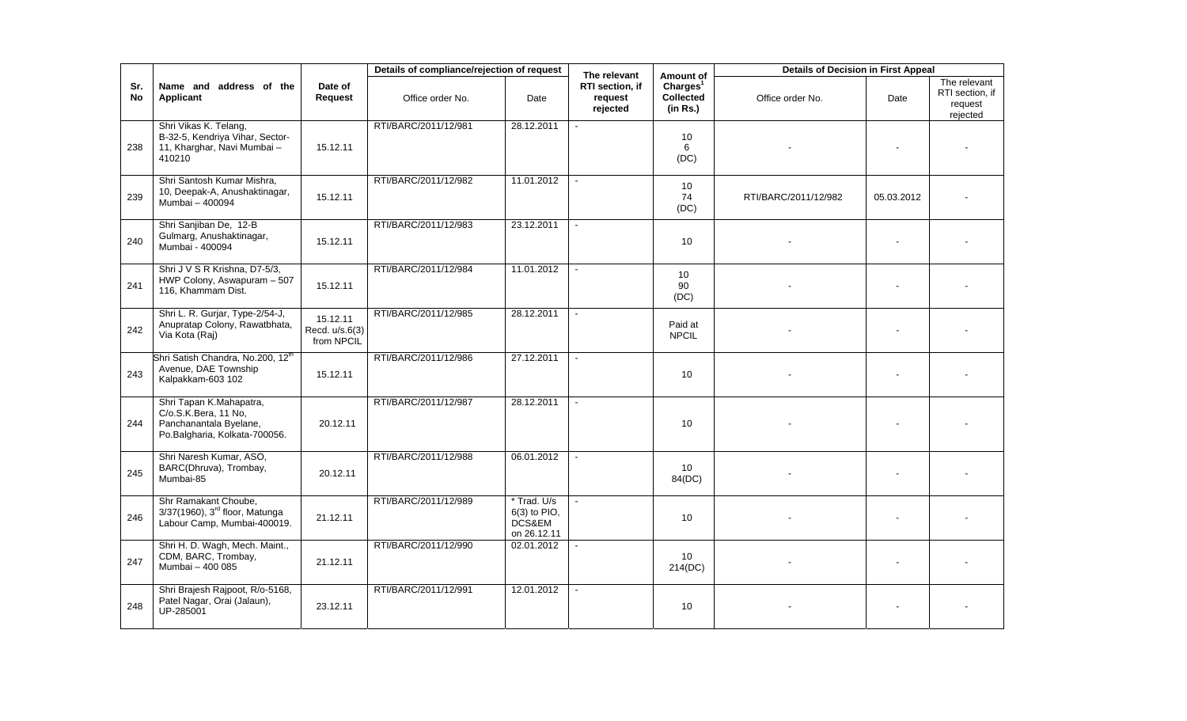| Sr. No | Name and address of the Applicant | Date of Request | Details of compliance/rejection of request | | The relevant RTI section, if request rejected | Amount of Charges[1] Collected (in Rs.) | Details of Decision in First Appeal | | |
|---|---|---|---|---|---|---|---|---|---|
| | | | Office order No. | Date | | | Office order No. | Date | The relevant RTI section, if request rejected |
| 238 | Shri Vikas K. Telang, B-32-5, Kendriya Vihar, Sector-11, Kharghar, Navi Mumbai – 410210 | 15.12.11 | RTI/BARC/2011/12/981 | 28.12.2011 | - | 10 6 (DC) | - | - | - |
| 239 | Shri Santosh Kumar Mishra, 10, Deepak-A, Anushaktinagar, Mumbai – 400094 | 15.12.11 | RTI/BARC/2011/12/982 | 11.01.2012 | - | 10 74 (DC) | RTI/BARC/2011/12/982 | 05.03.2012 | - |
| 240 | Shri Sanjiban De, 12-B Gulmarg, Anushaktinagar, Mumbai - 400094 | 15.12.11 | RTI/BARC/2011/12/983 | 23.12.2011 | - | 10 | - | - | - |
| 241 | Shri J V S R Krishna, D7-5/3, HWP Colony, Aswapuram – 507 116, Khammam Dist. | 15.12.11 | RTI/BARC/2011/12/984 | 11.01.2012 | - | 10 90 (DC) | - | - | - |
| 242 | Shri L. R. Gurjar, Type-2/54-J, Anupratap Colony, Rawatbhata, Via Kota (Raj) | 15.12.11 Recd. u/s.6(3) from NPCIL | RTI/BARC/2011/12/985 | 28.12.2011 | - | Paid at NPCIL | - | - | - |
| 243 | Shri Satish Chandra, No.200, 12th Avenue, DAE Township Kalpakkam-603 102 | 15.12.11 | RTI/BARC/2011/12/986 | 27.12.2011 | - | 10 | - | - | - |
| 244 | Shri Tapan K.Mahapatra, C/o.S.K.Bera, 11 No, Panchanantala Byelane, Po.Balgharia, Kolkata-700056. | 20.12.11 | RTI/BARC/2011/12/987 | 28.12.2011 | - | 10 | - | - | - |
| 245 | Shri Naresh Kumar, ASO, BARC(Dhruva), Trombay, Mumbai-85 | 20.12.11 | RTI/BARC/2011/12/988 | 06.01.2012 | - | 10 84(DC) | - | - | - |
| 246 | Shr Ramakant Choube, 3/37(1960), 3rd floor, Matunga Labour Camp, Mumbai-400019. | 21.12.11 | RTI/BARC/2011/12/989 | * Trad. U/s 6(3) to PIO, DCS&EM on 26.12.11 | - | 10 | - | - | - |
| 247 | Shri H. D. Wagh, Mech. Maint., CDM, BARC, Trombay, Mumbai – 400 085 | 21.12.11 | RTI/BARC/2011/12/990 | 02.01.2012 | - | 10 214(DC) | - | - | - |
| 248 | Shri Brajesh Rajpoot, R/o-5168, Patel Nagar, Orai (Jalaun), UP-285001 | 23.12.11 | RTI/BARC/2011/12/991 | 12.01.2012 | - | 10 | - | - | - |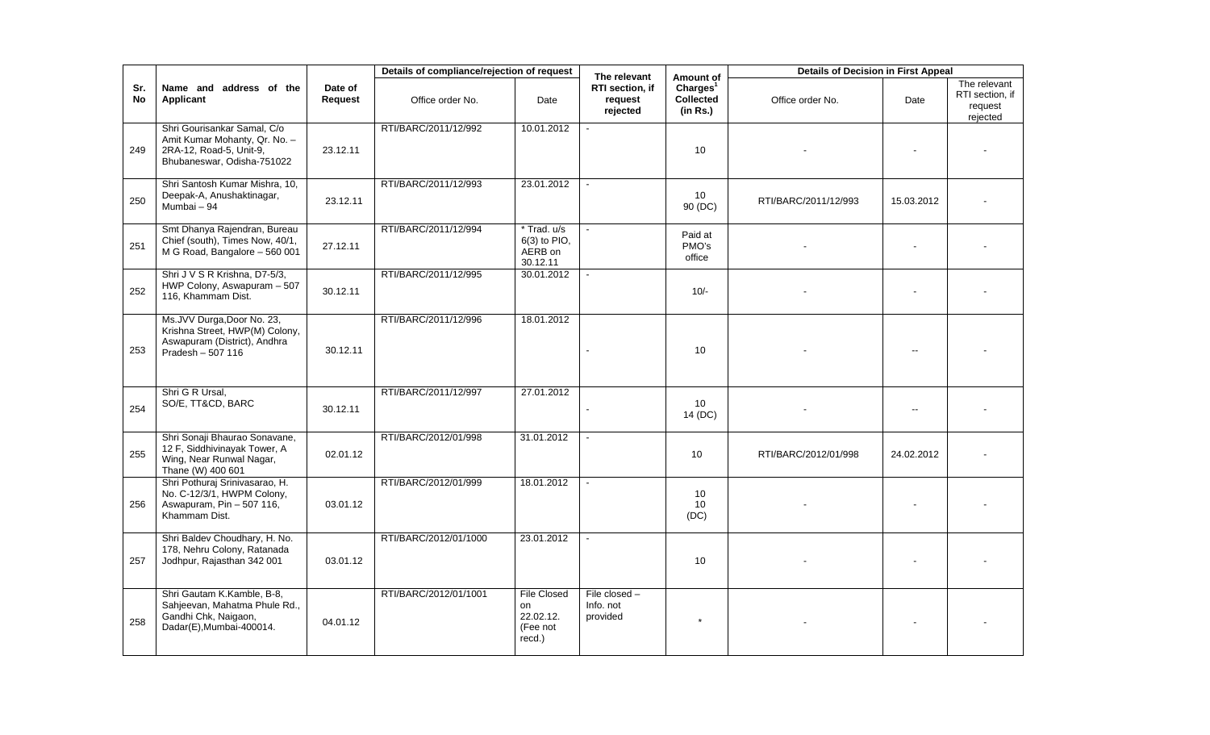| Sr. No | Name and address of the Applicant | Date of Request | Details of compliance/rejection of request | | The relevant RTI section, if request rejected | Amount of Charges[1] Collected (in Rs.) | Details of Decision in First Appeal | | |
|---|---|---|---|---|---|---|---|---|---|
| | | | Office order No. | Date | | | Office order No. | Date | The relevant RTI section, if request rejected |
| 249 | Shri Gourisankar Samal, C/o Amit Kumar Mohanty, Qr. No. – 2RA-12, Road-5, Unit-9, Bhubaneswar, Odisha-751022 | 23.12.11 | RTI/BARC/2011/12/992 | 10.01.2012 | - | 10 | - | - | - |
| 250 | Shri Santosh Kumar Mishra, 10, Deepak-A, Anushaktinagar, Mumbai – 94 | 23.12.11 | RTI/BARC/2011/12/993 | 23.01.2012 | - | 10<br>90 (DC) | RTI/BARC/2011/12/993 | 15.03.2012 | - |
| 251 | Smt Dhanya Rajendran, Bureau Chief (south), Times Now, 40/1, M G Road, Bangalore – 560 001 | 27.12.11 | RTI/BARC/2011/12/994 | * Trad. u/s 6(3) to PIO, AERB on 30.12.11 | - | Paid at PMO's office | - | - | - |
| 252 | Shri J V S R Krishna, D7-5/3, HWP Colony, Aswapuram – 507 116, Khammam Dist. | 30.12.11 | RTI/BARC/2011/12/995 | 30.01.2012 | - | 10/- | - | - | - |
| 253 | Ms.JVV Durga,Door No. 23, Krishna Street, HWP(M) Colony, Aswapuram (District), Andhra Pradesh – 507 116 | 30.12.11 | RTI/BARC/2011/12/996 | 18.01.2012 | - | 10 | - | -- | - |
| 254 | Shri G R Ursal, SO/E, TT&CD, BARC | 30.12.11 | RTI/BARC/2011/12/997 | 27.01.2012 | - | 10<br>14 (DC) | - | -- | - |
| 255 | Shri Sonaji Bhaurao Sonavane, 12 F, Siddhivinayak Tower, A Wing, Near Runwal Nagar, Thane (W) 400 601 | 02.01.12 | RTI/BARC/2012/01/998 | 31.01.2012 | - | 10 | RTI/BARC/2012/01/998 | 24.02.2012 | - |
| 256 | Shri Pothuraj Srinivasarao, H. No. C-12/3/1, HWPM Colony, Aswapuram, Pin – 507 116, Khammam Dist. | 03.01.12 | RTI/BARC/2012/01/999 | 18.01.2012 | - | 10<br>10<br>(DC) | - | - | - |
| 257 | Shri Baldev Choudhary, H. No. 178, Nehru Colony, Ratanada Jodhpur, Rajasthan 342 001 | 03.01.12 | RTI/BARC/2012/01/1000 | 23.01.2012 | - | 10 | - | - | - |
| 258 | Shri Gautam K.Kamble, B-8, Sahjeevan, Mahatma Phule Rd., Gandhi Chk, Naigaon, Dadar(E),Mumbai-400014. | 04.01.12 | RTI/BARC/2012/01/1001 | File Closed on 22.02.12. (Fee not recd.) | File closed – Info. not provided | * | - | - | - |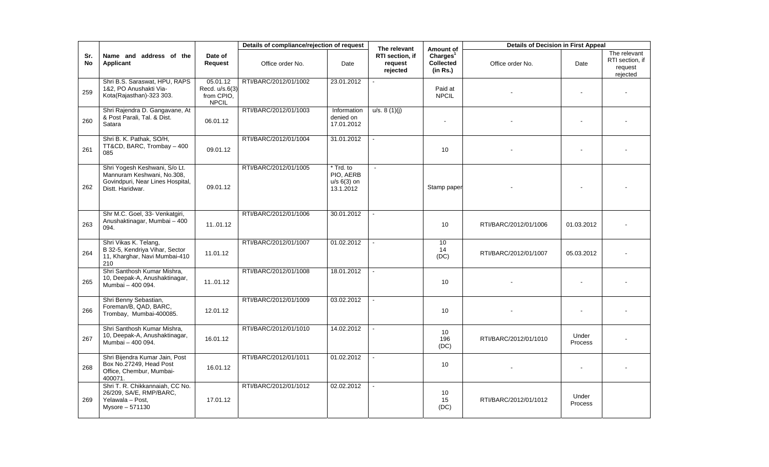| Sr. No | Name and address of the Applicant | Date of Request | Details of compliance/rejection of request | | The relevant RTI section, if request rejected | Amount of Charges[1] Collected (in Rs.) | Details of Decision in First Appeal | | |
|---|---|---|---|---|---|---|---|---|---|
| | | | Office order No. | Date | | | Office order No. | Date | The relevant RTI section, if request rejected |
| 259 | Shri B.S. Saraswat, HPU, RAPS 1&2, PO Anushakti Via-Kota(Rajasthan)-323 303. | 05.01.12 Recd. u/s.6(3) from CPIO, NPCIL | RTI/BARC/2012/01/1002 | 23.01.2012 | - | Paid at NPCIL | - | - | - |
| 260 | Shri Rajendra D. Gangavane, At & Post Parali, Tal. & Dist. Satara | 06.01.12 | RTI/BARC/2012/01/1003 | Information denied on 17.01.2012 | u/s. 8 (1)(j) | - | - | - | - |
| 261 | Shri B. K. Pathak, SO/H, TT&CD, BARC, Trombay – 400 085 | 09.01.12 | RTI/BARC/2012/01/1004 | 31.01.2012 | - | 10 | - | - | - |
| 262 | Shri Yogesh Keshwani, S/o Lt. Mannuram Keshwani, No.308, Govindpuri, Near Lines Hospital, Distt. Haridwar. | 09.01.12 | RTI/BARC/2012/01/1005 | * Trd. to PIO, AERB u/s 6(3) on 13.1.2012 | - | Stamp paper | - | - | - |
| 263 | Shr M.C. Goel, 33- Venkatgiri, Anushaktinagar, Mumbai – 400 094. | 11..01.12 | RTI/BARC/2012/01/1006 | 30.01.2012 | - | 10 | RTI/BARC/2012/01/1006 | 01.03.2012 | - |
| 264 | Shri Vikas K. Telang, B 32-5, Kendriya Vihar, Sector 11, Kharghar, Navi Mumbai-410 210 | 11.01.12 | RTI/BARC/2012/01/1007 | 01.02.2012 | - | 10<br>14<br>(DC) | RTI/BARC/2012/01/1007 | 05.03.2012 | - |
| 265 | Shri Santhosh Kumar Mishra, 10, Deepak-A, Anushaktinagar, Mumbai – 400 094. | 11..01.12 | RTI/BARC/2012/01/1008 | 18.01.2012 | - | 10 | - | - | - |
| 266 | Shri Benny Sebastian, Foreman/B, QAD, BARC, Trombay, Mumbai-400085. | 12.01.12 | RTI/BARC/2012/01/1009 | 03.02.2012 | - | 10 | - | - | - |
| 267 | Shri Santhosh Kumar Mishra, 10, Deepak-A, Anushaktinagar, Mumbai – 400 094. | 16.01.12 | RTI/BARC/2012/01/1010 | 14.02.2012 | - | 10<br>196<br>(DC) | RTI/BARC/2012/01/1010 | Under Process | - |
| 268 | Shri Bijendra Kumar Jain, Post Box No.27249, Head Post Office, Chembur, Mumbai-400071. | 16.01.12 | RTI/BARC/2012/01/1011 | 01.02.2012 | - | 10 | - | - | - |
| 269 | Shri T. R. Chikkannaiah, CC No. 26/209, SA/E, RMP/BARC, Yelawala – Post, Mysore – 571130 | 17.01.12 | RTI/BARC/2012/01/1012 | 02.02.2012 | - | 10<br>15<br>(DC) | RTI/BARC/2012/01/1012 | Under Process | |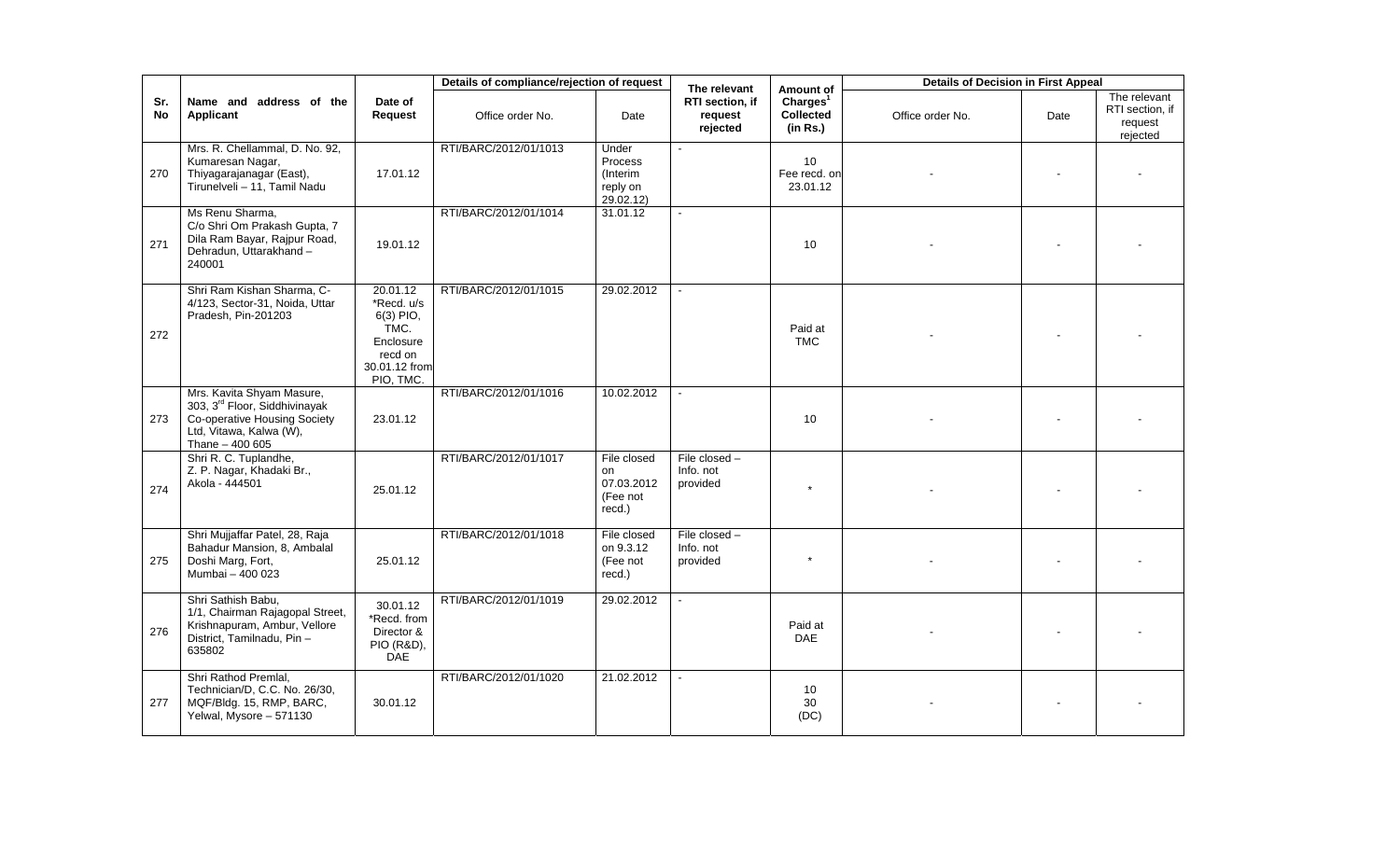| Sr. No | Name and address of the Applicant | Date of Request | Details of compliance/rejection of request | | The relevant RTI section, if request rejected | Amount of Charges[1] Collected (in Rs.) | Details of Decision in First Appeal | | |
|---|---|---|---|---|---|---|---|---|---|
| | | | Office order No. | Date | | | Office order No. | Date | The relevant RTI section, if request rejected |
| 270 | Mrs. R. Chellammal, D. No. 92, Kumaresan Nagar, Thiyagarajanagar (East), Tirunelveli – 11, Tamil Nadu | 17.01.12 | RTI/BARC/2012/01/1013 | Under Process (Interim reply on 29.02.12) | - | 10 Fee recd. on 23.01.12 | - | - | - |
| 271 | Ms Renu Sharma, C/o Shri Om Prakash Gupta, 7 Dila Ram Bayar, Rajpur Road, Dehradun, Uttarakhand – 240001 | 19.01.12 | RTI/BARC/2012/01/1014 | 31.01.12 | - | 10 | - | - | - |
| 272 | Shri Ram Kishan Sharma, C-4/123, Sector-31, Noida, Uttar Pradesh, Pin-201203 | 20.01.12 *Recd. u/s 6(3) PIO, TMC. Enclosure recd on 30.01.12 from PIO, TMC. | RTI/BARC/2012/01/1015 | 29.02.2012 | - | Paid at TMC | - | - | - |
| 273 | Mrs. Kavita Shyam Masure, 303, 3rd Floor, Siddhivinayak Co-operative Housing Society Ltd, Vitawa, Kalwa (W), Thane – 400 605 | 23.01.12 | RTI/BARC/2012/01/1016 | 10.02.2012 | - | 10 | - | - | - |
| 274 | Shri R. C. Tuplandhe, Z. P. Nagar, Khadaki Br., Akola - 444501 | 25.01.12 | RTI/BARC/2012/01/1017 | File closed on 07.03.2012 (Fee not recd.) | File closed – Info. not provided | * | - | - | - |
| 275 | Shri Mujjaffar Patel, 28, Raja Bahadur Mansion, 8, Ambalal Doshi Marg, Fort, Mumbai – 400 023 | 25.01.12 | RTI/BARC/2012/01/1018 | File closed on 9.3.12 (Fee not recd.) | File closed – Info. not provided | * | - | - | - |
| 276 | Shri Sathish Babu, 1/1, Chairman Rajagopal Street, Krishnapuram, Ambur, Vellore District, Tamilnadu, Pin – 635802 | 30.01.12 *Recd. from Director & PIO (R&D), DAE | RTI/BARC/2012/01/1019 | 29.02.2012 | - | Paid at DAE | - | - | - |
| 277 | Shri Rathod Premlal, Technician/D, C.C. No. 26/30, MQF/Bldg. 15, RMP, BARC, Yelwal, Mysore – 571130 | 30.01.12 | RTI/BARC/2012/01/1020 | 21.02.2012 | - | 10 30 (DC) | - | - | - |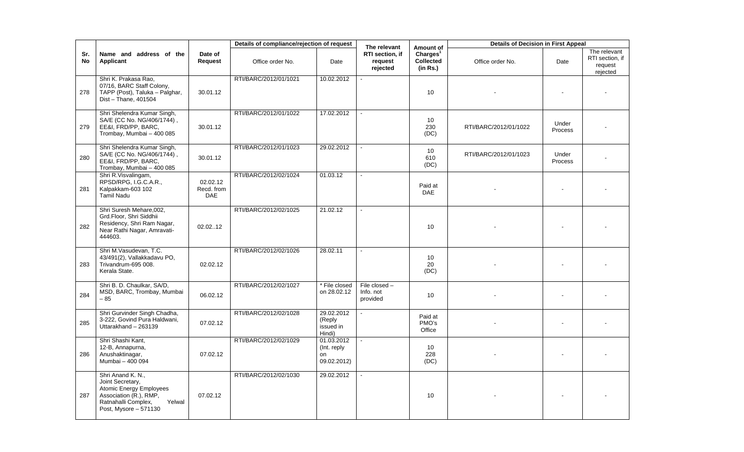| Sr. No | Name and address of the Applicant | Date of Request | Details of compliance/rejection of request | | The relevant RTI section, if request rejected | Amount of Charges[1] Collected (in Rs.) | Details of Decision in First Appeal | | |
|---|---|---|---|---|---|---|---|---|---|
| | | | Office order No. | Date | | | Office order No. | Date | The relevant RTI section, if request rejected |
| 278 | Shri K. Prakasa Rao, 07/16, BARC Staff Colony, TAPP (Post), Taluka – Palghar, Dist – Thane, 401504 | 30.01.12 | RTI/BARC/2012/01/1021 | 10.02.2012 | - | 10 | - | - | - |
| 279 | Shri Shelendra Kumar Singh, SA/E (CC No. NG/406/1744), EE&I, FRD/PP, BARC, Trombay, Mumbai – 400 085 | 30.01.12 | RTI/BARC/2012/01/1022 | 17.02.2012 | - | 10 230 (DC) | RTI/BARC/2012/01/1022 | Under Process | - |
| 280 | Shri Shelendra Kumar Singh, SA/E (CC No. NG/406/1744), EE&I, FRD/PP, BARC, Trombay, Mumbai – 400 085 | 30.01.12 | RTI/BARC/2012/01/1023 | 29.02.2012 | - | 10 610 (DC) | RTI/BARC/2012/01/1023 | Under Process | - |
| 281 | Shri R.Visvalingam, RPSD/RPG, I.G.C.A.R., Kalpakkam-603 102 Tamil Nadu | 02.02.12 Recd. from DAE | RTI/BARC/2012/02/1024 | 01.03.12 | - | Paid at DAE | - | - | - |
| 282 | Shri Suresh Mehare,002, Grd.Floor, Shri Siddhii Residency, Shri Ram Nagar, Near Rathi Nagar, Amravati-444603. | 02.02..12 | RTI/BARC/2012/02/1025 | 21.02.12 | - | 10 | - | - | - |
| 283 | Shri M.Vasudevan, T.C. 43/491(2), Vallakkadavu PO, Trivandrum-695 008. Kerala State. | 02.02.12 | RTI/BARC/2012/02/1026 | 28.02.11 | - | 10 20 (DC) | - | - | - |
| 284 | Shri B. D. Chaulkar, SA/D, MSD, BARC, Trombay, Mumbai – 85 | 06.02.12 | RTI/BARC/2012/02/1027 | * File closed on 28.02.12 | File closed – Info. not provided | 10 | - | - | - |
| 285 | Shri Gurvinder Singh Chadha, 3-222, Govind Pura Haldwani, Uttarakhand – 263139 | 07.02.12 | RTI/BARC/2012/02/1028 | 29.02.2012 (Reply issued in Hindi) | - | Paid at PMO's Office | - | - | - |
| 286 | Shri Shashi Kant, 12-B, Annapurna, Anushaktinagar, Mumbai – 400 094 | 07.02.12 | RTI/BARC/2012/02/1029 | 01.03.2012 (Int. reply on 09.02.2012) | - | 10 228 (DC) | - | - | - |
| 287 | Shri Anand K. N., Joint Secretary, Atomic Energy Employees Association (R.), RMP, Ratnahalli Complex, Yelwal Post, Mysore – 571130 | 07.02.12 | RTI/BARC/2012/02/1030 | 29.02.2012 | - | 10 | - | - | - |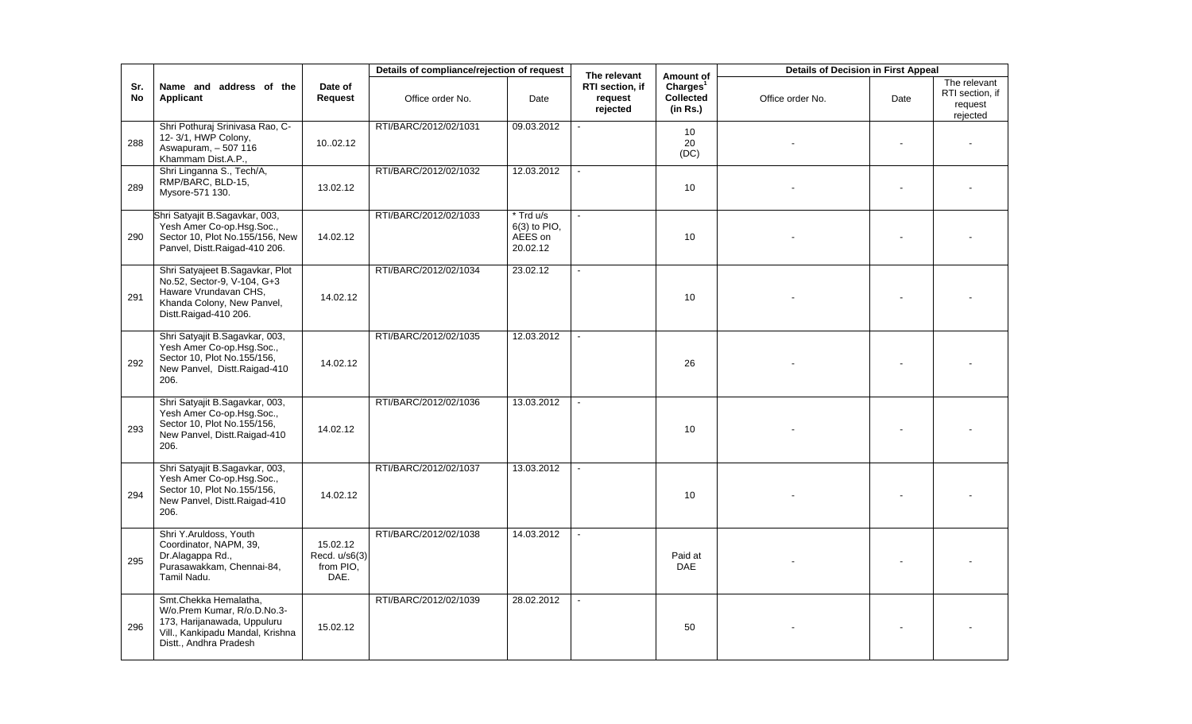| Sr. No | Name and address of the Applicant | Date of Request | Details of compliance/rejection of request | | The relevant RTI section, if request rejected | Amount of Charges[1] Collected (in Rs.) | Details of Decision in First Appeal | | |
|---|---|---|---|---|---|---|---|---|---|
| | | | Office order No. | Date | | | Office order No. | Date | The relevant RTI section, if request rejected |
| 288 | Shri Pothuraj Srinivasa Rao, C-12- 3/1, HWP Colony, Aswapuram, – 507 116 Khammam Dist.A.P., | 10..02.12 | RTI/BARC/2012/02/1031 | 09.03.2012 | - | 10 20 (DC) | - | - | - |
| 289 | Shri Linganna S., Tech/A, RMP/BARC, BLD-15, Mysore-571 130. | 13.02.12 | RTI/BARC/2012/02/1032 | 12.03.2012 | - | 10 | - | - | - |
| 290 | Shri Satyajit B.Sagavkar, 003, Yesh Amer Co-op.Hsg.Soc., Sector 10, Plot No.155/156, New Panvel, Distt.Raigad-410 206. | 14.02.12 | RTI/BARC/2012/02/1033 | * Trd u/s 6(3) to PIO, AEES on 20.02.12 | - | 10 | - | - | - |
| 291 | Shri Satyajeet B.Sagavkar, Plot No.52, Sector-9, V-104, G+3 Haware Vrundavan CHS, Khanda Colony, New Panvel, Distt.Raigad-410 206. | 14.02.12 | RTI/BARC/2012/02/1034 | 23.02.12 | - | 10 | - | - | - |
| 292 | Shri Satyajit B.Sagavkar, 003, Yesh Amer Co-op.Hsg.Soc., Sector 10, Plot No.155/156, New Panvel, Distt.Raigad-410 206. | 14.02.12 | RTI/BARC/2012/02/1035 | 12.03.2012 | - | 26 | - | - | - |
| 293 | Shri Satyajit B.Sagavkar, 003, Yesh Amer Co-op.Hsg.Soc., Sector 10, Plot No.155/156, New Panvel, Distt.Raigad-410 206. | 14.02.12 | RTI/BARC/2012/02/1036 | 13.03.2012 | - | 10 | - | - | - |
| 294 | Shri Satyajit B.Sagavkar, 003, Yesh Amer Co-op.Hsg.Soc., Sector 10, Plot No.155/156, New Panvel, Distt.Raigad-410 206. | 14.02.12 | RTI/BARC/2012/02/1037 | 13.03.2012 | - | 10 | - | - | - |
| 295 | Shri Y.Aruldoss, Youth Coordinator, NAPM, 39, Dr.Alagappa Rd., Purasawakkam, Chennai-84, Tamil Nadu. | 15.02.12 Recd. u/s6(3) from PIO, DAE. | RTI/BARC/2012/02/1038 | 14.03.2012 | - | Paid at DAE | - | - | - |
| 296 | Smt.Chekka Hemalatha, W/o.Prem Kumar, R/o.D.No.3-173, Harijanawada, Uppuluru Vill., Kankipadu Mandal, Krishna Distt., Andhra Pradesh | 15.02.12 | RTI/BARC/2012/02/1039 | 28.02.2012 | - | 50 | - | - | - |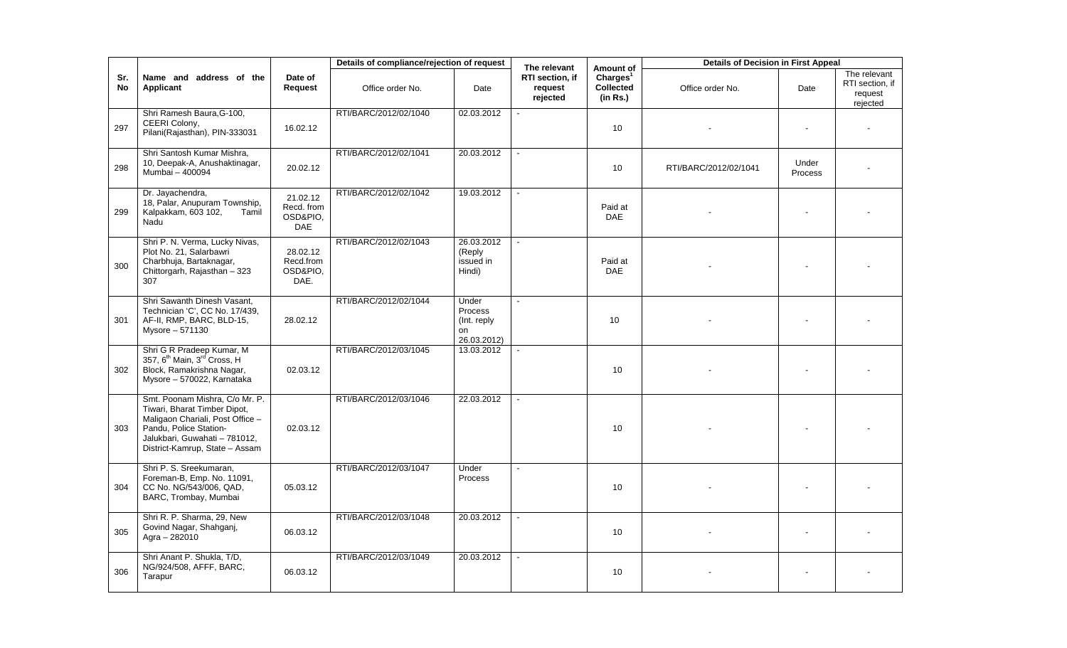| Sr. No | Name and address of the Applicant | Date of Request | Details of compliance/rejection of request | | The relevant RTI section, if request rejected | Amount of Charges[1] Collected (in Rs.) | Details of Decision in First Appeal | | |
|---|---|---|---|---|---|---|---|---|---|
| | | | Office order No. | Date | | | Office order No. | Date | The relevant RTI section, if request rejected |
| 297 | Shri Ramesh Baura,G-100, CEERI Colony, Pilani(Rajasthan), PIN-333031 | 16.02.12 | RTI/BARC/2012/02/1040 | 02.03.2012 | - | 10 | - | - | - |
| 298 | Shri Santosh Kumar Mishra, 10, Deepak-A, Anushaktinagar, Mumbai – 400094 | 20.02.12 | RTI/BARC/2012/02/1041 | 20.03.2012 | - | 10 | RTI/BARC/2012/02/1041 | Under Process | - |
| 299 | Dr. Jayachendra, 18, Palar, Anupuram Township, Kalpakkam, 603 102, Tamil Nadu | 21.02.12 Recd. from OSD&PIO, DAE | RTI/BARC/2012/02/1042 | 19.03.2012 | - | Paid at DAE | - | - | - |
| 300 | Shri P. N. Verma, Lucky Nivas, Plot No. 21, Salarbawri Charbhuja, Bartaknagar, Chittorgarh, Rajasthan – 323 307 | 28.02.12 Recd.from OSD&PIO, DAE. | RTI/BARC/2012/02/1043 | 26.03.2012 (Reply issued in Hindi) | - | Paid at DAE | - | - | - |
| 301 | Shri Sawanth Dinesh Vasant, Technician 'C', CC No. 17/439, AF-II, RMP, BARC, BLD-15, Mysore – 571130 | 28.02.12 | RTI/BARC/2012/02/1044 | Under Process (Int. reply on 26.03.2012) | - | 10 | - | - | - |
| 302 | Shri G R Pradeep Kumar, M 357, 6th Main, 3rd Cross, H Block, Ramakrishna Nagar, Mysore – 570022, Karnataka | 02.03.12 | RTI/BARC/2012/03/1045 | 13.03.2012 | - | 10 | - | - | - |
| 303 | Smt. Poonam Mishra, C/o Mr. P. Tiwari, Bharat Timber Dipot, Maligaon Chariali, Post Office – Pandu, Police Station-Jalukbari, Guwahati – 781012, District-Kamrup, State – Assam | 02.03.12 | RTI/BARC/2012/03/1046 | 22.03.2012 | - | 10 | - | - | - |
| 304 | Shri P. S. Sreekumaran, Foreman-B, Emp. No. 11091, CC No. NG/543/006, QAD, BARC, Trombay, Mumbai | 05.03.12 | RTI/BARC/2012/03/1047 | Under Process | - | 10 | - | - | - |
| 305 | Shri R. P. Sharma, 29, New Govind Nagar, Shahganj, Agra – 282010 | 06.03.12 | RTI/BARC/2012/03/1048 | 20.03.2012 | - | 10 | - | - | - |
| 306 | Shri Anant P. Shukla, T/D, NG/924/508, AFFF, BARC, Tarapur | 06.03.12 | RTI/BARC/2012/03/1049 | 20.03.2012 | - | 10 | - | - | - |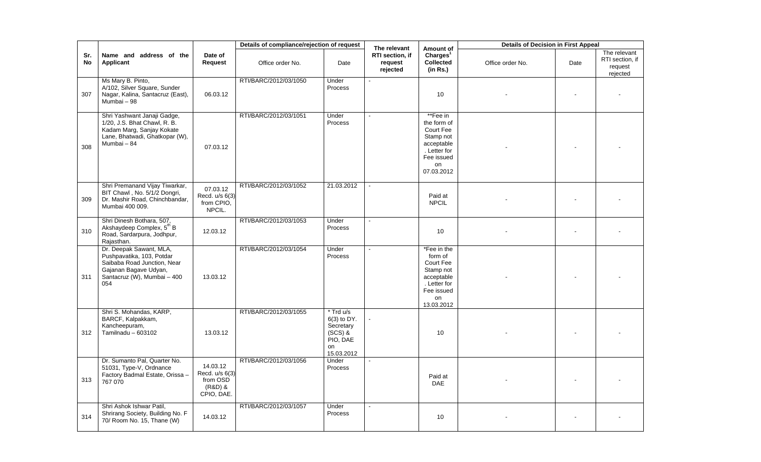| Sr. No | Name and address of the Applicant | Date of Request | Details of compliance/rejection of request | | The relevant RTI section, if request rejected | Amount of Charges[1] Collected (in Rs.) | Details of Decision in First Appeal | | |
|---|---|---|---|---|---|---|---|---|---|
| | | | Office order No. | Date | | | Office order No. | Date | The relevant RTI section, if request rejected |
| 307 | Ms Mary B. Pinto, A/102, Silver Square, Sunder Nagar, Kalina, Santacruz (East), Mumbai – 98 | 06.03.12 | RTI/BARC/2012/03/1050 | Under Process | - | 10 | - | - | - |
| 308 | Shri Yashwant Janaji Gadge, 1/20, J.S. Bhat Chawl, R. B. Kadam Marg, Sanjay Kokate Lane, Bhatwadi, Ghatkopar (W), Mumbai – 84 | 07.03.12 | RTI/BARC/2012/03/1051 | Under Process | - | **Fee in the form of Court Fee Stamp not acceptable. Letter for Fee issued on 07.03.2012 | - | - | - |
| 309 | Shri Premanand Vijay Tiwarkar, BIT Chawl , No. 5/1/2 Dongri, Dr. Mashir Road, Chinchbandar, Mumbai 400 009. | 07.03.12 Recd. u/s 6(3) from CPIO, NPCIL. | RTI/BARC/2012/03/1052 | 21.03.2012 | - | Paid at NPCIL | - | - | - |
| 310 | Shri Dinesh Bothara, 507, Akshaydeep Complex, 5th B Road, Sardarpura, Jodhpur, Rajasthan. | 12.03.12 | RTI/BARC/2012/03/1053 | Under Process | - | 10 | - | - | - |
| 311 | Dr. Deepak Sawant, MLA, Pushpavatika, 103, Potdar Saibaba Road Junction, Near Gajanan Bagave Udyan, Santacruz (W), Mumbai – 400 054 | 13.03.12 | RTI/BARC/2012/03/1054 | Under Process | - | *Fee in the form of Court Fee Stamp not acceptable. Letter for Fee issued on 13.03.2012 | - | - | - |
| 312 | Shri S. Mohandas, KARP, BARCF, Kalpakkam, Kancheepuram, Tamilnadu – 603102 | 13.03.12 | RTI/BARC/2012/03/1055 | * Trd u/s 6(3) to DY. Secretary (SCS) & PIO, DAE on 15.03.2012 | - | 10 | - | - | - |
| 313 | Dr. Sumanto Pal, Quarter No. 51031, Type-V, Ordnance Factory Badmal Estate, Orissa – 767 070 | 14.03.12 Recd. u/s 6(3) from OSD (R&D) & CPIO, DAE. | RTI/BARC/2012/03/1056 | Under Process | - | Paid at DAE | - | - | - |
| 314 | Shri Ashok Ishwar Patil, Shrirang Society, Building No. F 70/ Room No. 15, Thane (W) | 14.03.12 | RTI/BARC/2012/03/1057 | Under Process | - | 10 | - | - | - |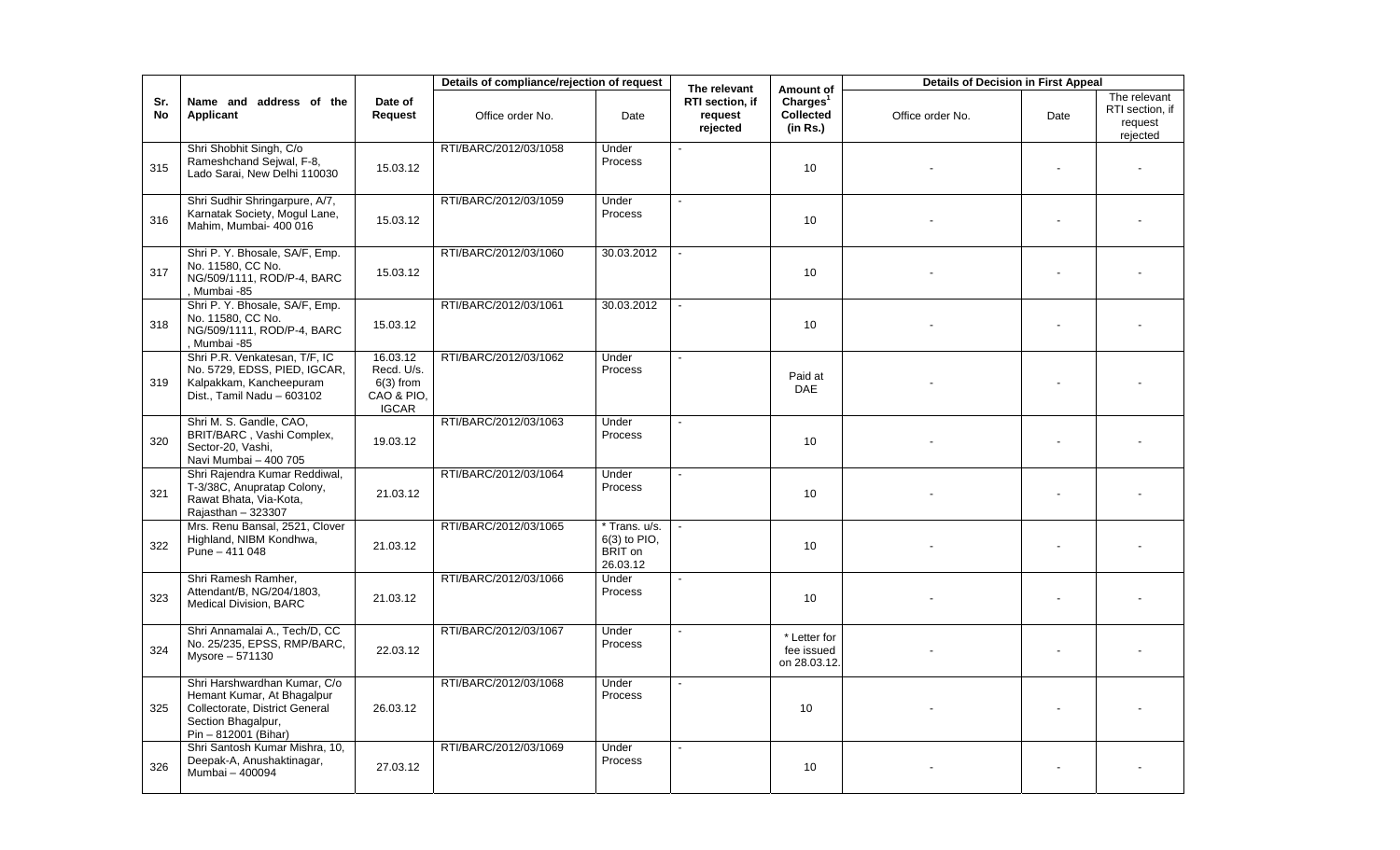| Sr. No | Name and address of the Applicant | Date of Request | Details of compliance/rejection of request | | The relevant RTI section, if request rejected | Amount of Charges[1] Collected (in Rs.) | Details of Decision in First Appeal | | |
|---|---|---|---|---|---|---|---|---|---|
| | | | Office order No. | Date | | | Office order No. | Date | The relevant RTI section, if request rejected |
| 315 | Shri Shobhit Singh, C/o Rameshchand Sejwal, F-8, Lado Sarai, New Delhi 110030 | 15.03.12 | RTI/BARC/2012/03/1058 | Under Process | - | 10 | - | - | - |
| 316 | Shri Sudhir Shringarpure, A/7, Karnatak Society, Mogul Lane, Mahim, Mumbai- 400 016 | 15.03.12 | RTI/BARC/2012/03/1059 | Under Process | - | 10 | - | - | - |
| 317 | Shri P. Y. Bhosale, SA/F, Emp. No. 11580, CC No. NG/509/1111, ROD/P-4, BARC , Mumbai -85 | 15.03.12 | RTI/BARC/2012/03/1060 | 30.03.2012 | - | 10 | - | - | - |
| 318 | Shri P. Y. Bhosale, SA/F, Emp. No. 11580, CC No. NG/509/1111, ROD/P-4, BARC , Mumbai -85 | 15.03.12 | RTI/BARC/2012/03/1061 | 30.03.2012 | - | 10 | - | - | - |
| 319 | Shri P.R. Venkatesan, T/F, IC No. 5729, EDSS, PIED, IGCAR, Kalpakkam, Kancheepuram Dist., Tamil Nadu – 603102 | 16.03.12 Recd. U/s. 6(3) from CAO & PIO, IGCAR | RTI/BARC/2012/03/1062 | Under Process | - | Paid at DAE | - | - | - |
| 320 | Shri M. S. Gandle, CAO, BRIT/BARC , Vashi Complex, Sector-20, Vashi, Navi Mumbai – 400 705 | 19.03.12 | RTI/BARC/2012/03/1063 | Under Process | - | 10 | - | - | - |
| 321 | Shri Rajendra Kumar Reddiwal, T-3/38C, Anupratap Colony, Rawat Bhata, Via-Kota, Rajasthan – 323307 | 21.03.12 | RTI/BARC/2012/03/1064 | Under Process | - | 10 | - | - | - |
| 322 | Mrs. Renu Bansal, 2521, Clover Highland, NIBM Kondhwa, Pune – 411 048 | 21.03.12 | RTI/BARC/2012/03/1065 | * Trans. u/s. 6(3) to PIO, BRIT on 26.03.12 | - | 10 | - | - | - |
| 323 | Shri Ramesh Ramher, Attendant/B, NG/204/1803, Medical Division, BARC | 21.03.12 | RTI/BARC/2012/03/1066 | Under Process | - | 10 | - | - | - |
| 324 | Shri Annamalai A., Tech/D, CC No. 25/235, EPSS, RMP/BARC, Mysore – 571130 | 22.03.12 | RTI/BARC/2012/03/1067 | Under Process | - | * Letter for fee issued on 28.03.12. | - | - | - |
| 325 | Shri Harshwardhan Kumar, C/o Hemant Kumar, At Bhagalpur Collectorate, District General Section Bhagalpur, Pin – 812001 (Bihar) | 26.03.12 | RTI/BARC/2012/03/1068 | Under Process | - | 10 | - | - | - |
| 326 | Shri Santosh Kumar Mishra, 10, Deepak-A, Anushaktinagar, Mumbai – 400094 | 27.03.12 | RTI/BARC/2012/03/1069 | Under Process | - | 10 | - | - | - |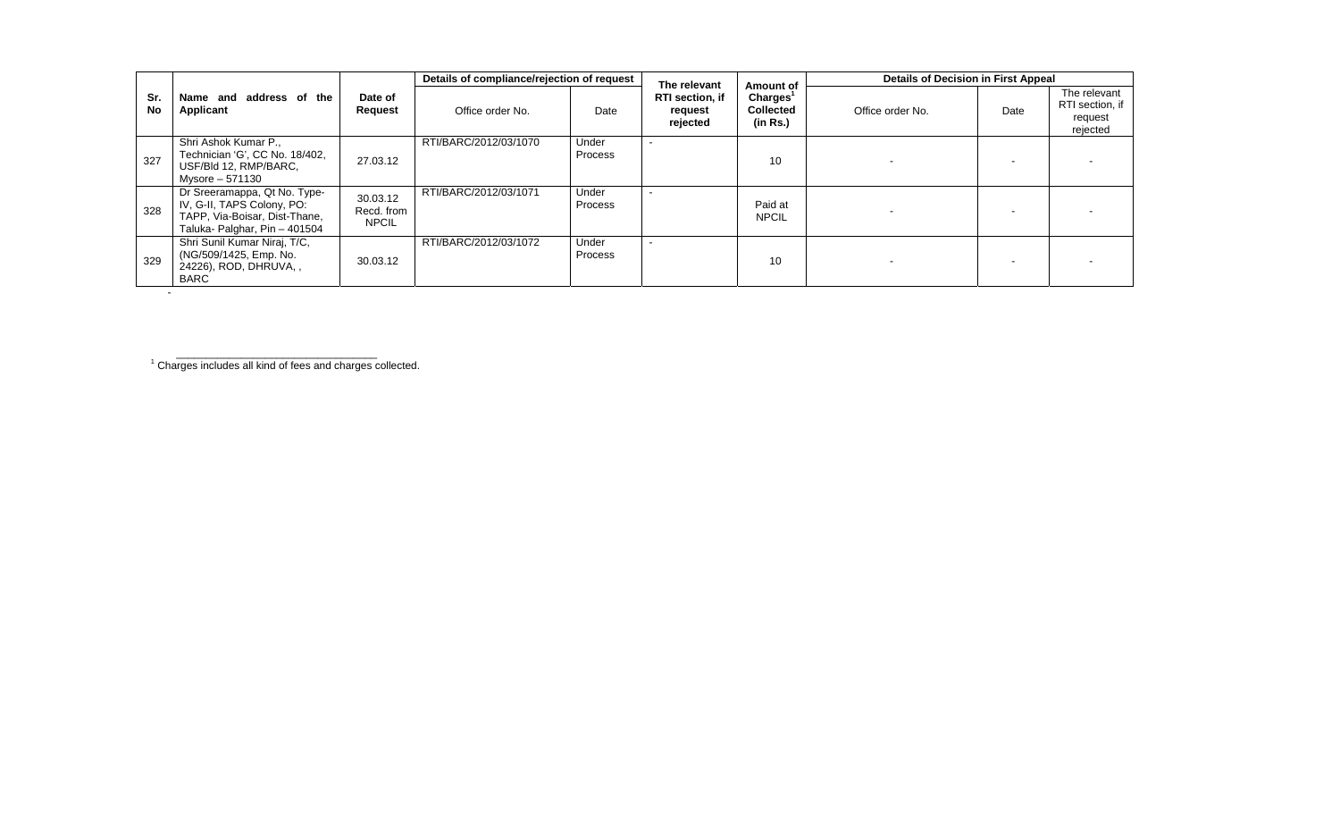| Sr. No | Name and address of the Applicant | Date of Request | Details of compliance/rejection of request | | The relevant RTI section, if request rejected | Amount of Charges[1] Collected (in Rs.) | Details of Decision in First Appeal | | |
|---|---|---|---|---|---|---|---|---|---|
| | | | Office order No. | Date | | | Office order No. | Date | The relevant RTI section, if request rejected |
| 327 | Shri Ashok Kumar P., Technician 'G', CC No. 18/402, USF/Bld 12, RMP/BARC, Mysore – 571130 | 27.03.12 | RTI/BARC/2012/03/1070 | Under Process | - | 10 | - | - | - |
| 328 | Dr Sreeramappa, Qt No. Type-IV, G-II, TAPS Colony, PO: TAPP, Via-Boisar, Dist-Thane, Taluka- Palghar, Pin – 401504 | 30.03.12 Recd. from NPCIL | RTI/BARC/2012/03/1071 | Under Process | - | Paid at NPCIL | - | - | - |
| 329 | Shri Sunil Kumar Niraj, T/C, (NG/509/1425, Emp. No. 24226), ROD, DHRUVA, , BARC | 30.03.12 | RTI/BARC/2012/03/1072 | Under Process | - | 10 | - | - | - |

-

[1] Charges includes all kind of fees and charges collected.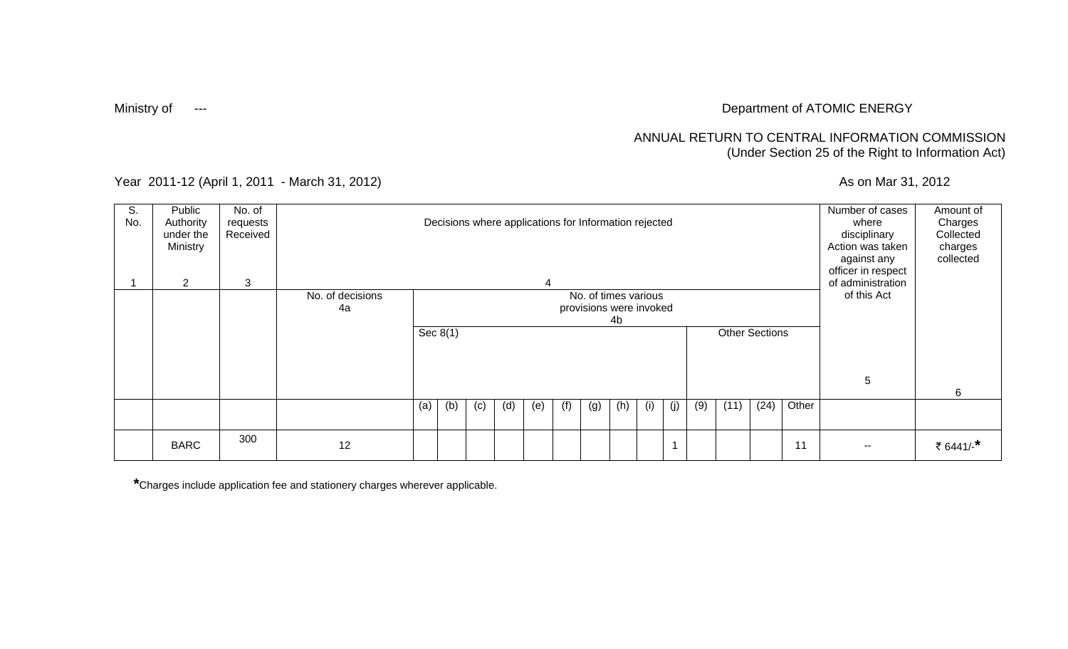Ministry of ---

Department of ATOMIC ENERGY

ANNUAL RETURN TO CENTRAL INFORMATION COMMISSION
(Under Section 25 of the Right to Information Act)

Year 2011-12 (April 1, 2011 - March 31, 2012)

As on Mar 31, 2012

| S. No. | Public Authority under the Ministry | No. of requests Received | Decisions where applications for Information rejected | | | | | | | | | | | | | | | | Number of cases where disciplinary Action was taken against any officer in respect of administration of this Act | Amount of Charges Collected charges collected |
|---|---|---|---|---|---|---|---|---|---|---|---|---|---|---|---|---|---|---|---|---|
| 1 | 2 | 3 | 4 | | | | | | | | | | | | | | | | 5 | 6 |
| | | | No. of decisions 4a | No. of times various provisions were invoked 4b | | | | | | | | | | | | | | | | |
| | | | | Sec 8(1) | | | | | | | | | | Other Sections | | | | | | |
| | | | | (a) | (b) | (c) | (d) | (e) | (f) | (g) | (h) | (i) | (j) | (9) | (11) | (24) | Other | | | |
| | BARC | 300 | 12 | | | | | | | | | | 1 | | | | 11 | | -- | ₹ 6441/-* |

*Charges include application fee and stationery charges wherever applicable.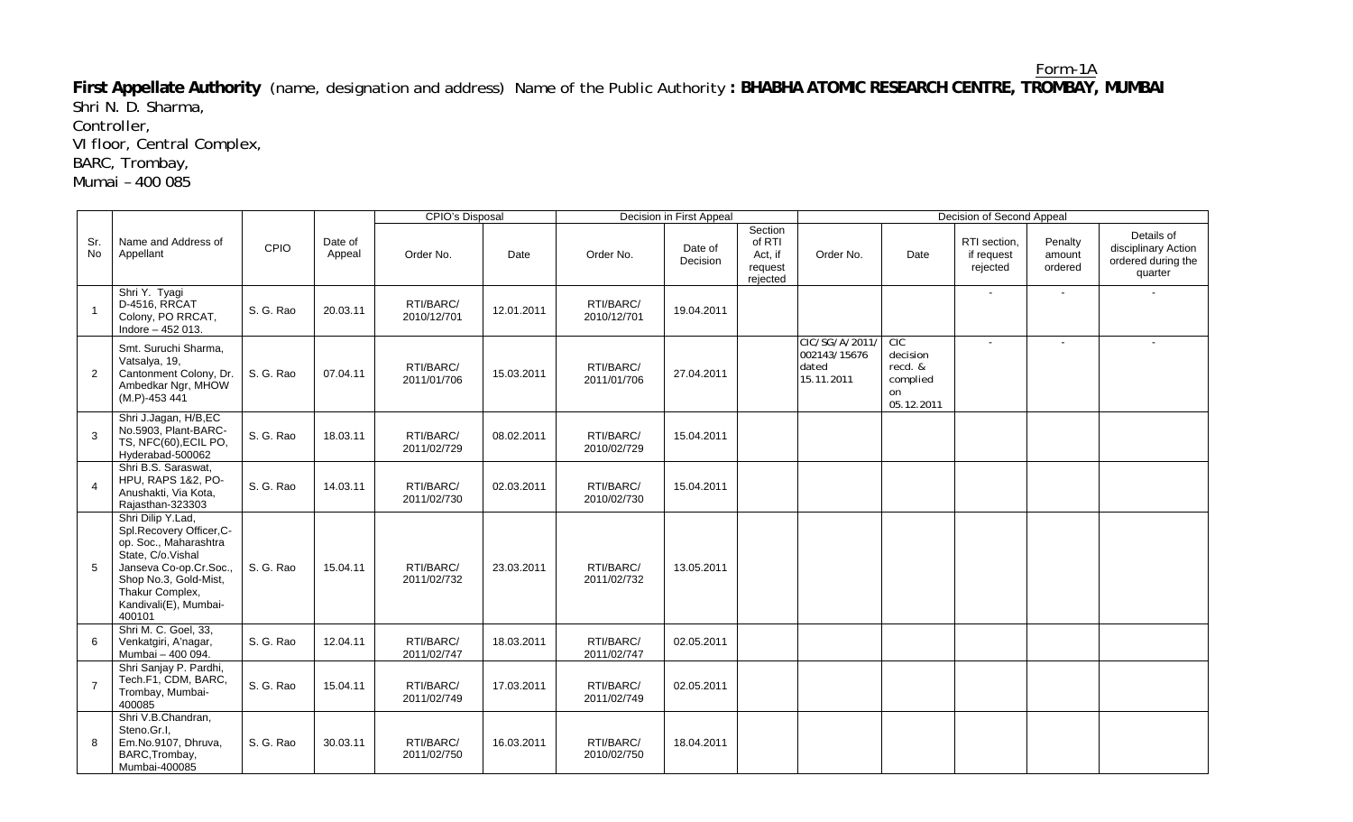Form-1A

**First Appellate Authority** (name, designation and address) Name of the Public Authority **: BHABHA ATOMIC RESEARCH CENTRE, TROMBAY, MUMBAI**

Shri N. D. Sharma,
Controller,
VI floor, Central Complex,
BARC, Trombay,
Mumai – 400 085

| Sr. No | Name and Address of Appellant | CPIO | Date of Appeal | CPIO's Disposal | | Decision in First Appeal | | | Decision of Second Appeal | | | | |
|---|---|---|---|---|---|---|---|---|---|---|---|---|---|
| | | | | Order No. | Date | Order No. | Date of Decision | Section of RTI Act, if request rejected | Order No. | Date | RTI section, if request rejected | Penalty amount ordered | Details of disciplinary Action ordered during the quarter |
| 1 | Shri Y. Tyagi D-4516, RRCAT Colony, PO RRCAT, Indore – 452 013. | S. G. Rao | 20.03.11 | RTI/BARC/ 2010/12/701 | 12.01.2011 | RTI/BARC/ 2010/12/701 | 19.04.2011 | | | | - | - | - |
| 2 | Smt. Suruchi Sharma, Vatsalya, 19, Cantonment Colony, Dr. Ambedkar Ngr, MHOW (M.P)-453 441 | S. G. Rao | 07.04.11 | RTI/BARC/ 2011/01/706 | 15.03.2011 | RTI/BARC/ 2011/01/706 | 27.04.2011 | | CIC/SG/A/2011/ 002143/15676 dated 15.11.2011 | CIC decision recd. & complied on 05.12.2011 | - | - | - |
| 3 | Shri J.Jagan, H/B,EC No.5903, Plant-BARC-TS, NFC(60),ECIL PO, Hyderabad-500062 | S. G. Rao | 18.03.11 | RTI/BARC/ 2011/02/729 | 08.02.2011 | RTI/BARC/ 2010/02/729 | 15.04.2011 | | | | | | |
| 4 | Shri B.S. Saraswat, HPU, RAPS 1&2, PO-Anushakti, Via Kota, Rajasthan-323303 | S. G. Rao | 14.03.11 | RTI/BARC/ 2011/02/730 | 02.03.2011 | RTI/BARC/ 2010/02/730 | 15.04.2011 | | | | | | |
| 5 | Shri Dilip Y.Lad, Spl.Recovery Officer,C-op. Soc., Maharashtra State, C/o.Vishal Janseva Co-op.Cr.Soc., Shop No.3, Gold-Mist, Thakur Complex, Kandivali(E), Mumbai-400101 | S. G. Rao | 15.04.11 | RTI/BARC/ 2011/02/732 | 23.03.2011 | RTI/BARC/ 2011/02/732 | 13.05.2011 | | | | | | |
| 6 | Shri M. C. Goel, 33, Venkatgiri, A'nagar, Mumbai – 400 094. | S. G. Rao | 12.04.11 | RTI/BARC/ 2011/02/747 | 18.03.2011 | RTI/BARC/ 2011/02/747 | 02.05.2011 | | | | | | |
| 7 | Shri Sanjay P. Pardhi, Tech.F1, CDM, BARC, Trombay, Mumbai-400085 | S. G. Rao | 15.04.11 | RTI/BARC/ 2011/02/749 | 17.03.2011 | RTI/BARC/ 2011/02/749 | 02.05.2011 | | | | | | |
| 8 | Shri V.B.Chandran, Steno.Gr.I, Em.No.9107, Dhruva, BARC,Trombay, Mumbai-400085 | S. G. Rao | 30.03.11 | RTI/BARC/ 2011/02/750 | 16.03.2011 | RTI/BARC/ 2010/02/750 | 18.04.2011 | | | | | | |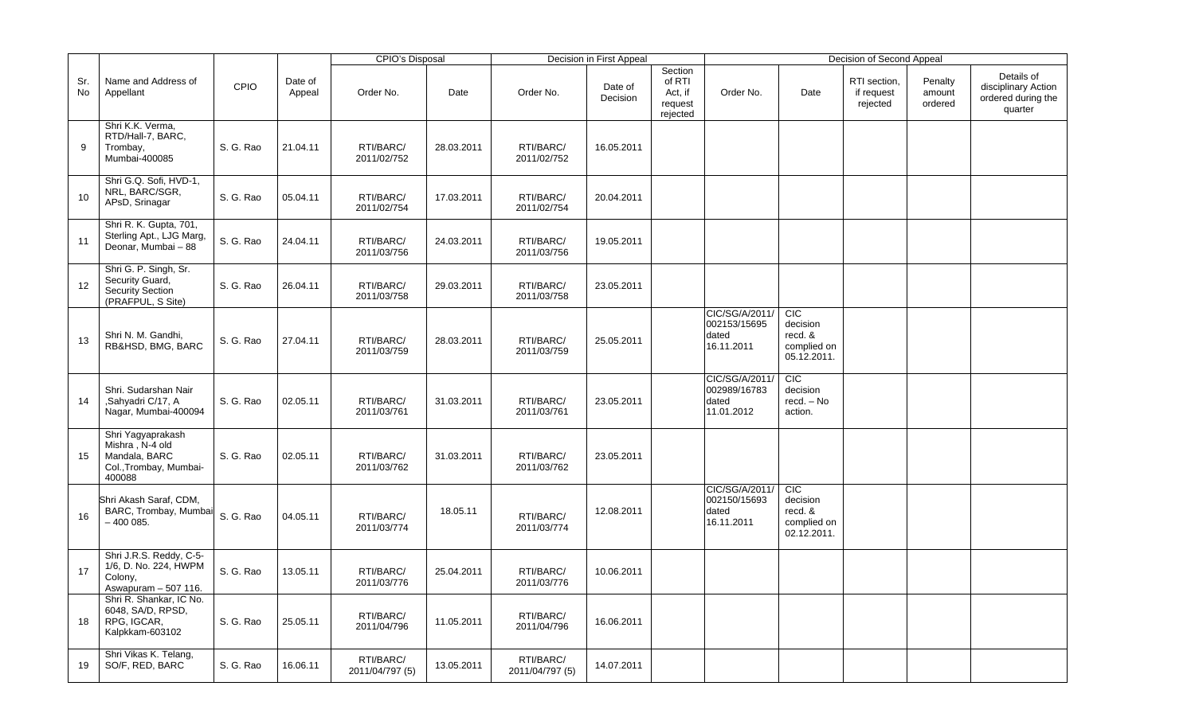| Sr. No | Name and Address of Appellant | CPIO | Date of Appeal | CPIO's Disposal | | Decision in First Appeal | | Section of RTI Act, if request rejected | Decision of Second Appeal | | | | |
|---|---|---|---|---|---|---|---|---|---|---|---|---|---|
| | | | | Order No. | Date | Order No. | Date of Decision | | Order No. | Date | RTI section, if request rejected | Penalty amount ordered | Details of disciplinary Action ordered during the quarter |
| 9 | Shri K.K. Verma, RTD/Hall-7, BARC, Trombay, Mumbai-400085 | S. G. Rao | 21.04.11 | RTI/BARC/ 2011/02/752 | 28.03.2011 | RTI/BARC/ 2011/02/752 | 16.05.2011 | | | | | | |
| 10 | Shri G.Q. Sofi, HVD-1, NRL, BARC/SGR, APsD, Srinagar | S. G. Rao | 05.04.11 | RTI/BARC/ 2011/02/754 | 17.03.2011 | RTI/BARC/ 2011/02/754 | 20.04.2011 | | | | | | |
| 11 | Shri R. K. Gupta, 701, Sterling Apt., LJG Marg, Deonar, Mumbai – 88 | S. G. Rao | 24.04.11 | RTI/BARC/ 2011/03/756 | 24.03.2011 | RTI/BARC/ 2011/03/756 | 19.05.2011 | | | | | | |
| 12 | Shri G. P. Singh, Sr. Security Guard, Security Section (PRAFPUL, S Site) | S. G. Rao | 26.04.11 | RTI/BARC/ 2011/03/758 | 29.03.2011 | RTI/BARC/ 2011/03/758 | 23.05.2011 | | | | | | |
| 13 | Shri N. M. Gandhi, RB&HSD, BMG, BARC | S. G. Rao | 27.04.11 | RTI/BARC/ 2011/03/759 | 28.03.2011 | RTI/BARC/ 2011/03/759 | 25.05.2011 | | CIC/SG/A/2011/ 002153/15695 dated 16.11.2011 | CIC decision recd. & complied on 05.12.2011. | | | |
| 14 | Shri. Sudarshan Nair ,Sahyadri C/17, A Nagar, Mumbai-400094 | S. G. Rao | 02.05.11 | RTI/BARC/ 2011/03/761 | 31.03.2011 | RTI/BARC/ 2011/03/761 | 23.05.2011 | | CIC/SG/A/2011/ 002989/16783 dated 11.01.2012 | CIC decision recd. – No action. | | | |
| 15 | Shri Yagyaprakash Mishra , N-4 old Mandala, BARC Col.,Trombay, Mumbai-400088 | S. G. Rao | 02.05.11 | RTI/BARC/ 2011/03/762 | 31.03.2011 | RTI/BARC/ 2011/03/762 | 23.05.2011 | | | | | | |
| 16 | Shri Akash Saraf, CDM, BARC, Trombay, Mumbai – 400 085. | S. G. Rao | 04.05.11 | RTI/BARC/ 2011/03/774 | 18.05.11 | RTI/BARC/ 2011/03/774 | 12.08.2011 | | CIC/SG/A/2011/ 002150/15693 dated 16.11.2011 | CIC decision recd. & complied on 02.12.2011. | | | |
| 17 | Shri J.R.S. Reddy, C-5-1/6, D. No. 224, HWPM Colony, Aswapuram – 507 116. | S. G. Rao | 13.05.11 | RTI/BARC/ 2011/03/776 | 25.04.2011 | RTI/BARC/ 2011/03/776 | 10.06.2011 | | | | | | |
| 18 | Shri R. Shankar, IC No. 6048, SA/D, RPSD, RPG, IGCAR, Kalpkkam-603102 | S. G. Rao | 25.05.11 | RTI/BARC/ 2011/04/796 | 11.05.2011 | RTI/BARC/ 2011/04/796 | 16.06.2011 | | | | | | |
| 19 | Shri Vikas K. Telang, SO/F, RED, BARC | S. G. Rao | 16.06.11 | RTI/BARC/ 2011/04/797 (5) | 13.05.2011 | RTI/BARC/ 2011/04/797 (5) | 14.07.2011 | | | | | | |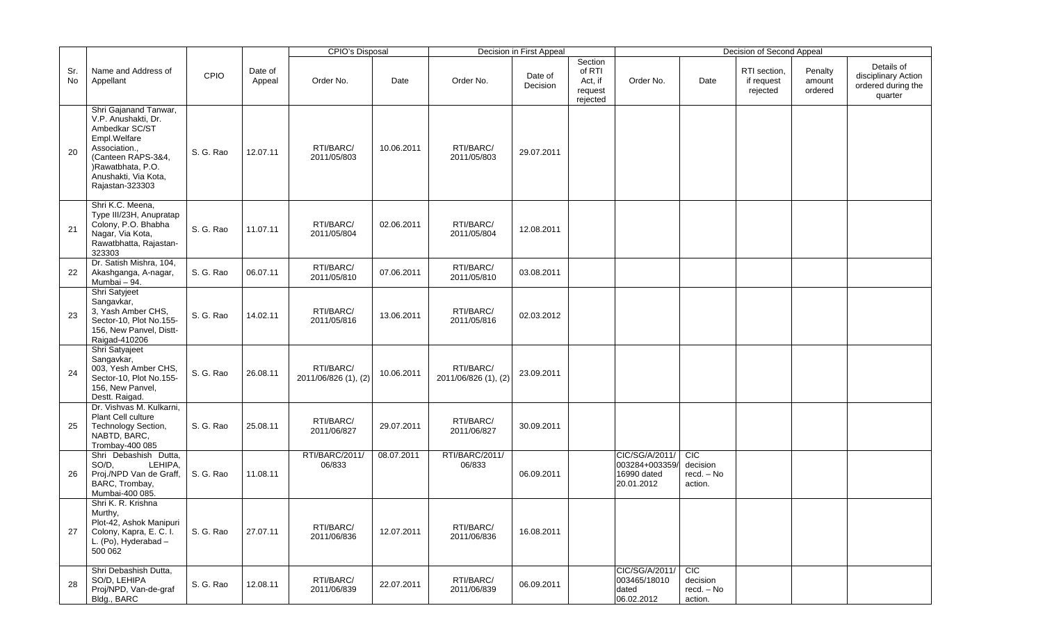| Sr. No | Name and Address of Appellant | CPIO | Date of Appeal | CPIO's Disposal | | Decision in First Appeal | | | Decision of Second Appeal | | | | |
|---|---|---|---|---|---|---|---|---|---|---|---|---|---|
| | | | | Order No. | Date | Order No. | Date of Decision | Section of RTI Act, if request rejected | Order No. | Date | RTI section, if request rejected | Penalty amount ordered | Details of disciplinary Action ordered during the quarter |
| 20 | Shri Gajanand Tanwar, V.P. Anushakti, Dr. Ambedkar SC/ST Empl.Welfare Association., (Canteen RAPS-3&4, )Rawatbhata, P.O. Anushakti, Via Kota, Rajastan-323303 | S. G. Rao | 12.07.11 | RTI/BARC/ 2011/05/803 | 10.06.2011 | RTI/BARC/ 2011/05/803 | 29.07.2011 | | | | | | |
| 21 | Shri K.C. Meena, Type III/23H, Anupratap Colony, P.O. Bhabha Nagar, Via Kota, Rawatbhatta, Rajastan-323303 | S. G. Rao | 11.07.11 | RTI/BARC/ 2011/05/804 | 02.06.2011 | RTI/BARC/ 2011/05/804 | 12.08.2011 | | | | | | |
| 22 | Dr. Satish Mishra, 104, Akashganga, A-nagar, Mumbai – 94. | S. G. Rao | 06.07.11 | RTI/BARC/ 2011/05/810 | 07.06.2011 | RTI/BARC/ 2011/05/810 | 03.08.2011 | | | | | | |
| 23 | Shri Satyjeet Sangavkar, 3, Yash Amber CHS, Sector-10, Plot No.155-156, New Panvel, Distt-Raigad-410206 | S. G. Rao | 14.02.11 | RTI/BARC/ 2011/05/816 | 13.06.2011 | RTI/BARC/ 2011/05/816 | 02.03.2012 | | | | | | |
| 24 | Shri Satyajeet Sangavkar, 003, Yesh Amber CHS, Sector-10, Plot No.155-156, New Panvel, Destt. Raigad. | S. G. Rao | 26.08.11 | RTI/BARC/ 2011/06/826 (1), (2) | 10.06.2011 | RTI/BARC/ 2011/06/826 (1), (2) | 23.09.2011 | | | | | | |
| 25 | Dr. Vishvas M. Kulkarni, Plant Cell culture Technology Section, NABTD, BARC, Trombay-400 085 | S. G. Rao | 25.08.11 | RTI/BARC/ 2011/06/827 | 29.07.2011 | RTI/BARC/ 2011/06/827 | 30.09.2011 | | | | | | |
| 26 | Shri Debashish Dutta, SO/D, LEHIPA, Proj./NPD Van de Graff, BARC, Trombay, Mumbai-400 085. | S. G. Rao | 11.08.11 | RTI/BARC/2011/ 06/833 | 08.07.2011 | RTI/BARC/2011/ 06/833 | 06.09.2011 | | CIC/SG/A/2011/ 003284+003359/ 16990 dated 20.01.2012 | CIC decision recd. – No action. | | | |
| 27 | Shri K. R. Krishna Murthy, Plot-42, Ashok Manipuri Colony, Kapra, E. C. I. L. (Po), Hyderabad – 500 062 | S. G. Rao | 27.07.11 | RTI/BARC/ 2011/06/836 | 12.07.2011 | RTI/BARC/ 2011/06/836 | 16.08.2011 | | | | | | |
| 28 | Shri Debashish Dutta, SO/D, LEHIPA Proj/NPD, Van-de-graf Bldg., BARC | S. G. Rao | 12.08.11 | RTI/BARC/ 2011/06/839 | 22.07.2011 | RTI/BARC/ 2011/06/839 | 06.09.2011 | | CIC/SG/A/2011/ 003465/18010 dated 06.02.2012 | CIC decision recd. – No action. | | | |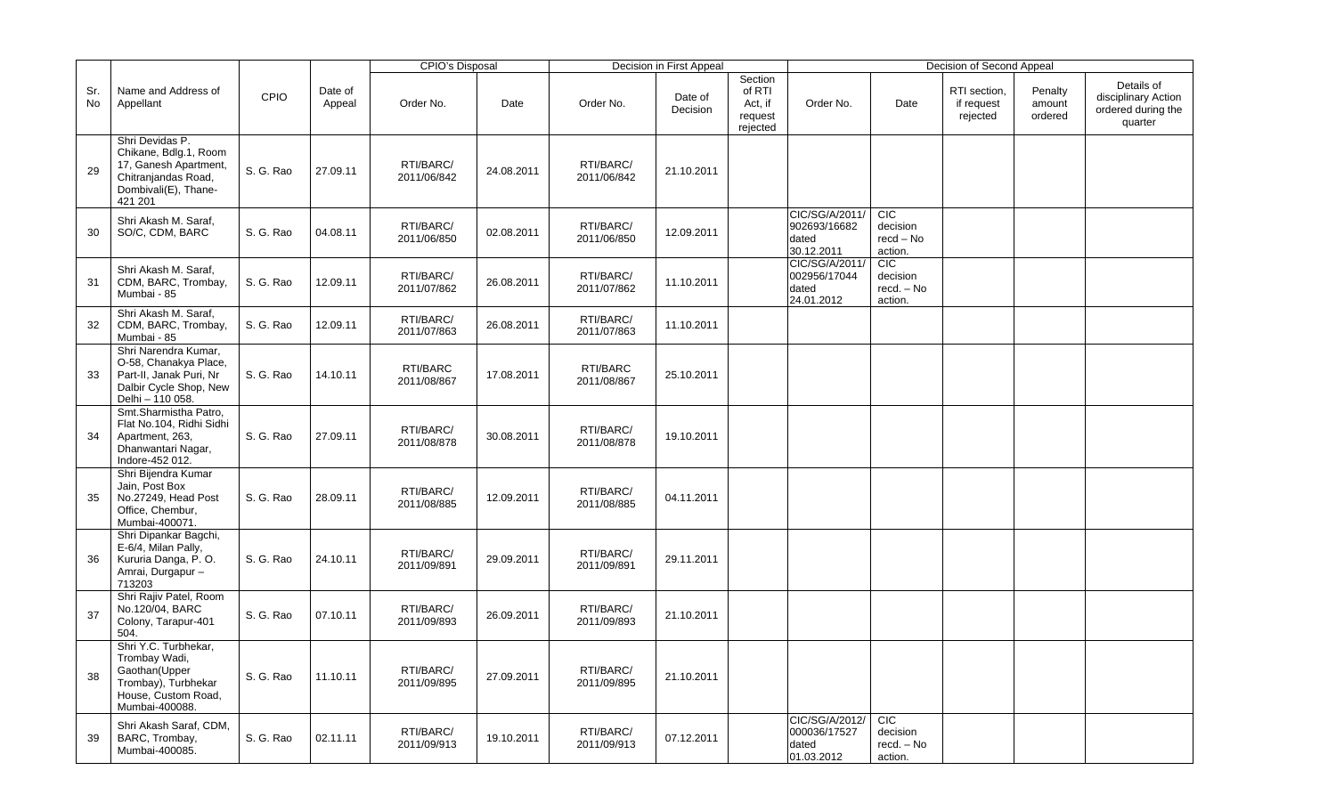| Sr. No | Name and Address of Appellant | CPIO | Date of Appeal | CPIO's Disposal | | Decision in First Appeal | | | Decision of Second Appeal | | | | |
|---|---|---|---|---|---|---|---|---|---|---|---|---|---|
| | | | | Order No. | Date | Order No. | Date of Decision | Section of RTI Act, if request rejected | Order No. | Date | RTI section, if request rejected | Penalty amount ordered | Details of disciplinary Action ordered during the quarter |
| 29 | Shri Devidas P. Chikane, Bdlg.1, Room 17, Ganesh Apartment, Chitranjandas Road, Dombivali(E), Thane-421 201 | S. G. Rao | 27.09.11 | RTI/BARC/ 2011/06/842 | 24.08.2011 | RTI/BARC/ 2011/06/842 | 21.10.2011 | | | | | | |
| 30 | Shri Akash M. Saraf, SO/C, CDM, BARC | S. G. Rao | 04.08.11 | RTI/BARC/ 2011/06/850 | 02.08.2011 | RTI/BARC/ 2011/06/850 | 12.09.2011 | | CIC/SG/A/2011/ 902693/16682 dated 30.12.2011 | CIC decision recd – No action. | | | |
| 31 | Shri Akash M. Saraf, CDM, BARC, Trombay, Mumbai - 85 | S. G. Rao | 12.09.11 | RTI/BARC/ 2011/07/862 | 26.08.2011 | RTI/BARC/ 2011/07/862 | 11.10.2011 | | CIC/SG/A/2011/ 002956/17044 dated 24.01.2012 | CIC decision recd. – No action. | | | |
| 32 | Shri Akash M. Saraf, CDM, BARC, Trombay, Mumbai - 85 | S. G. Rao | 12.09.11 | RTI/BARC/ 2011/07/863 | 26.08.2011 | RTI/BARC/ 2011/07/863 | 11.10.2011 | | | | | | |
| 33 | Shri Narendra Kumar, O-58, Chanakya Place, Part-II, Janak Puri, Nr Dalbir Cycle Shop, New Delhi – 110 058. | S. G. Rao | 14.10.11 | RTI/BARC 2011/08/867 | 17.08.2011 | RTI/BARC 2011/08/867 | 25.10.2011 | | | | | | |
| 34 | Smt.Sharmistha Patro, Flat No.104, Ridhi Sidhi Apartment, 263, Dhanwantari Nagar, Indore-452 012. | S. G. Rao | 27.09.11 | RTI/BARC/ 2011/08/878 | 30.08.2011 | RTI/BARC/ 2011/08/878 | 19.10.2011 | | | | | | |
| 35 | Shri Bijendra Kumar Jain, Post Box No.27249, Head Post Office, Chembur, Mumbai-400071. | S. G. Rao | 28.09.11 | RTI/BARC/ 2011/08/885 | 12.09.2011 | RTI/BARC/ 2011/08/885 | 04.11.2011 | | | | | | |
| 36 | Shri Dipankar Bagchi, E-6/4, Milan Pally, Kururia Danga, P. O. Amrai, Durgapur – 713203 | S. G. Rao | 24.10.11 | RTI/BARC/ 2011/09/891 | 29.09.2011 | RTI/BARC/ 2011/09/891 | 29.11.2011 | | | | | | |
| 37 | Shri Rajiv Patel, Room No.120/04, BARC Colony, Tarapur-401 504. | S. G. Rao | 07.10.11 | RTI/BARC/ 2011/09/893 | 26.09.2011 | RTI/BARC/ 2011/09/893 | 21.10.2011 | | | | | | |
| 38 | Shri Y.C. Turbhekar, Trombay Wadi, Gaothan(Upper Trombay), Turbhekar House, Custom Road, Mumbai-400088. | S. G. Rao | 11.10.11 | RTI/BARC/ 2011/09/895 | 27.09.2011 | RTI/BARC/ 2011/09/895 | 21.10.2011 | | | | | | |
| 39 | Shri Akash Saraf, CDM, BARC, Trombay, Mumbai-400085. | S. G. Rao | 02.11.11 | RTI/BARC/ 2011/09/913 | 19.10.2011 | RTI/BARC/ 2011/09/913 | 07.12.2011 | | CIC/SG/A/2012/ 000036/17527 dated 01.03.2012 | CIC decision recd. – No action. | | | |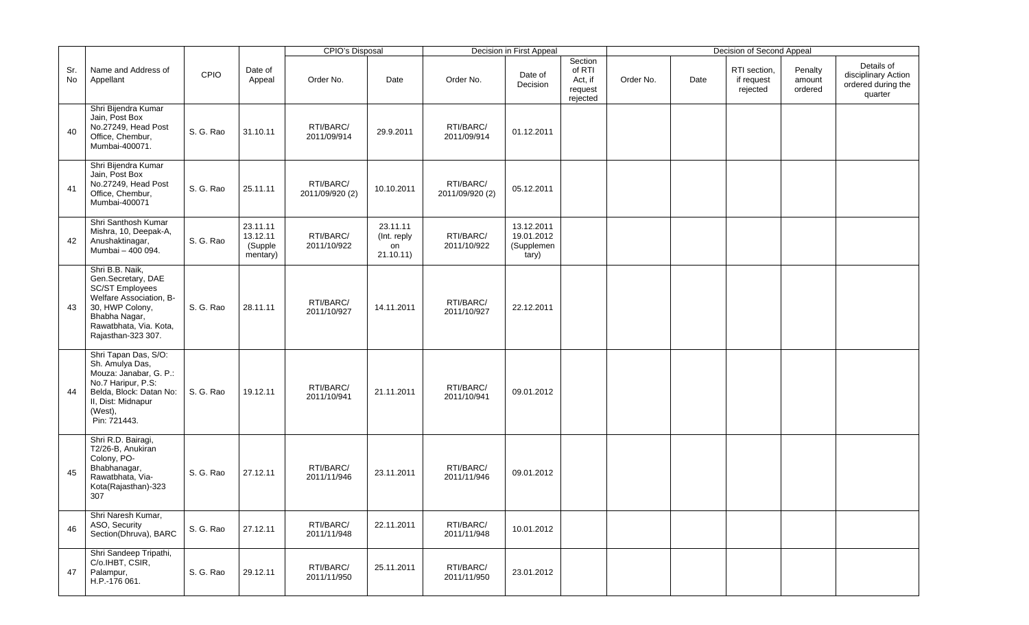| Sr. No | Name and Address of Appellant | CPIO | Date of Appeal | CPIO's Disposal | | Decision in First Appeal | | | Decision of Second Appeal | | | | |
|---|---|---|---|---|---|---|---|---|---|---|---|---|---|
| | | | | Order No. | Date | Order No. | Date of Decision | Section of RTI Act, if request rejected | Order No. | Date | RTI section, if request rejected | Penalty amount ordered | Details of disciplinary Action ordered during the quarter |
| 40 | Shri Bijendra Kumar Jain, Post Box No.27249, Head Post Office, Chembur, Mumbai-400071. | S. G. Rao | 31.10.11 | RTI/BARC/ 2011/09/914 | 29.9.2011 | RTI/BARC/ 2011/09/914 | 01.12.2011 | | | | | | |
| 41 | Shri Bijendra Kumar Jain, Post Box No.27249, Head Post Office, Chembur, Mumbai-400071 | S. G. Rao | 25.11.11 | RTI/BARC/ 2011/09/920 (2) | 10.10.2011 | RTI/BARC/ 2011/09/920 (2) | 05.12.2011 | | | | | | |
| 42 | Shri Santhosh Kumar Mishra, 10, Deepak-A, Anushaktinagar, Mumbai – 400 094. | S. G. Rao | 23.11.11 13.12.11 (Supplementary) | RTI/BARC/ 2011/10/922 | 23.11.11 (Int. reply on 21.10.11) | RTI/BARC/ 2011/10/922 | 13.12.2011 19.01.2012 (Supplementary) | | | | | | |
| 43 | Shri B.B. Naik, Gen.Secretary, DAE SC/ST Employees Welfare Association, B-30, HWP Colony, Bhabha Nagar, Rawatbhata, Via. Kota, Rajasthan-323 307. | S. G. Rao | 28.11.11 | RTI/BARC/ 2011/10/927 | 14.11.2011 | RTI/BARC/ 2011/10/927 | 22.12.2011 | | | | | | |
| 44 | Shri Tapan Das, S/O: Sh. Amulya Das, Mouza: Janabar, G. P.: No.7 Haripur, P.S: Belda, Block: Datan No: II, Dist: Midnapur (West), Pin: 721443. | S. G. Rao | 19.12.11 | RTI/BARC/ 2011/10/941 | 21.11.2011 | RTI/BARC/ 2011/10/941 | 09.01.2012 | | | | | | |
| 45 | Shri R.D. Bairagi, T2/26-B, Anukiran Colony, PO-Bhabhanagar, Rawatbhata, Via-Kota(Rajasthan)-323 307 | S. G. Rao | 27.12.11 | RTI/BARC/ 2011/11/946 | 23.11.2011 | RTI/BARC/ 2011/11/946 | 09.01.2012 | | | | | | |
| 46 | Shri Naresh Kumar, ASO, Security Section(Dhruva), BARC | S. G. Rao | 27.12.11 | RTI/BARC/ 2011/11/948 | 22.11.2011 | RTI/BARC/ 2011/11/948 | 10.01.2012 | | | | | | |
| 47 | Shri Sandeep Tripathi, C/o.IHBT, CSIR, Palampur, H.P.-176 061. | S. G. Rao | 29.12.11 | RTI/BARC/ 2011/11/950 | 25.11.2011 | RTI/BARC/ 2011/11/950 | 23.01.2012 | | | | | | |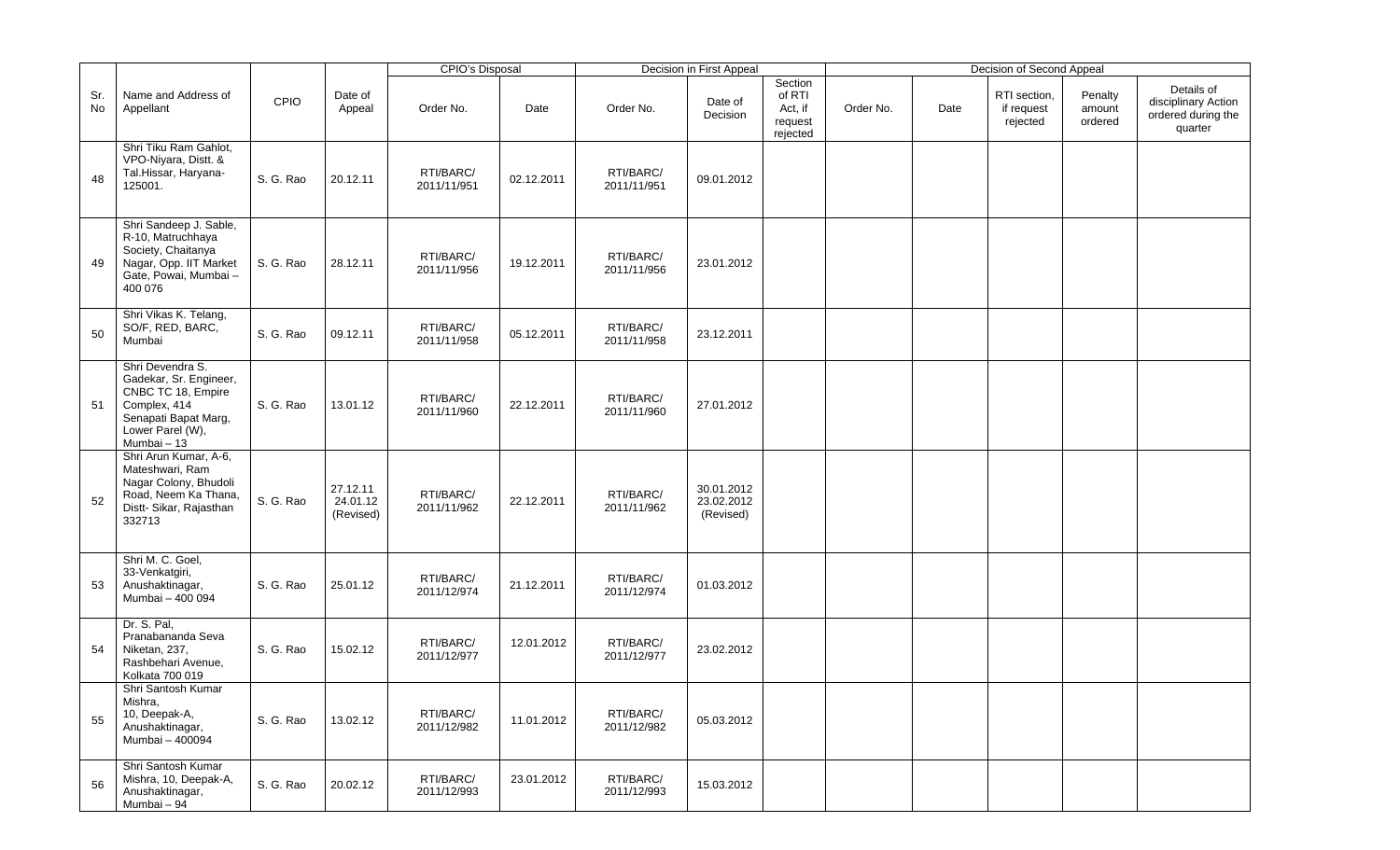| Sr. No | Name and Address of Appellant | CPIO | Date of Appeal | CPIO's Disposal | | Decision in First Appeal | | | Decision of Second Appeal | | | | |
|---|---|---|---|---|---|---|---|---|---|---|---|---|---|
| | | | | Order No. | Date | Order No. | Date of Decision | Section of RTI Act, if request rejected | Order No. | Date | RTI section, if request rejected | Penalty amount ordered | Details of disciplinary Action ordered during the quarter |
| 48 | Shri Tiku Ram Gahlot, VPO-Niyara, Distt. & Tal.Hissar, Haryana-125001. | S. G. Rao | 20.12.11 | RTI/BARC/ 2011/11/951 | 02.12.2011 | RTI/BARC/ 2011/11/951 | 09.01.2012 | | | | | | |
| 49 | Shri Sandeep J. Sable, R-10, Matruchhaya Society, Chaitanya Nagar, Opp. IIT Market Gate, Powai, Mumbai – 400 076 | S. G. Rao | 28.12.11 | RTI/BARC/ 2011/11/956 | 19.12.2011 | RTI/BARC/ 2011/11/956 | 23.01.2012 | | | | | | |
| 50 | Shri Vikas K. Telang, SO/F, RED, BARC, Mumbai | S. G. Rao | 09.12.11 | RTI/BARC/ 2011/11/958 | 05.12.2011 | RTI/BARC/ 2011/11/958 | 23.12.2011 | | | | | | |
| 51 | Shri Devendra S. Gadekar, Sr. Engineer, CNBC TC 18, Empire Complex, 414 Senapati Bapat Marg, Lower Parel (W), Mumbai – 13 | S. G. Rao | 13.01.12 | RTI/BARC/ 2011/11/960 | 22.12.2011 | RTI/BARC/ 2011/11/960 | 27.01.2012 | | | | | | |
| 52 | Shri Arun Kumar, A-6, Mateshwari, Ram Nagar Colony, Bhudoli Road, Neem Ka Thana, Distt- Sikar, Rajasthan 332713 | S. G. Rao | 27.12.11 24.01.12 (Revised) | RTI/BARC/ 2011/11/962 | 22.12.2011 | RTI/BARC/ 2011/11/962 | 30.01.2012 23.02.2012 (Revised) | | | | | | |
| 53 | Shri M. C. Goel, 33-Venkatgiri, Anushaktinagar, Mumbai – 400 094 | S. G. Rao | 25.01.12 | RTI/BARC/ 2011/12/974 | 21.12.2011 | RTI/BARC/ 2011/12/974 | 01.03.2012 | | | | | | |
| 54 | Dr. S. Pal, Pranabananda Seva Niketan, 237, Rashbehari Avenue, Kolkata 700 019 | S. G. Rao | 15.02.12 | RTI/BARC/ 2011/12/977 | 12.01.2012 | RTI/BARC/ 2011/12/977 | 23.02.2012 | | | | | | |
| 55 | Shri Santosh Kumar Mishra, 10, Deepak-A, Anushaktinagar, Mumbai – 400094 | S. G. Rao | 13.02.12 | RTI/BARC/ 2011/12/982 | 11.01.2012 | RTI/BARC/ 2011/12/982 | 05.03.2012 | | | | | | |
| 56 | Shri Santosh Kumar Mishra, 10, Deepak-A, Anushaktinagar, Mumbai – 94 | S. G. Rao | 20.02.12 | RTI/BARC/ 2011/12/993 | 23.01.2012 | RTI/BARC/ 2011/12/993 | 15.03.2012 | | | | | | |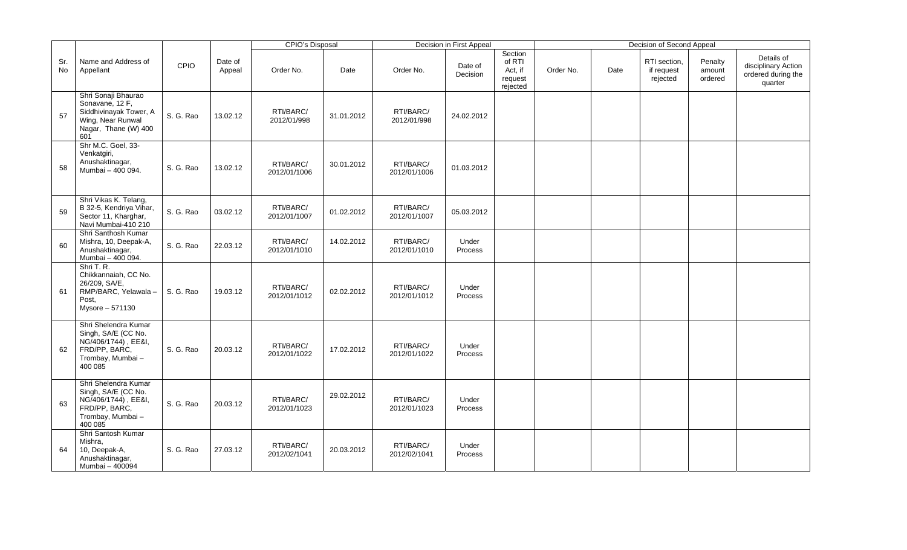| Sr. No | Name and Address of Appellant | CPIO | Date of Appeal | CPIO's Disposal | | Decision in First Appeal | | | Decision of Second Appeal | | | | |
|---|---|---|---|---|---|---|---|---|---|---|---|---|---|
| | | | | Order No. | Date | Order No. | Date of Decision | Section of RTI Act, if request rejected | Order No. | Date | RTI section, if request rejected | Penalty amount ordered | Details of disciplinary Action ordered during the quarter |
| 57 | Shri Sonaji Bhaurao Sonavane, 12 F, Siddhivinayak Tower, A Wing, Near Runwal Nagar, Thane (W) 400 601 | S. G. Rao | 13.02.12 | RTI/BARC/ 2012/01/998 | 31.01.2012 | RTI/BARC/ 2012/01/998 | 24.02.2012 | | | | | | |
| 58 | Shr M.C. Goel, 33-Venkatgiri, Anushaktinagar, Mumbai – 400 094. | S. G. Rao | 13.02.12 | RTI/BARC/ 2012/01/1006 | 30.01.2012 | RTI/BARC/ 2012/01/1006 | 01.03.2012 | | | | | | |
| 59 | Shri Vikas K. Telang, B 32-5, Kendriya Vihar, Sector 11, Kharghar, Navi Mumbai-410 210 | S. G. Rao | 03.02.12 | RTI/BARC/ 2012/01/1007 | 01.02.2012 | RTI/BARC/ 2012/01/1007 | 05.03.2012 | | | | | | |
| 60 | Shri Santhosh Kumar Mishra, 10, Deepak-A, Anushaktinagar, Mumbai – 400 094. | S. G. Rao | 22.03.12 | RTI/BARC/ 2012/01/1010 | 14.02.2012 | RTI/BARC/ 2012/01/1010 | Under Process | | | | | | |
| 61 | Shri T. R. Chikkannaiah, CC No. 26/209, SA/E, RMP/BARC, Yelawala – Post, Mysore – 571130 | S. G. Rao | 19.03.12 | RTI/BARC/ 2012/01/1012 | 02.02.2012 | RTI/BARC/ 2012/01/1012 | Under Process | | | | | | |
| 62 | Shri Shelendra Kumar Singh, SA/E (CC No. NG/406/1744) , EE&I, FRD/PP, BARC, Trombay, Mumbai – 400 085 | S. G. Rao | 20.03.12 | RTI/BARC/ 2012/01/1022 | 17.02.2012 | RTI/BARC/ 2012/01/1022 | Under Process | | | | | | |
| 63 | Shri Shelendra Kumar Singh, SA/E (CC No. NG/406/1744) , EE&I, FRD/PP, BARC, Trombay, Mumbai – 400 085 | S. G. Rao | 20.03.12 | RTI/BARC/ 2012/01/1023 | 29.02.2012 | RTI/BARC/ 2012/01/1023 | Under Process | | | | | | |
| 64 | Shri Santosh Kumar Mishra, 10, Deepak-A, Anushaktinagar, Mumbai – 400094 | S. G. Rao | 27.03.12 | RTI/BARC/ 2012/02/1041 | 20.03.2012 | RTI/BARC/ 2012/02/1041 | Under Process | | | | | | |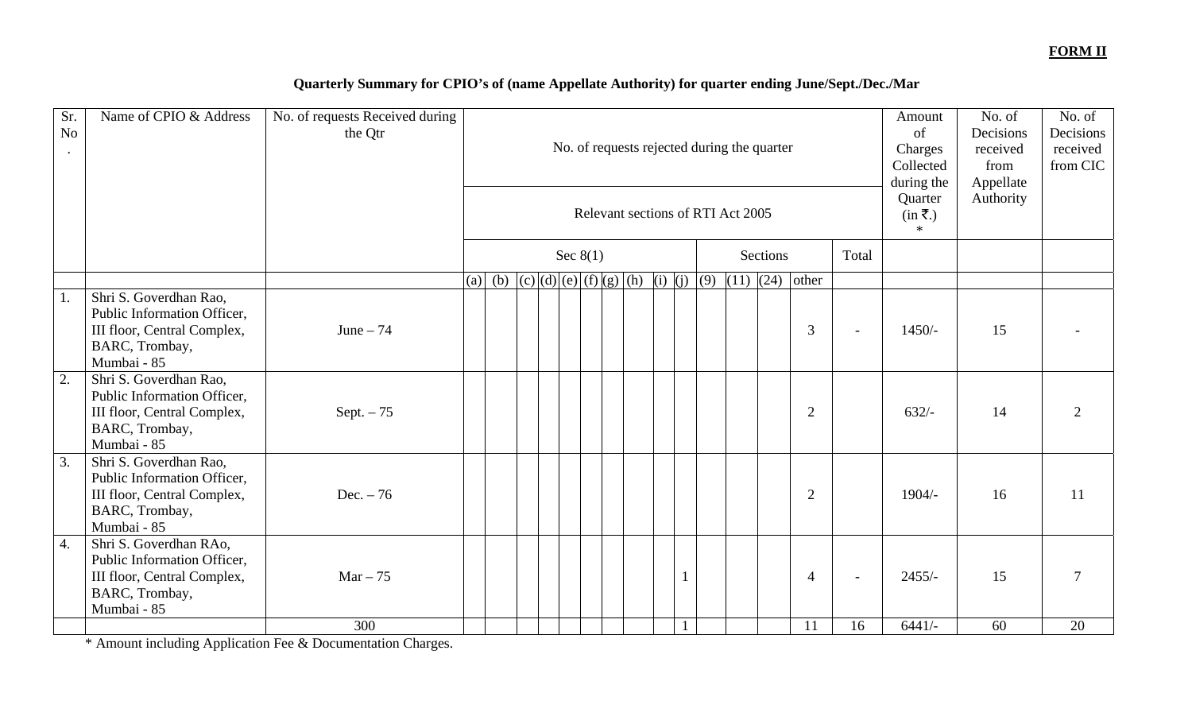**FORM II**

**Quarterly Summary for CPIO's of (name Appellate Authority) for quarter ending June/Sept./Dec./Mar**

| Sr. No. | Name of CPIO & Address | No. of requests Received during the Qtr | No. of requests rejected during the quarter | | | | | | | | | | | | | | | Amount of Charges Collected during the Quarter (in ₹.) * | No. of Decisions received from Appellate Authority | No. of Decisions received from CIC |
|---|---|---|---|---|---|---|---|---|---|---|---|---|---|---|---|---|---|---|---|---|
| | | | Relevant sections of RTI Act 2005 | | | | | | | | | | | | | | | | | |
| | | | Sec 8(1) | | | | | | | | | | Sections | | | | Total | | | |
| | | | (a) | (b) | (c) | (d) | (e) | (f) | (g) | (h) | (i) | (j) | (9) | (11) | (24) | other | | | | |
| 1. | Shri S. Goverdhan Rao, Public Information Officer, III floor, Central Complex, BARC, Trombay, Mumbai - 85 | June – 74 | | | | | | | | | | | | | | 3 | - | 1450/- | 15 | - |
| 2. | Shri S. Goverdhan Rao, Public Information Officer, III floor, Central Complex, BARC, Trombay, Mumbai - 85 | Sept. – 75 | | | | | | | | | | | | | | 2 | | 632/- | 14 | 2 |
| 3. | Shri S. Goverdhan Rao, Public Information Officer, III floor, Central Complex, BARC, Trombay, Mumbai - 85 | Dec. – 76 | | | | | | | | | | | | | | 2 | | 1904/- | 16 | 11 |
| 4. | Shri S. Goverdhan RAo, Public Information Officer, III floor, Central Complex, BARC, Trombay, Mumbai - 85 | Mar – 75 | | | | | | | | | | 1 | | | | 4 | - | 2455/- | 15 | 7 |
| | | 300 | | | | | | | | | | 1 | | | | 11 | 16 | 6441/- | 60 | 20 |

\* Amount including Application Fee & Documentation Charges.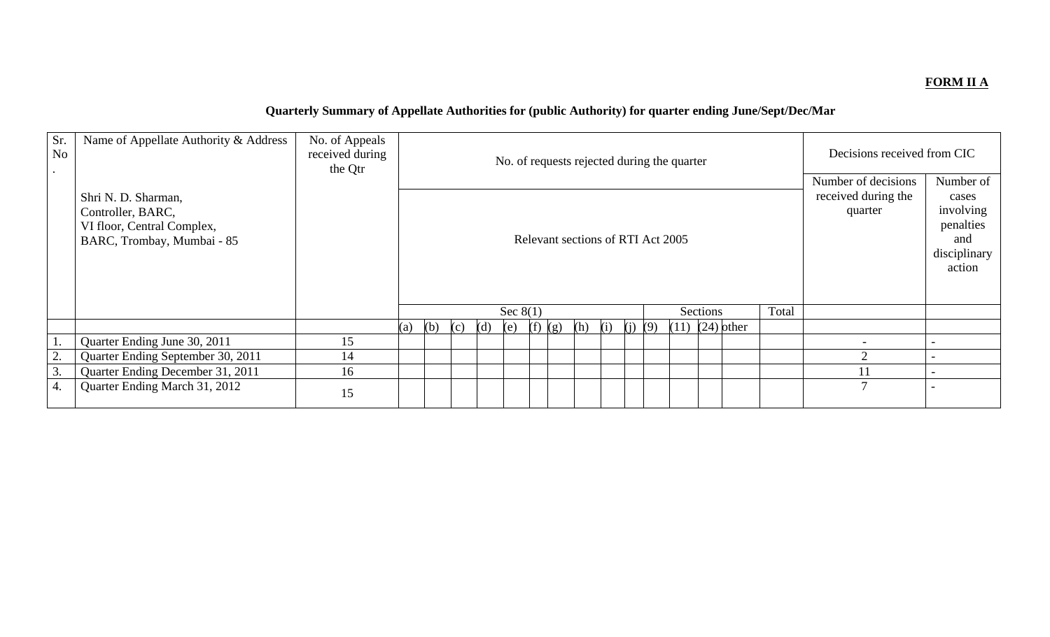**FORM II A**

**Quarterly Summary of Appellate Authorities for (public Authority) for quarter ending June/Sept/Dec/Mar**

| Sr. No. | Name of Appellate Authority & Address | No. of Appeals received during the Qtr | No. of requests rejected during the quarter | | | | | | | | | | | | | | | Decisions received from CIC | |
|---|---|---|---|---|---|---|---|---|---|---|---|---|---|---|---|---|---|---|---|
| | Shri N. D. Sharman, Controller, BARC, VI floor, Central Complex, BARC, Trombay, Mumbai - 85 | | Relevant sections of RTI Act 2005 | | | | | | | | | | | | | | | Number of decisions received during the quarter | Number of cases involving penalties and disciplinary action |
| | | | Sec 8(1) | | | | | | | | | | Sections | | | | Total | | |
| | | | (a) | (b) | (c) | (d) | (e) | (f) | (g) | (h) | (i) | (j) | (9) | (11) | (24) | other | | | |
| 1. | Quarter Ending June 30, 2011 | 15 | | | | | | | | | | | | | | | | - | - |
| 2. | Quarter Ending September 30, 2011 | 14 | | | | | | | | | | | | | | | | 2 | - |
| 3. | Quarter Ending December 31, 2011 | 16 | | | | | | | | | | | | | | | | 11 | - |
| 4. | Quarter Ending March 31, 2012 | 15 | | | | | | | | | | | | | | | | 7 | - |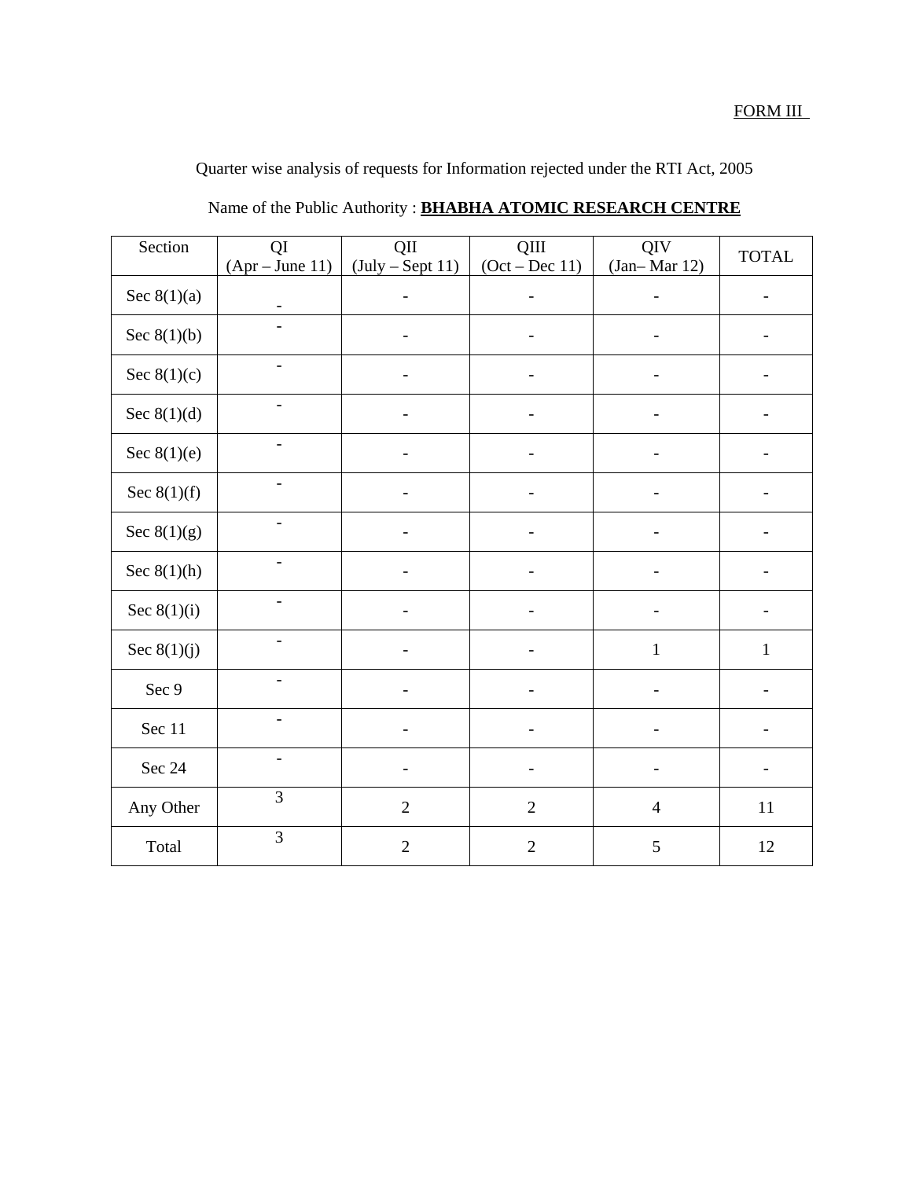FORM III

Quarter wise analysis of requests for Information rejected under the RTI Act, 2005

Name of the Public Authority : **BHABHA ATOMIC RESEARCH CENTRE**

| Section | QI (Apr – June 11) | QII (July – Sept 11) | QIII (Oct – Dec 11) | QIV (Jan– Mar 12) | TOTAL |
|---|---|---|---|---|---|
| Sec 8(1)(a) | - | - | - | - | - |
| Sec 8(1)(b) | - | - | - | - | - |
| Sec 8(1)(c) | - | - | - | - | - |
| Sec 8(1)(d) | - | - | - | - | - |
| Sec 8(1)(e) | - | - | - | - | - |
| Sec 8(1)(f) | - | - | - | - | - |
| Sec 8(1)(g) | - | - | - | - | - |
| Sec 8(1)(h) | - | - | - | - | - |
| Sec 8(1)(i) | - | - | - | - | - |
| Sec 8(1)(j) | - | - | - | 1 | 1 |
| Sec 9 | - | - | - | - | - |
| Sec 11 | - | - | - | - | - |
| Sec 24 | - | - | - | - | - |
| Any Other | 3 | 2 | 2 | 4 | 11 |
| Total | 3 | 2 | 2 | 5 | 12 |